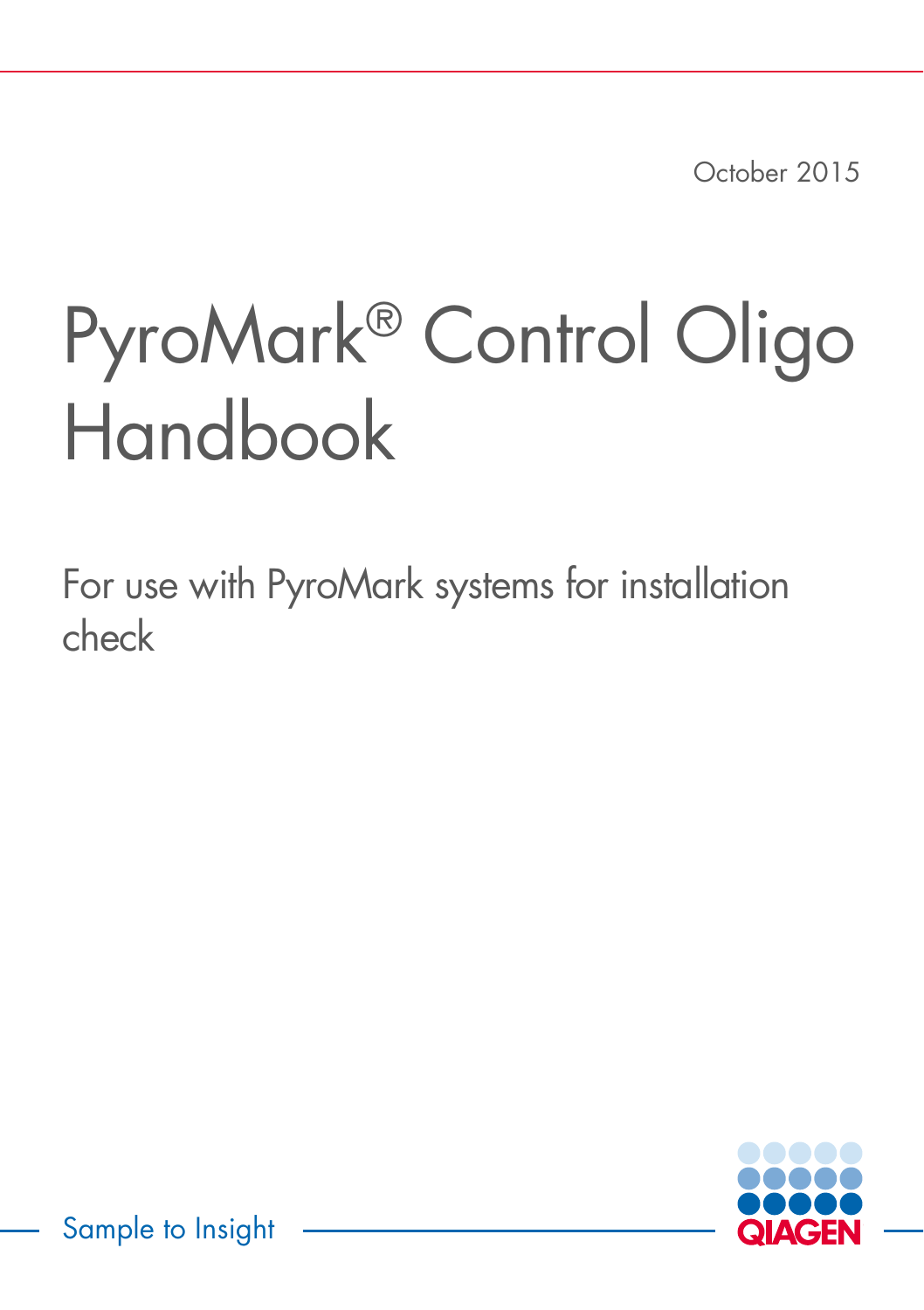October 2015

# PyroMark® Control Oligo Handbook

For use with PyroMark systems for installation check

Sample to Insight

QIAGEN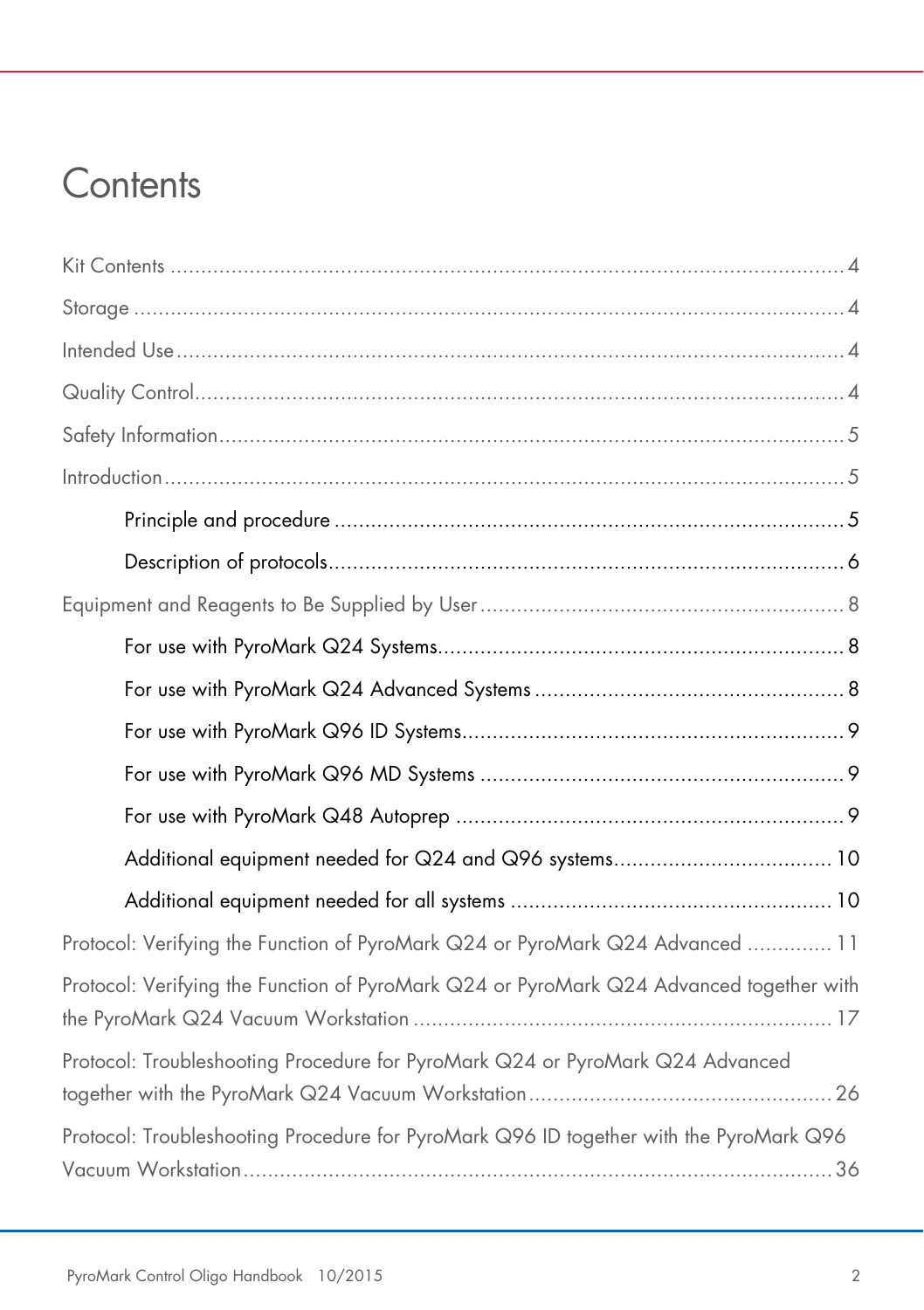# Contents

Kit Contents ..................................................................................................... 4

Storage ............................................................................................................ 4

Intended Use ..................................................................................................... 4

Quality Control .................................................................................................. 4

Safety Information .............................................................................................. 5

Introduction ....................................................................................................... 5

- Principle and procedure .................................................................................. 5
- Description of protocols .................................................................................. 6

Equipment and Reagents to Be Supplied by User ..................................................... 8

- For use with PyroMark Q24 Systems ................................................................. 8
- For use with PyroMark Q24 Advanced Systems .................................................. 8
- For use with PyroMark Q96 ID Systems ............................................................. 9
- For use with PyroMark Q96 MD Systems ........................................................... 9
- For use with PyroMark Q48 Autoprep ............................................................... 9
- Additional equipment needed for Q24 and Q96 systems ..................................... 10
- Additional equipment needed for all systems .................................................... 10

Protocol: Verifying the Function of PyroMark Q24 or PyroMark Q24 Advanced ............. 11

Protocol: Verifying the Function of PyroMark Q24 or PyroMark Q24 Advanced together with the PyroMark Q24 Vacuum Workstation ..................................................................... 17

Protocol: Troubleshooting Procedure for PyroMark Q24 or PyroMark Q24 Advanced together with the PyroMark Q24 Vacuum Workstation ................................................. 26

Protocol: Troubleshooting Procedure for PyroMark Q96 ID together with the PyroMark Q96 Vacuum Workstation ................................................................................................ 36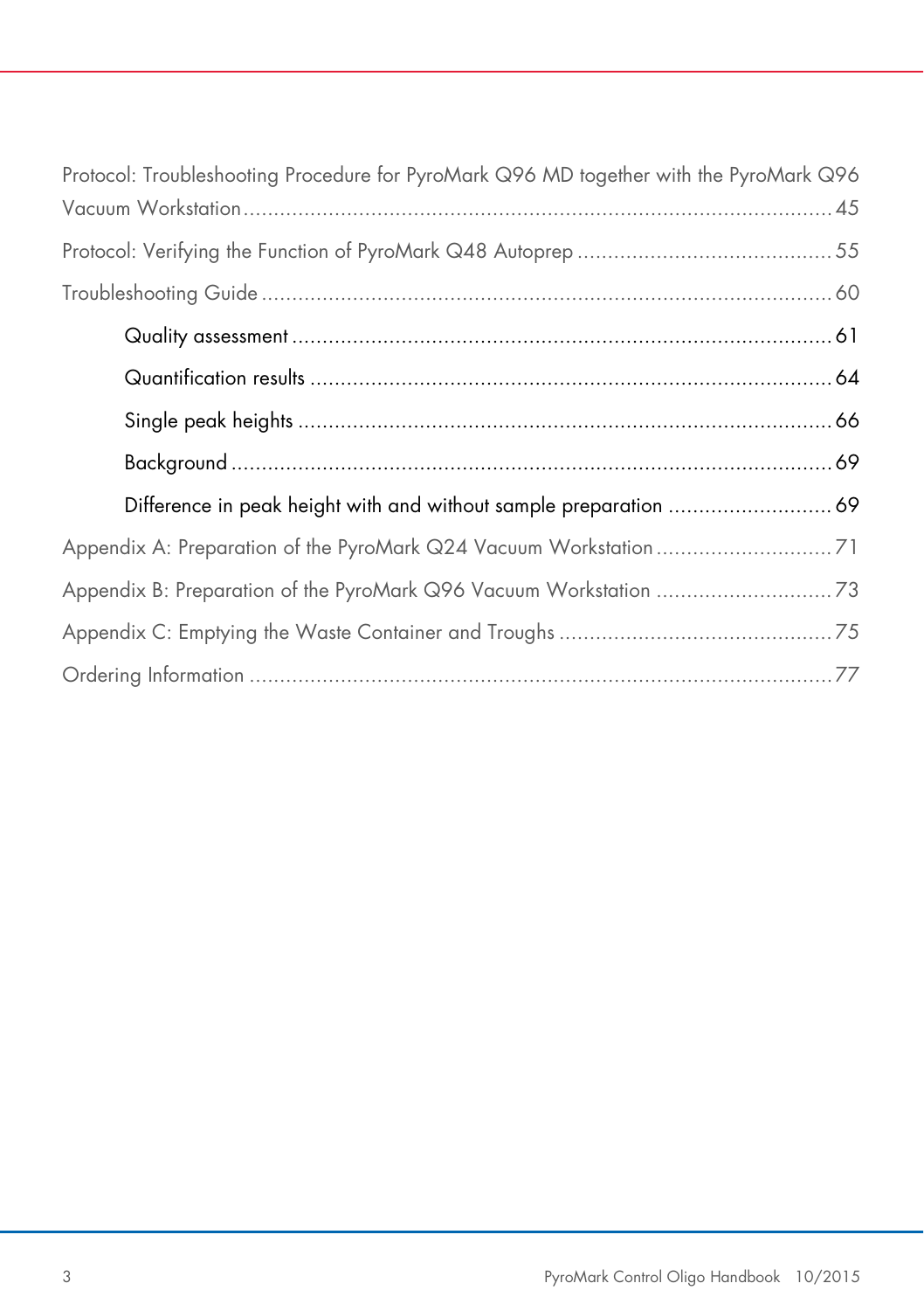Protocol: Troubleshooting Procedure for PyroMark Q96 MD together with the PyroMark Q96 Vacuum Workstation ..... 45

Protocol: Verifying the Function of PyroMark Q48 Autoprep ..... 55

Troubleshooting Guide ..... 60

- Quality assessment ..... 61
- Quantification results ..... 64
- Single peak heights ..... 66
- Background ..... 69
- Difference in peak height with and without sample preparation ..... 69

Appendix A: Preparation of the PyroMark Q24 Vacuum Workstation ..... 71

Appendix B: Preparation of the PyroMark Q96 Vacuum Workstation ..... 73

Appendix C: Emptying the Waste Container and Troughs ..... 75

Ordering Information ..... 77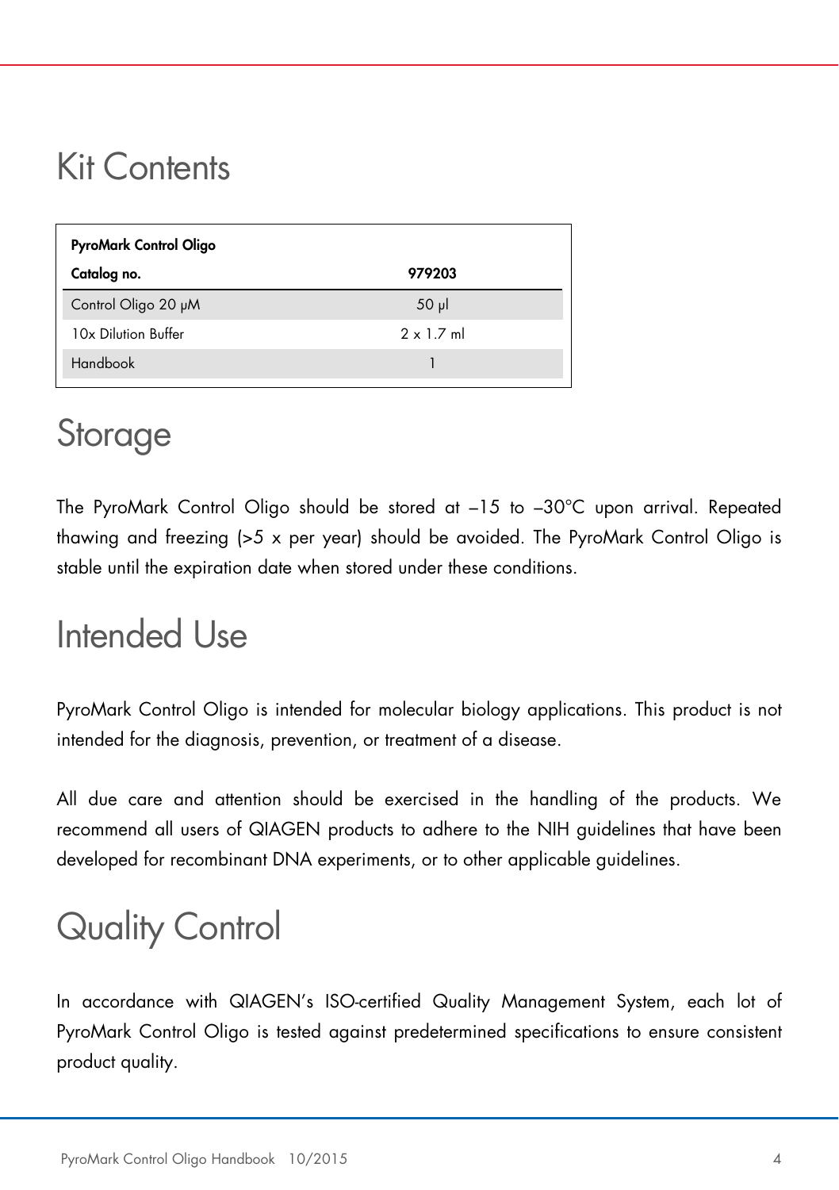# Kit Contents

| PyroMark Control Oligo | |
|---|---|
| **Catalog no.** | **979203** |
| Control Oligo 20 µM | 50 µl |
| 10x Dilution Buffer | 2 x 1.7 ml |
| Handbook | 1 |

# Storage

The PyroMark Control Oligo should be stored at –15 to –30°C upon arrival. Repeated thawing and freezing (>5 x per year) should be avoided. The PyroMark Control Oligo is stable until the expiration date when stored under these conditions.

# Intended Use

PyroMark Control Oligo is intended for molecular biology applications. This product is not intended for the diagnosis, prevention, or treatment of a disease.

All due care and attention should be exercised in the handling of the products. We recommend all users of QIAGEN products to adhere to the NIH guidelines that have been developed for recombinant DNA experiments, or to other applicable guidelines.

# Quality Control

In accordance with QIAGEN's ISO-certified Quality Management System, each lot of PyroMark Control Oligo is tested against predetermined specifications to ensure consistent product quality.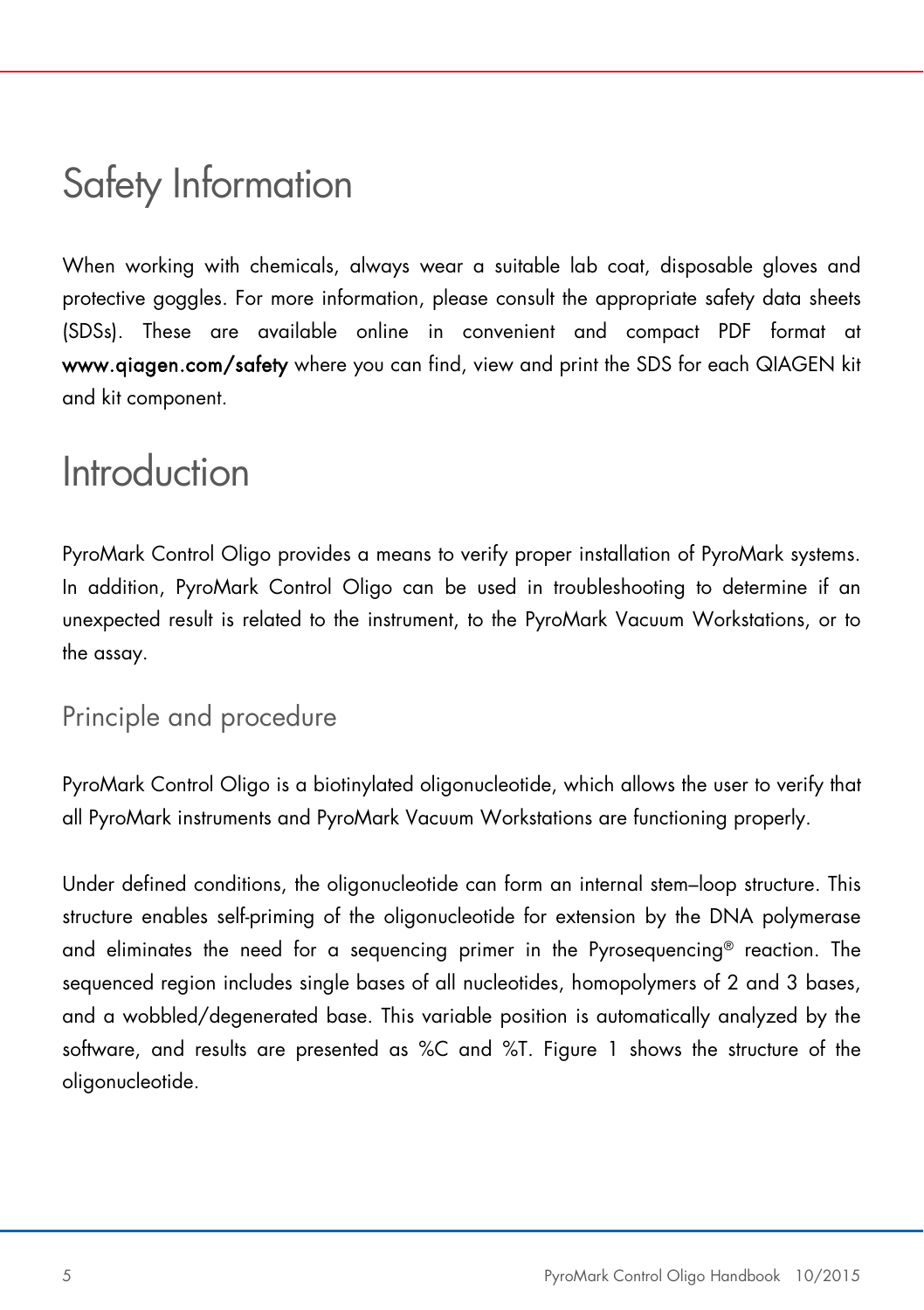# Safety Information

When working with chemicals, always wear a suitable lab coat, disposable gloves and protective goggles. For more information, please consult the appropriate safety data sheets (SDSs). These are available online in convenient and compact PDF format at **www.qiagen.com/safety** where you can find, view and print the SDS for each QIAGEN kit and kit component.

# Introduction

PyroMark Control Oligo provides a means to verify proper installation of PyroMark systems. In addition, PyroMark Control Oligo can be used in troubleshooting to determine if an unexpected result is related to the instrument, to the PyroMark Vacuum Workstations, or to the assay.

## Principle and procedure

PyroMark Control Oligo is a biotinylated oligonucleotide, which allows the user to verify that all PyroMark instruments and PyroMark Vacuum Workstations are functioning properly.

Under defined conditions, the oligonucleotide can form an internal stem–loop structure. This structure enables self-priming of the oligonucleotide for extension by the DNA polymerase and eliminates the need for a sequencing primer in the Pyrosequencing® reaction. The sequenced region includes single bases of all nucleotides, homopolymers of 2 and 3 bases, and a wobbled/degenerated base. This variable position is automatically analyzed by the software, and results are presented as %C and %T. Figure 1 shows the structure of the oligonucleotide.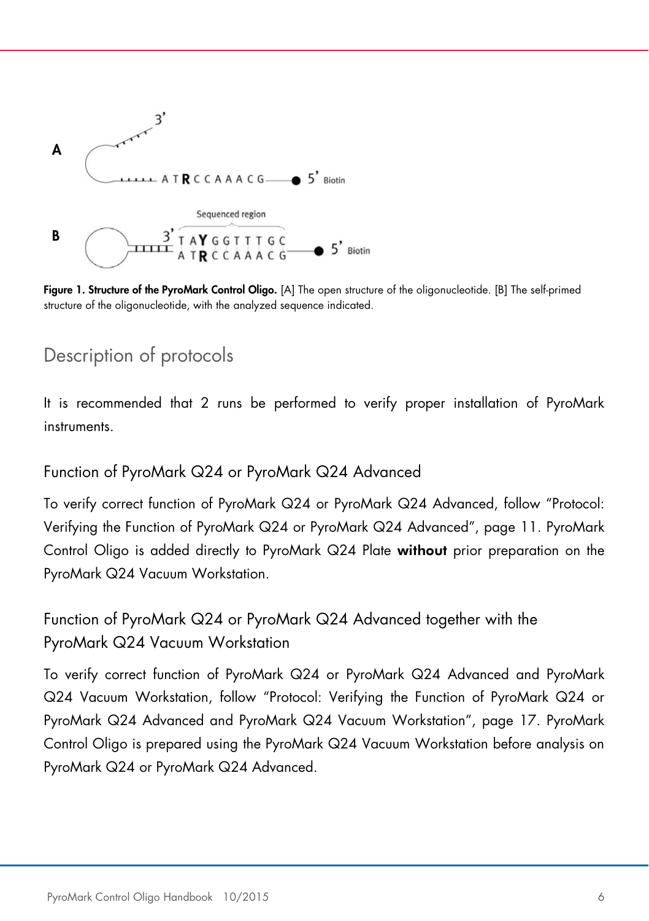Figure 1. **Structure of the PyroMark Control Oligo.** [A] The open structure of the oligonucleotide. [B] The self-primed structure of the oligonucleotide, with the analyzed sequence indicated.

## Description of protocols

It is recommended that 2 runs be performed to verify proper installation of PyroMark instruments.

### Function of PyroMark Q24 or PyroMark Q24 Advanced

To verify correct function of PyroMark Q24 or PyroMark Q24 Advanced, follow "Protocol: Verifying the Function of PyroMark Q24 or PyroMark Q24 Advanced", page 11. PyroMark Control Oligo is added directly to PyroMark Q24 Plate **without** prior preparation on the PyroMark Q24 Vacuum Workstation.

### Function of PyroMark Q24 or PyroMark Q24 Advanced together with the PyroMark Q24 Vacuum Workstation

To verify correct function of PyroMark Q24 or PyroMark Q24 Advanced and PyroMark Q24 Vacuum Workstation, follow "Protocol: Verifying the Function of PyroMark Q24 or PyroMark Q24 Advanced and PyroMark Q24 Vacuum Workstation", page 17. PyroMark Control Oligo is prepared using the PyroMark Q24 Vacuum Workstation before analysis on PyroMark Q24 or PyroMark Q24 Advanced.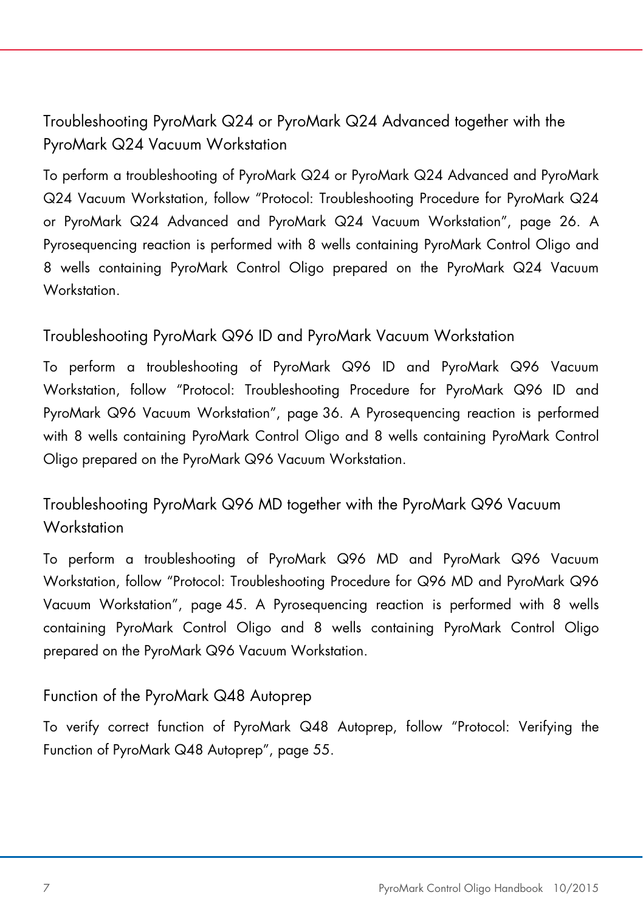### Troubleshooting PyroMark Q24 or PyroMark Q24 Advanced together with the PyroMark Q24 Vacuum Workstation

To perform a troubleshooting of PyroMark Q24 or PyroMark Q24 Advanced and PyroMark Q24 Vacuum Workstation, follow "Protocol: Troubleshooting Procedure for PyroMark Q24 or PyroMark Q24 Advanced and PyroMark Q24 Vacuum Workstation", page 26. A Pyrosequencing reaction is performed with 8 wells containing PyroMark Control Oligo and 8 wells containing PyroMark Control Oligo prepared on the PyroMark Q24 Vacuum Workstation.

### Troubleshooting PyroMark Q96 ID and PyroMark Vacuum Workstation

To perform a troubleshooting of PyroMark Q96 ID and PyroMark Q96 Vacuum Workstation, follow "Protocol: Troubleshooting Procedure for PyroMark Q96 ID and PyroMark Q96 Vacuum Workstation", page 36. A Pyrosequencing reaction is performed with 8 wells containing PyroMark Control Oligo and 8 wells containing PyroMark Control Oligo prepared on the PyroMark Q96 Vacuum Workstation.

### Troubleshooting PyroMark Q96 MD together with the PyroMark Q96 Vacuum Workstation

To perform a troubleshooting of PyroMark Q96 MD and PyroMark Q96 Vacuum Workstation, follow "Protocol: Troubleshooting Procedure for Q96 MD and PyroMark Q96 Vacuum Workstation", page 45. A Pyrosequencing reaction is performed with 8 wells containing PyroMark Control Oligo and 8 wells containing PyroMark Control Oligo prepared on the PyroMark Q96 Vacuum Workstation.

### Function of the PyroMark Q48 Autoprep

To verify correct function of PyroMark Q48 Autoprep, follow "Protocol: Verifying the Function of PyroMark Q48 Autoprep", page 55.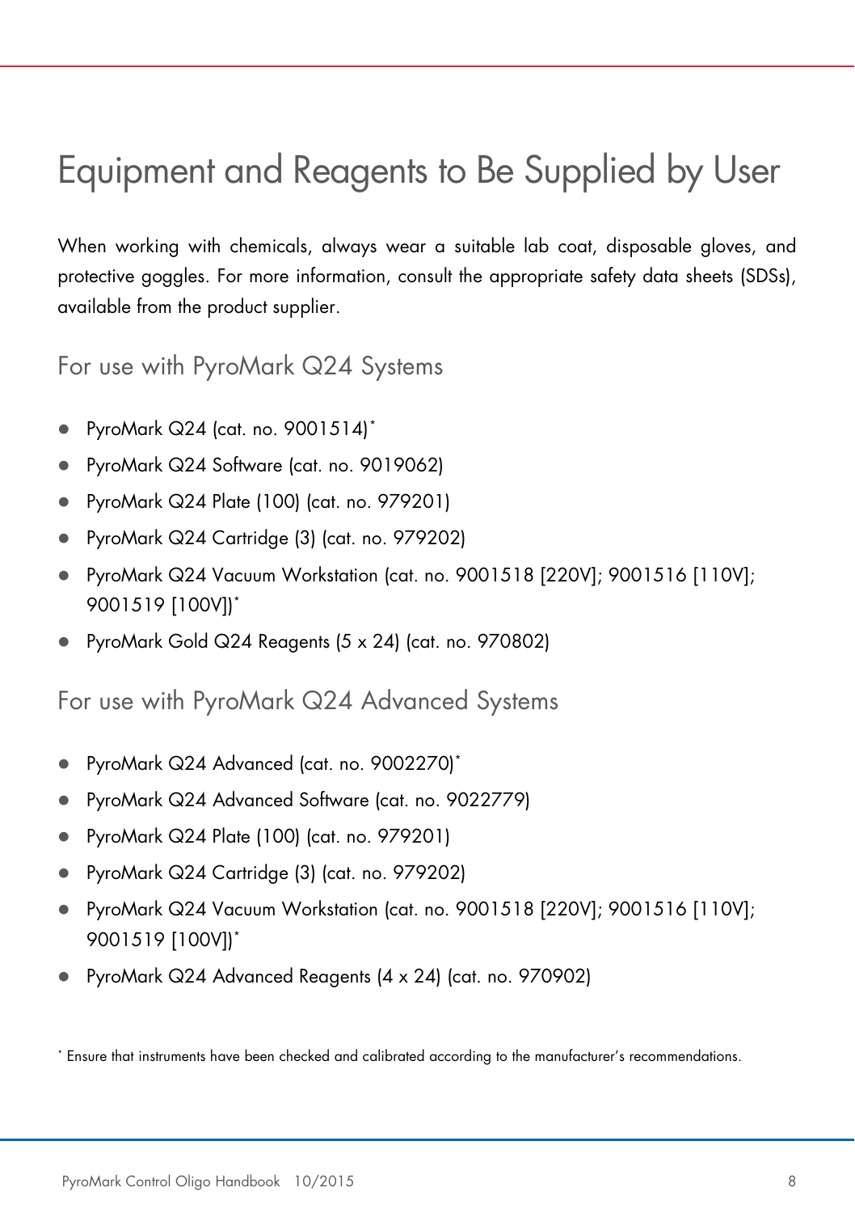# Equipment and Reagents to Be Supplied by User

When working with chemicals, always wear a suitable lab coat, disposable gloves, and protective goggles. For more information, consult the appropriate safety data sheets (SDSs), available from the product supplier.

## For use with PyroMark Q24 Systems

- PyroMark Q24 (cat. no. 9001514)*
- PyroMark Q24 Software (cat. no. 9019062)
- PyroMark Q24 Plate (100) (cat. no. 979201)
- PyroMark Q24 Cartridge (3) (cat. no. 979202)
- PyroMark Q24 Vacuum Workstation (cat. no. 9001518 [220V]; 9001516 [110V]; 9001519 [100V])*
- PyroMark Gold Q24 Reagents (5 x 24) (cat. no. 970802)

## For use with PyroMark Q24 Advanced Systems

- PyroMark Q24 Advanced (cat. no. 9002270)*
- PyroMark Q24 Advanced Software (cat. no. 9022779)
- PyroMark Q24 Plate (100) (cat. no. 979201)
- PyroMark Q24 Cartridge (3) (cat. no. 979202)
- PyroMark Q24 Vacuum Workstation (cat. no. 9001518 [220V]; 9001516 [110V]; 9001519 [100V])*
- PyroMark Q24 Advanced Reagents (4 x 24) (cat. no. 970902)

\* Ensure that instruments have been checked and calibrated according to the manufacturer's recommendations.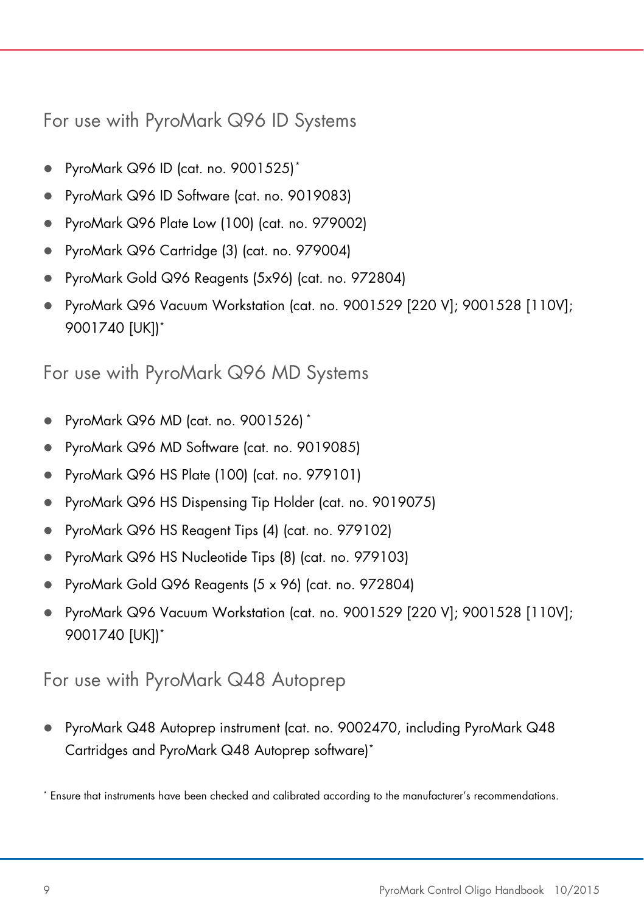## For use with PyroMark Q96 ID Systems

- PyroMark Q96 ID (cat. no. 9001525)*
- PyroMark Q96 ID Software (cat. no. 9019083)
- PyroMark Q96 Plate Low (100) (cat. no. 979002)
- PyroMark Q96 Cartridge (3) (cat. no. 979004)
- PyroMark Gold Q96 Reagents (5x96) (cat. no. 972804)
- PyroMark Q96 Vacuum Workstation (cat. no. 9001529 [220 V]; 9001528 [110V]; 9001740 [UK])*

## For use with PyroMark Q96 MD Systems

- PyroMark Q96 MD (cat. no. 9001526) *
- PyroMark Q96 MD Software (cat. no. 9019085)
- PyroMark Q96 HS Plate (100) (cat. no. 979101)
- PyroMark Q96 HS Dispensing Tip Holder (cat. no. 9019075)
- PyroMark Q96 HS Reagent Tips (4) (cat. no. 979102)
- PyroMark Q96 HS Nucleotide Tips (8) (cat. no. 979103)
- PyroMark Gold Q96 Reagents (5 x 96) (cat. no. 972804)
- PyroMark Q96 Vacuum Workstation (cat. no. 9001529 [220 V]; 9001528 [110V]; 9001740 [UK])*

## For use with PyroMark Q48 Autoprep

- PyroMark Q48 Autoprep instrument (cat. no. 9002470, including PyroMark Q48 Cartridges and PyroMark Q48 Autoprep software)*

* Ensure that instruments have been checked and calibrated according to the manufacturer's recommendations.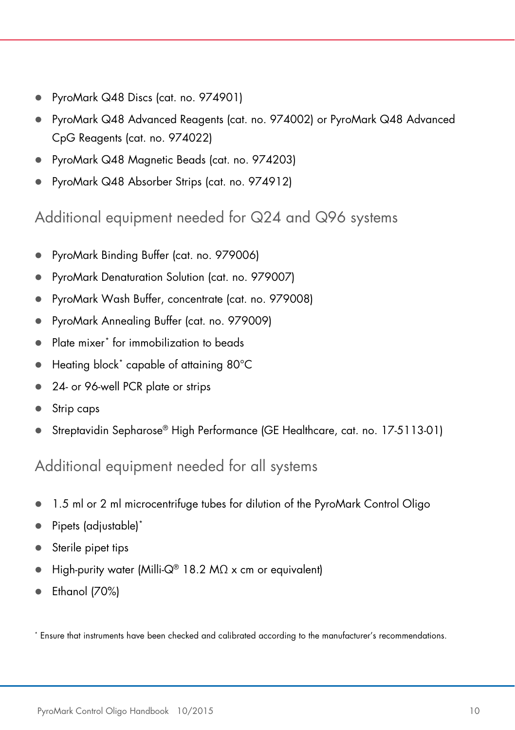- PyroMark Q48 Discs (cat. no. 974901)
- PyroMark Q48 Advanced Reagents (cat. no. 974002) or PyroMark Q48 Advanced CpG Reagents (cat. no. 974022)
- PyroMark Q48 Magnetic Beads (cat. no. 974203)
- PyroMark Q48 Absorber Strips (cat. no. 974912)

## Additional equipment needed for Q24 and Q96 systems

- PyroMark Binding Buffer (cat. no. 979006)
- PyroMark Denaturation Solution (cat. no. 979007)
- PyroMark Wash Buffer, concentrate (cat. no. 979008)
- PyroMark Annealing Buffer (cat. no. 979009)
- Plate mixer* for immobilization to beads
- Heating block* capable of attaining 80°C
- 24- or 96-well PCR plate or strips
- Strip caps
- Streptavidin Sepharose® High Performance (GE Healthcare, cat. no. 17-5113-01)

## Additional equipment needed for all systems

- 1.5 ml or 2 ml microcentrifuge tubes for dilution of the PyroMark Control Oligo
- Pipets (adjustable)*
- Sterile pipet tips
- High-purity water (Milli-Q® 18.2 MΩ x cm or equivalent)
- Ethanol (70%)

* Ensure that instruments have been checked and calibrated according to the manufacturer's recommendations.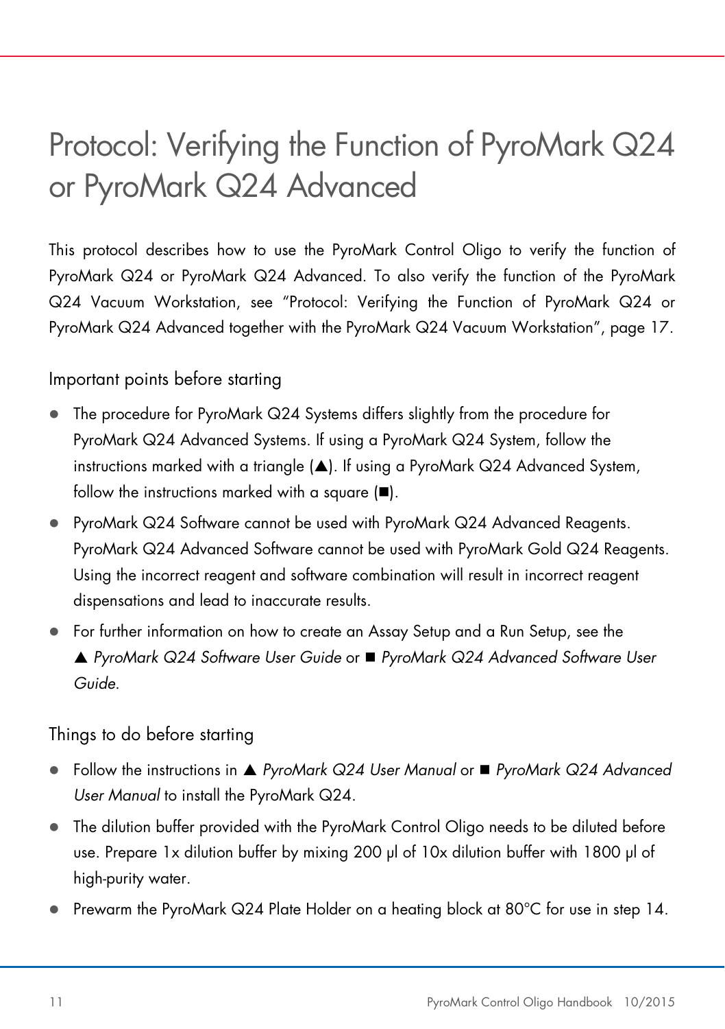# Protocol: Verifying the Function of PyroMark Q24 or PyroMark Q24 Advanced

This protocol describes how to use the PyroMark Control Oligo to verify the function of PyroMark Q24 or PyroMark Q24 Advanced. To also verify the function of the PyroMark Q24 Vacuum Workstation, see "Protocol: Verifying the Function of PyroMark Q24 or PyroMark Q24 Advanced together with the PyroMark Q24 Vacuum Workstation", page 17.

## Important points before starting

- The procedure for PyroMark Q24 Systems differs slightly from the procedure for PyroMark Q24 Advanced Systems. If using a PyroMark Q24 System, follow the instructions marked with a triangle (▲). If using a PyroMark Q24 Advanced System, follow the instructions marked with a square (■).
- PyroMark Q24 Software cannot be used with PyroMark Q24 Advanced Reagents. PyroMark Q24 Advanced Software cannot be used with PyroMark Gold Q24 Reagents. Using the incorrect reagent and software combination will result in incorrect reagent dispensations and lead to inaccurate results.
- For further information on how to create an Assay Setup and a Run Setup, see the ▲ *PyroMark Q24 Software User Guide* or ■ *PyroMark Q24 Advanced Software User Guide*.

## Things to do before starting

- Follow the instructions in ▲ *PyroMark Q24 User Manual* or ■ *PyroMark Q24 Advanced User Manual* to install the PyroMark Q24.
- The dilution buffer provided with the PyroMark Control Oligo needs to be diluted before use. Prepare 1x dilution buffer by mixing 200 µl of 10x dilution buffer with 1800 µl of high-purity water.
- Prewarm the PyroMark Q24 Plate Holder on a heating block at 80°C for use in step 14.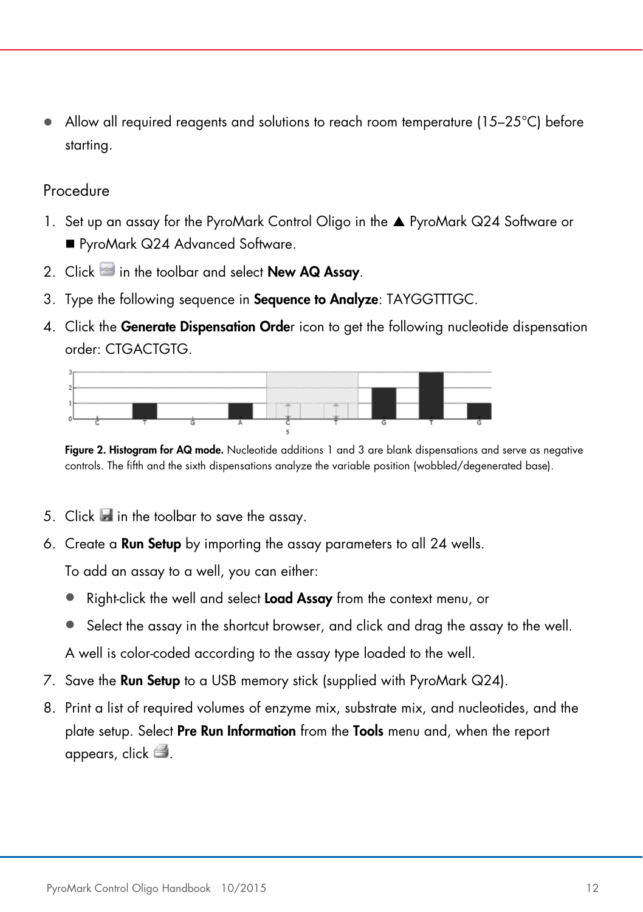- Allow all required reagents and solutions to reach room temperature (15–25°C) before starting.

## Procedure

1. Set up an assay for the PyroMark Control Oligo in the ▲ PyroMark Q24 Software or ■ PyroMark Q24 Advanced Software.
2. Click in the toolbar and select **New AQ Assay**.
3. Type the following sequence in **Sequence to Analyze**: TAYGGTTTGC.
4. Click the **Generate Dispensation Orde**r icon to get the following nucleotide dispensation order: CTGACTGTG.

**Figure 2. Histogram for AQ mode.** Nucleotide additions 1 and 3 are blank dispensations and serve as negative controls. The fifth and the sixth dispensations analyze the variable position (wobbled/degenerated base).

5. Click in the toolbar to save the assay.
6. Create a **Run Setup** by importing the assay parameters to all 24 wells.

   To add an assay to a well, you can either:

   - Right-click the well and select **Load Assay** from the context menu, or
   - Select the assay in the shortcut browser, and click and drag the assay to the well.

   A well is color-coded according to the assay type loaded to the well.
7. Save the **Run Setup** to a USB memory stick (supplied with PyroMark Q24).
8. Print a list of required volumes of enzyme mix, substrate mix, and nucleotides, and the plate setup. Select **Pre Run Information** from the **Tools** menu and, when the report appears, click .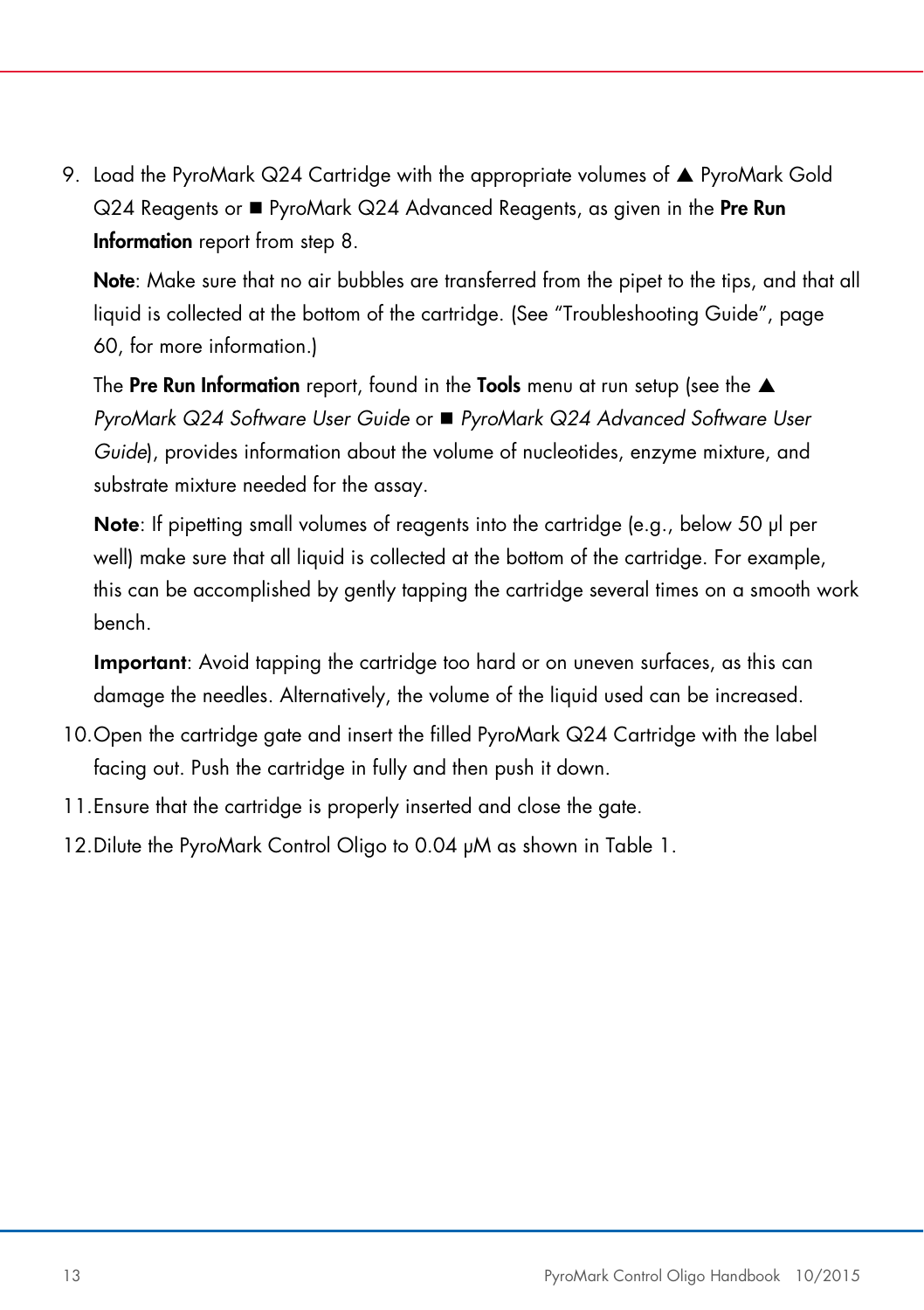9. Load the PyroMark Q24 Cartridge with the appropriate volumes of ▲ PyroMark Gold Q24 Reagents or ■ PyroMark Q24 Advanced Reagents, as given in the **Pre Run Information** report from step 8.

   **Note**: Make sure that no air bubbles are transferred from the pipet to the tips, and that all liquid is collected at the bottom of the cartridge. (See "Troubleshooting Guide", page 60, for more information.)

   The **Pre Run Information** report, found in the **Tools** menu at run setup (see the ▲ *PyroMark Q24 Software User Guide* or ■ *PyroMark Q24 Advanced Software User Guide*), provides information about the volume of nucleotides, enzyme mixture, and substrate mixture needed for the assay.

   **Note**: If pipetting small volumes of reagents into the cartridge (e.g., below 50 µl per well) make sure that all liquid is collected at the bottom of the cartridge. For example, this can be accomplished by gently tapping the cartridge several times on a smooth work bench.

   **Important**: Avoid tapping the cartridge too hard or on uneven surfaces, as this can damage the needles. Alternatively, the volume of the liquid used can be increased.

10. Open the cartridge gate and insert the filled PyroMark Q24 Cartridge with the label facing out. Push the cartridge in fully and then push it down.
11. Ensure that the cartridge is properly inserted and close the gate.
12. Dilute the PyroMark Control Oligo to 0.04 µM as shown in Table 1.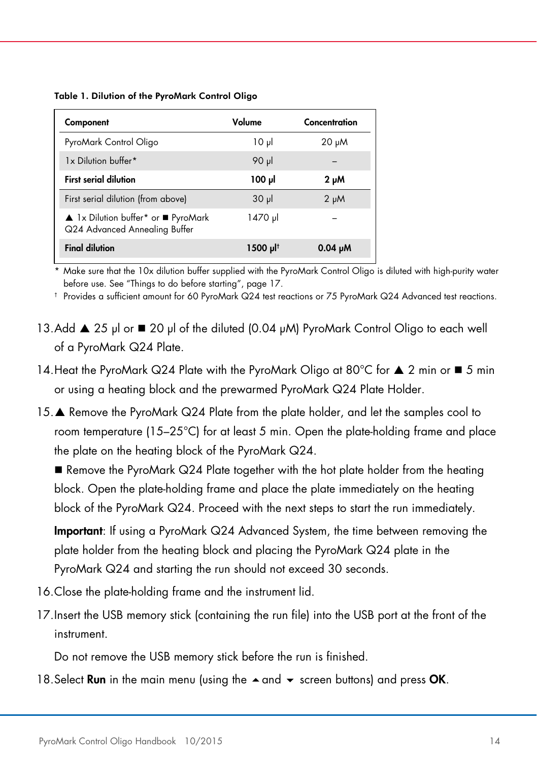**Table 1. Dilution of the PyroMark Control Oligo**

| Component | Volume | Concentration |
|---|---|---|
| PyroMark Control Oligo | 10 µl | 20 µM |
| 1x Dilution buffer* | 90 µl | – |
| **First serial dilution** | **100 µl** | **2 µM** |
| First serial dilution (from above) | 30 µl | 2 µM |
| ▲ 1x Dilution buffer* or ■ PyroMark Q24 Advanced Annealing Buffer | 1470 µl | – |
| **Final dilution** | **1500 µl**[†] | **0.04 µM** |

\* Make sure that the 10x dilution buffer supplied with the PyroMark Control Oligo is diluted with high-purity water before use. See "Things to do before starting", page 17.

† Provides a sufficient amount for 60 PyroMark Q24 test reactions or 75 PyroMark Q24 Advanced test reactions.

13. Add ▲ 25 µl or ■ 20 µl of the diluted (0.04 µM) PyroMark Control Oligo to each well of a PyroMark Q24 Plate.
14. Heat the PyroMark Q24 Plate with the PyroMark Oligo at 80°C for ▲ 2 min or ■ 5 min or using a heating block and the prewarmed PyroMark Q24 Plate Holder.
15. ▲ Remove the PyroMark Q24 Plate from the plate holder, and let the samples cool to room temperature (15–25°C) for at least 5 min. Open the plate-holding frame and place the plate on the heating block of the PyroMark Q24.

    ■ Remove the PyroMark Q24 Plate together with the hot plate holder from the heating block. Open the plate-holding frame and place the plate immediately on the heating block of the PyroMark Q24. Proceed with the next steps to start the run immediately.

    **Important**: If using a PyroMark Q24 Advanced System, the time between removing the plate holder from the heating block and placing the PyroMark Q24 plate in the PyroMark Q24 and starting the run should not exceed 30 seconds.
16. Close the plate-holding frame and the instrument lid.
17. Insert the USB memory stick (containing the run file) into the USB port at the front of the instrument.

    Do not remove the USB memory stick before the run is finished.
18. Select **Run** in the main menu (using the ▲ and ▼ screen buttons) and press **OK**.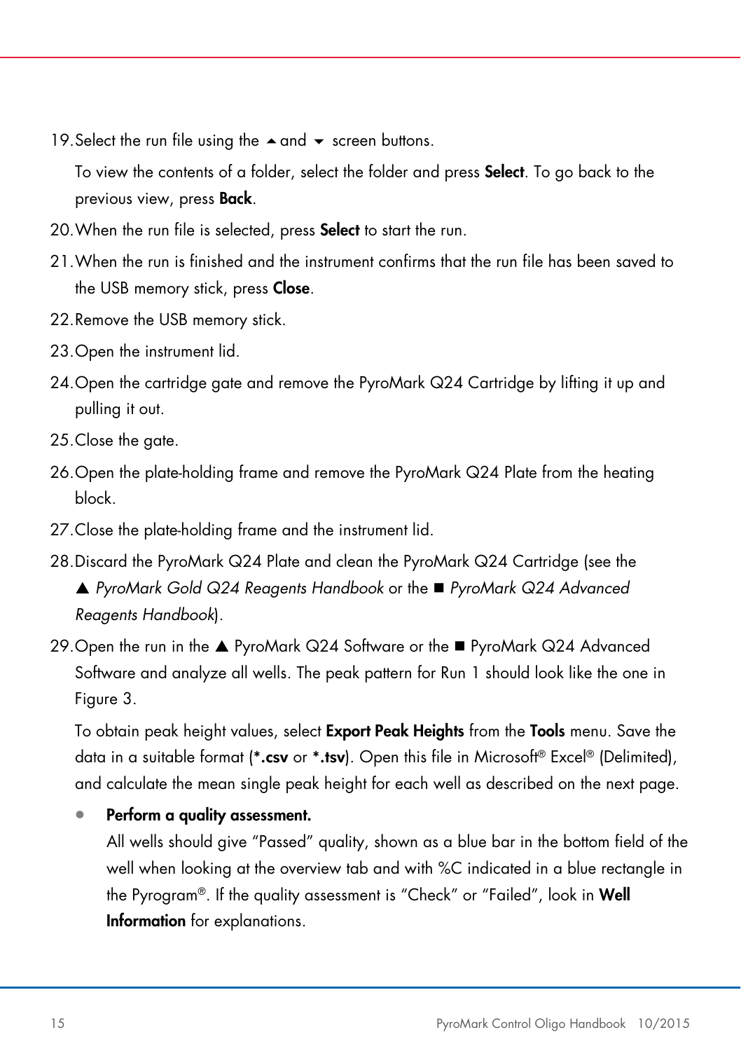19. Select the run file using the ▲ and ▼ screen buttons.

    To view the contents of a folder, select the folder and press **Select**. To go back to the previous view, press **Back**.

20. When the run file is selected, press **Select** to start the run.
21. When the run is finished and the instrument confirms that the run file has been saved to the USB memory stick, press **Close**.
22. Remove the USB memory stick.
23. Open the instrument lid.
24. Open the cartridge gate and remove the PyroMark Q24 Cartridge by lifting it up and pulling it out.
25. Close the gate.
26. Open the plate-holding frame and remove the PyroMark Q24 Plate from the heating block.
27. Close the plate-holding frame and the instrument lid.
28. Discard the PyroMark Q24 Plate and clean the PyroMark Q24 Cartridge (see the ▲ *PyroMark Gold Q24 Reagents Handbook* or the ■ *PyroMark Q24 Advanced Reagents Handbook*).
29. Open the run in the ▲ PyroMark Q24 Software or the ■ PyroMark Q24 Advanced Software and analyze all wells. The peak pattern for Run 1 should look like the one in Figure 3.

    To obtain peak height values, select **Export Peak Heights** from the **Tools** menu. Save the data in a suitable format (***.csv** or ***.tsv**). Open this file in Microsoft® Excel® (Delimited), and calculate the mean single peak height for each well as described on the next page.

    - **Perform a quality assessment.**
      All wells should give "Passed" quality, shown as a blue bar in the bottom field of the well when looking at the overview tab and with %C indicated in a blue rectangle in the Pyrogram®. If the quality assessment is "Check" or "Failed", look in **Well Information** for explanations.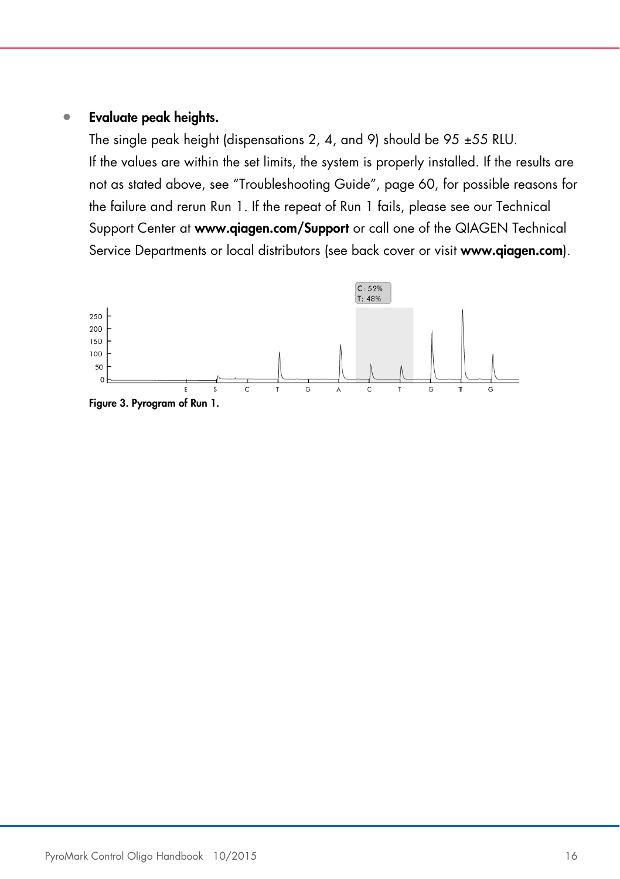- **Evaluate peak heights.**

  The single peak height (dispensations 2, 4, and 9) should be 95 ±55 RLU.

  If the values are within the set limits, the system is properly installed. If the results are not as stated above, see "Troubleshooting Guide", page 60, for possible reasons for the failure and rerun Run 1. If the repeat of Run 1 fails, please see our Technical Support Center at **www.qiagen.com/Support** or call one of the QIAGEN Technical Service Departments or local distributors (see back cover or visit **www.qiagen.com**).

**Figure 3. Pyrogram of Run 1.**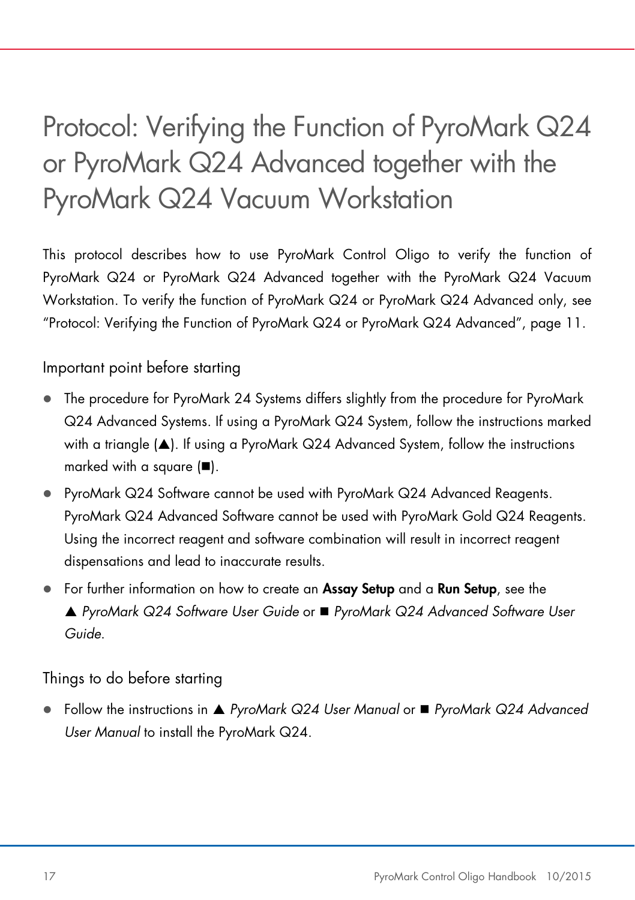# Protocol: Verifying the Function of PyroMark Q24 or PyroMark Q24 Advanced together with the PyroMark Q24 Vacuum Workstation

This protocol describes how to use PyroMark Control Oligo to verify the function of PyroMark Q24 or PyroMark Q24 Advanced together with the PyroMark Q24 Vacuum Workstation. To verify the function of PyroMark Q24 or PyroMark Q24 Advanced only, see "Protocol: Verifying the Function of PyroMark Q24 or PyroMark Q24 Advanced", page 11.

## Important point before starting

- The procedure for PyroMark 24 Systems differs slightly from the procedure for PyroMark Q24 Advanced Systems. If using a PyroMark Q24 System, follow the instructions marked with a triangle (▲). If using a PyroMark Q24 Advanced System, follow the instructions marked with a square (■).
- PyroMark Q24 Software cannot be used with PyroMark Q24 Advanced Reagents. PyroMark Q24 Advanced Software cannot be used with PyroMark Gold Q24 Reagents. Using the incorrect reagent and software combination will result in incorrect reagent dispensations and lead to inaccurate results.
- For further information on how to create an **Assay Setup** and a **Run Setup**, see the ▲ *PyroMark Q24 Software User Guide* or ■ *PyroMark Q24 Advanced Software User Guide*.

## Things to do before starting

- Follow the instructions in ▲ *PyroMark Q24 User Manual* or ■ *PyroMark Q24 Advanced User Manual* to install the PyroMark Q24.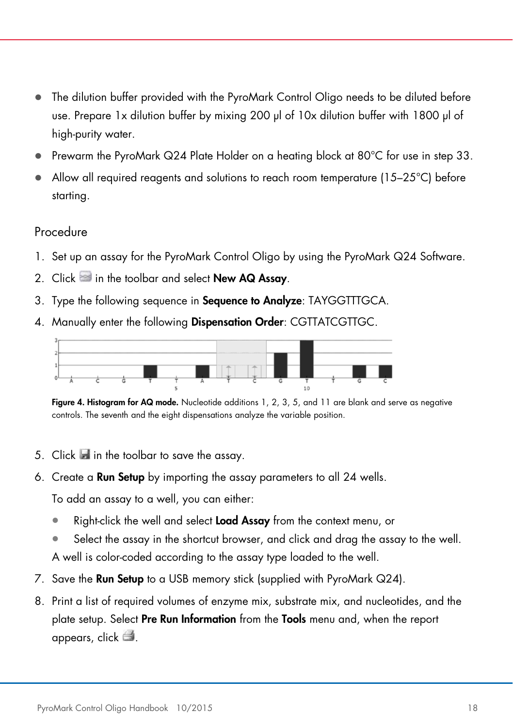- The dilution buffer provided with the PyroMark Control Oligo needs to be diluted before use. Prepare 1x dilution buffer by mixing 200 µl of 10x dilution buffer with 1800 µl of high-purity water.
- Prewarm the PyroMark Q24 Plate Holder on a heating block at 80°C for use in step 33.
- Allow all required reagents and solutions to reach room temperature (15–25°C) before starting.

## Procedure

1. Set up an assay for the PyroMark Control Oligo by using the PyroMark Q24 Software.
2. Click  in the toolbar and select **New AQ Assay**.
3. Type the following sequence in **Sequence to Analyze**: TAYGGTTTGCA.
4. Manually enter the following **Dispensation Order**: CGTTATCGTTGC.

**Figure 4. Histogram for AQ mode.** Nucleotide additions 1, 2, 3, 5, and 11 are blank and serve as negative controls. The seventh and the eight dispensations analyze the variable position.

5. Click  in the toolbar to save the assay.
6. Create a **Run Setup** by importing the assay parameters to all 24 wells.

   To add an assay to a well, you can either:

   - Right-click the well and select **Load Assay** from the context menu, or
   - Select the assay in the shortcut browser, and click and drag the assay to the well.

   A well is color-coded according to the assay type loaded to the well.
7. Save the **Run Setup** to a USB memory stick (supplied with PyroMark Q24).
8. Print a list of required volumes of enzyme mix, substrate mix, and nucleotides, and the plate setup. Select **Pre Run Information** from the **Tools** menu and, when the report appears, click .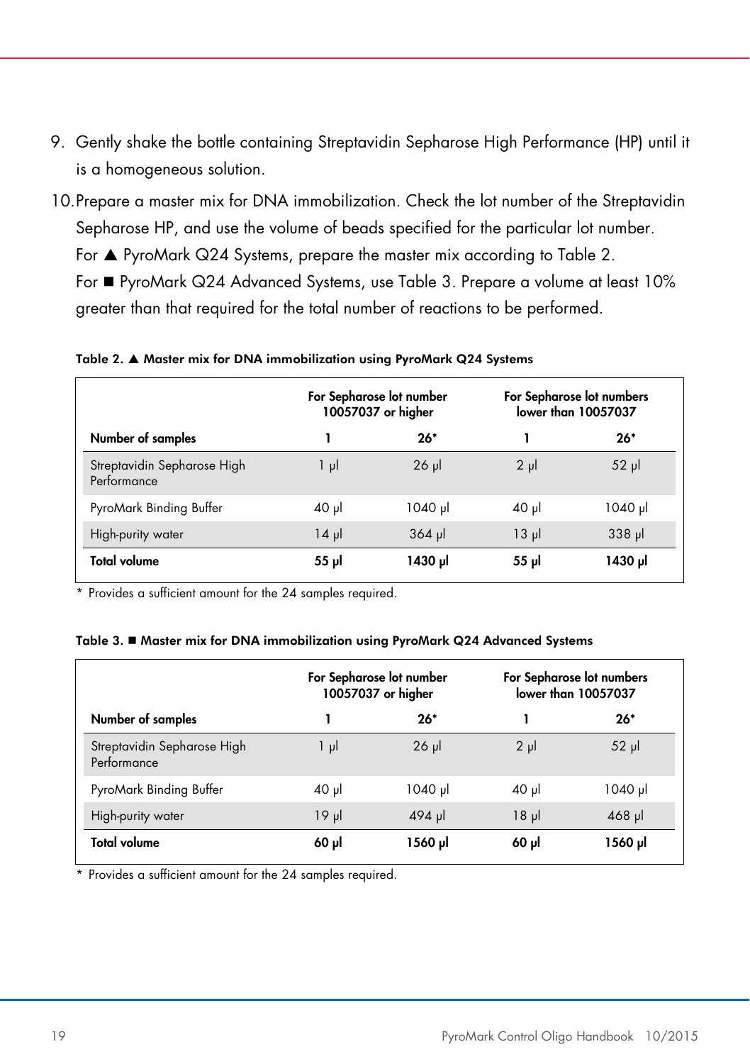9. Gently shake the bottle containing Streptavidin Sepharose High Performance (HP) until it is a homogeneous solution.
10. Prepare a master mix for DNA immobilization. Check the lot number of the Streptavidin Sepharose HP, and use the volume of beads specified for the particular lot number.
    For ▲ PyroMark Q24 Systems, prepare the master mix according to Table 2.
    For ■ PyroMark Q24 Advanced Systems, use Table 3. Prepare a volume at least 10% greater than that required for the total number of reactions to be performed.

**Table 2. ▲ Master mix for DNA immobilization using PyroMark Q24 Systems**

| | For Sepharose lot number 10057037 or higher | | For Sepharose lot numbers lower than 10057037 | |
|---|---|---|---|---|
| **Number of samples** | **1** | **26*** | **1** | **26*** |
| Streptavidin Sepharose High Performance | 1 µl | 26 µl | 2 µl | 52 µl |
| PyroMark Binding Buffer | 40 µl | 1040 µl | 40 µl | 1040 µl |
| High-purity water | 14 µl | 364 µl | 13 µl | 338 µl |
| **Total volume** | **55 µl** | **1430 µl** | **55 µl** | **1430 µl** |

\* Provides a sufficient amount for the 24 samples required.

**Table 3. ■ Master mix for DNA immobilization using PyroMark Q24 Advanced Systems**

| | For Sepharose lot number 10057037 or higher | | For Sepharose lot numbers lower than 10057037 | |
|---|---|---|---|---|
| **Number of samples** | **1** | **26*** | **1** | **26*** |
| Streptavidin Sepharose High Performance | 1 µl | 26 µl | 2 µl | 52 µl |
| PyroMark Binding Buffer | 40 µl | 1040 µl | 40 µl | 1040 µl |
| High-purity water | 19 µl | 494 µl | 18 µl | 468 µl |
| **Total volume** | **60 µl** | **1560 µl** | **60 µl** | **1560 µl** |

\* Provides a sufficient amount for the 24 samples required.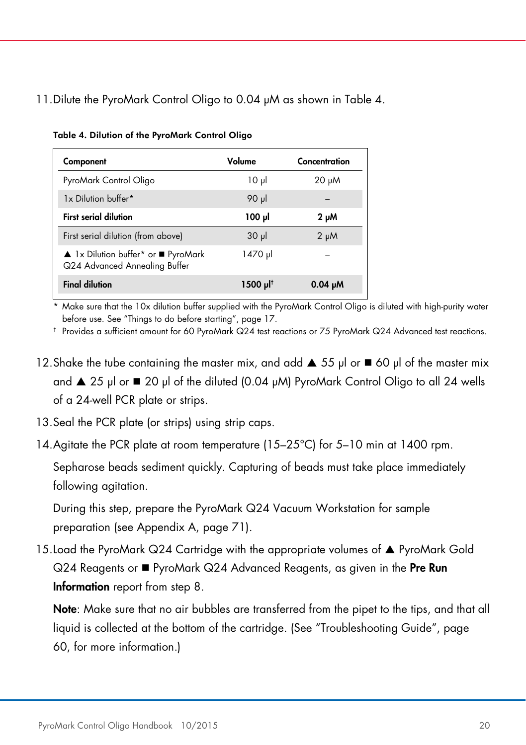11. Dilute the PyroMark Control Oligo to 0.04 µM as shown in Table 4.

**Table 4. Dilution of the PyroMark Control Oligo**

| Component | Volume | Concentration |
|---|---|---|
| PyroMark Control Oligo | 10 µl | 20 µM |
| 1x Dilution buffer* | 90 µl | – |
| **First serial dilution** | **100 µl** | **2 µM** |
| First serial dilution (from above) | 30 µl | 2 µM |
| ▲ 1x Dilution buffer* or ■ PyroMark Q24 Advanced Annealing Buffer | 1470 µl | – |
| **Final dilution** | **1500 µl†** | **0.04 µM** |

\* Make sure that the 10x dilution buffer supplied with the PyroMark Control Oligo is diluted with high-purity water before use. See "Things to do before starting", page 17.

† Provides a sufficient amount for 60 PyroMark Q24 test reactions or 75 PyroMark Q24 Advanced test reactions.

12. Shake the tube containing the master mix, and add ▲ 55 µl or ■ 60 µl of the master mix and ▲ 25 µl or ■ 20 µl of the diluted (0.04 µM) PyroMark Control Oligo to all 24 wells of a 24-well PCR plate or strips.

13. Seal the PCR plate (or strips) using strip caps.

14. Agitate the PCR plate at room temperature (15–25°C) for 5–10 min at 1400 rpm.

    Sepharose beads sediment quickly. Capturing of beads must take place immediately following agitation.

    During this step, prepare the PyroMark Q24 Vacuum Workstation for sample preparation (see Appendix A, page 71).

15. Load the PyroMark Q24 Cartridge with the appropriate volumes of ▲ PyroMark Gold Q24 Reagents or ■ PyroMark Q24 Advanced Reagents, as given in the **Pre Run Information** report from step 8.

    **Note**: Make sure that no air bubbles are transferred from the pipet to the tips, and that all liquid is collected at the bottom of the cartridge. (See "Troubleshooting Guide", page 60, for more information.)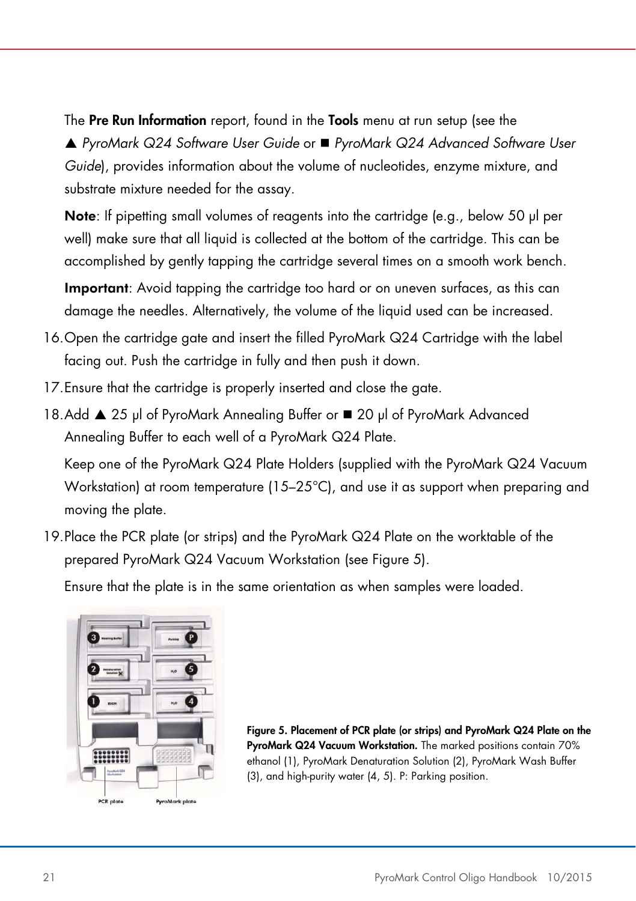The **Pre Run Information** report, found in the **Tools** menu at run setup (see the ▲ *PyroMark Q24 Software User Guide* or ■ *PyroMark Q24 Advanced Software User Guide*), provides information about the volume of nucleotides, enzyme mixture, and substrate mixture needed for the assay.

**Note**: If pipetting small volumes of reagents into the cartridge (e.g., below 50 µl per well) make sure that all liquid is collected at the bottom of the cartridge. This can be accomplished by gently tapping the cartridge several times on a smooth work bench.

**Important**: Avoid tapping the cartridge too hard or on uneven surfaces, as this can damage the needles. Alternatively, the volume of the liquid used can be increased.

16. Open the cartridge gate and insert the filled PyroMark Q24 Cartridge with the label facing out. Push the cartridge in fully and then push it down.
17. Ensure that the cartridge is properly inserted and close the gate.
18. Add ▲ 25 µl of PyroMark Annealing Buffer or ■ 20 µl of PyroMark Advanced Annealing Buffer to each well of a PyroMark Q24 Plate.

    Keep one of the PyroMark Q24 Plate Holders (supplied with the PyroMark Q24 Vacuum Workstation) at room temperature (15–25°C), and use it as support when preparing and moving the plate.
19. Place the PCR plate (or strips) and the PyroMark Q24 Plate on the worktable of the prepared PyroMark Q24 Vacuum Workstation (see Figure 5).

    Ensure that the plate is in the same orientation as when samples were loaded.

**Figure 5. Placement of PCR plate (or strips) and PyroMark Q24 Plate on the PyroMark Q24 Vacuum Workstation.** The marked positions contain 70% ethanol (1), PyroMark Denaturation Solution (2), PyroMark Wash Buffer (3), and high-purity water (4, 5). P: Parking position.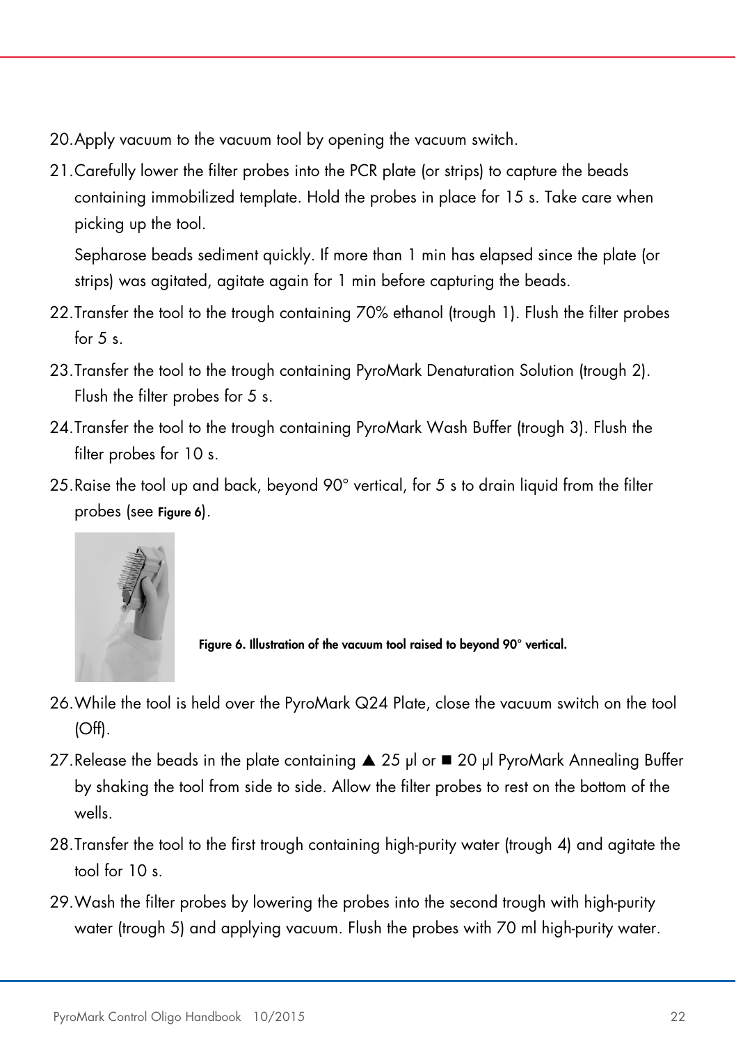20. Apply vacuum to the vacuum tool by opening the vacuum switch.
21. Carefully lower the filter probes into the PCR plate (or strips) to capture the beads containing immobilized template. Hold the probes in place for 15 s. Take care when picking up the tool.

    Sepharose beads sediment quickly. If more than 1 min has elapsed since the plate (or strips) was agitated, agitate again for 1 min before capturing the beads.
22. Transfer the tool to the trough containing 70% ethanol (trough 1). Flush the filter probes for 5 s.
23. Transfer the tool to the trough containing PyroMark Denaturation Solution (trough 2). Flush the filter probes for 5 s.
24. Transfer the tool to the trough containing PyroMark Wash Buffer (trough 3). Flush the filter probes for 10 s.
25. Raise the tool up and back, beyond 90° vertical, for 5 s to drain liquid from the filter probes (see **Figure 6**).

**Figure 6. Illustration of the vacuum tool raised to beyond 90° vertical.**

26. While the tool is held over the PyroMark Q24 Plate, close the vacuum switch on the tool (Off).
27. Release the beads in the plate containing ▲ 25 µl or ■ 20 µl PyroMark Annealing Buffer by shaking the tool from side to side. Allow the filter probes to rest on the bottom of the wells.
28. Transfer the tool to the first trough containing high-purity water (trough 4) and agitate the tool for 10 s.
29. Wash the filter probes by lowering the probes into the second trough with high-purity water (trough 5) and applying vacuum. Flush the probes with 70 ml high-purity water.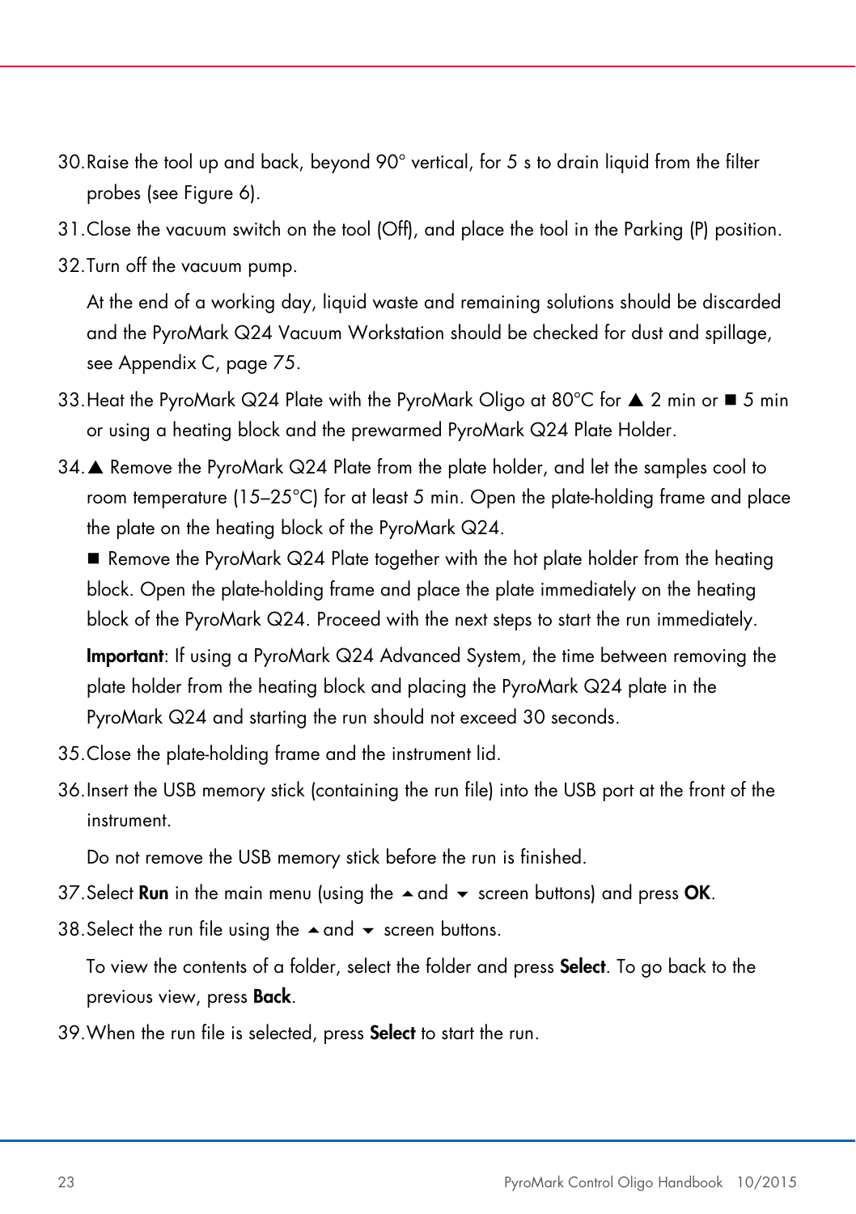30. Raise the tool up and back, beyond 90° vertical, for 5 s to drain liquid from the filter probes (see Figure 6).

31. Close the vacuum switch on the tool (Off), and place the tool in the Parking (P) position.

32. Turn off the vacuum pump.

    At the end of a working day, liquid waste and remaining solutions should be discarded and the PyroMark Q24 Vacuum Workstation should be checked for dust and spillage, see Appendix C, page 75.

33. Heat the PyroMark Q24 Plate with the PyroMark Oligo at 80°C for ▲ 2 min or ■ 5 min or using a heating block and the prewarmed PyroMark Q24 Plate Holder.

34. ▲ Remove the PyroMark Q24 Plate from the plate holder, and let the samples cool to room temperature (15–25°C) for at least 5 min. Open the plate-holding frame and place the plate on the heating block of the PyroMark Q24.

    ■ Remove the PyroMark Q24 Plate together with the hot plate holder from the heating block. Open the plate-holding frame and place the plate immediately on the heating block of the PyroMark Q24. Proceed with the next steps to start the run immediately.

    **Important**: If using a PyroMark Q24 Advanced System, the time between removing the plate holder from the heating block and placing the PyroMark Q24 plate in the PyroMark Q24 and starting the run should not exceed 30 seconds.

35. Close the plate-holding frame and the instrument lid.

36. Insert the USB memory stick (containing the run file) into the USB port at the front of the instrument.

    Do not remove the USB memory stick before the run is finished.

37. Select **Run** in the main menu (using the ▲ and ▼ screen buttons) and press **OK**.

38. Select the run file using the ▲ and ▼ screen buttons.

    To view the contents of a folder, select the folder and press **Select**. To go back to the previous view, press **Back**.

39. When the run file is selected, press **Select** to start the run.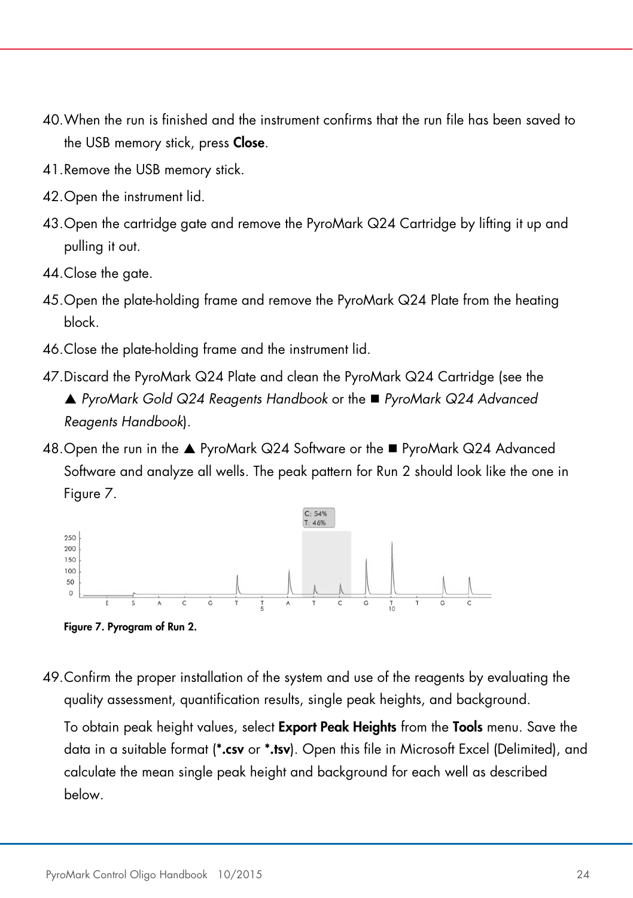40. When the run is finished and the instrument confirms that the run file has been saved to the USB memory stick, press **Close**.
41. Remove the USB memory stick.
42. Open the instrument lid.
43. Open the cartridge gate and remove the PyroMark Q24 Cartridge by lifting it up and pulling it out.
44. Close the gate.
45. Open the plate-holding frame and remove the PyroMark Q24 Plate from the heating block.
46. Close the plate-holding frame and the instrument lid.
47. Discard the PyroMark Q24 Plate and clean the PyroMark Q24 Cartridge (see the ▲ *PyroMark Gold Q24 Reagents Handbook* or the ■ *PyroMark Q24 Advanced Reagents Handbook*).
48. Open the run in the ▲ PyroMark Q24 Software or the ■ PyroMark Q24 Advanced Software and analyze all wells. The peak pattern for Run 2 should look like the one in Figure 7.

**Figure 7. Pyrogram of Run 2.**

49. Confirm the proper installation of the system and use of the reagents by evaluating the quality assessment, quantification results, single peak heights, and background.

    To obtain peak height values, select **Export Peak Heights** from the **Tools** menu. Save the data in a suitable format (**\*.csv** or **\*.tsv**). Open this file in Microsoft Excel (Delimited), and calculate the mean single peak height and background for each well as described below.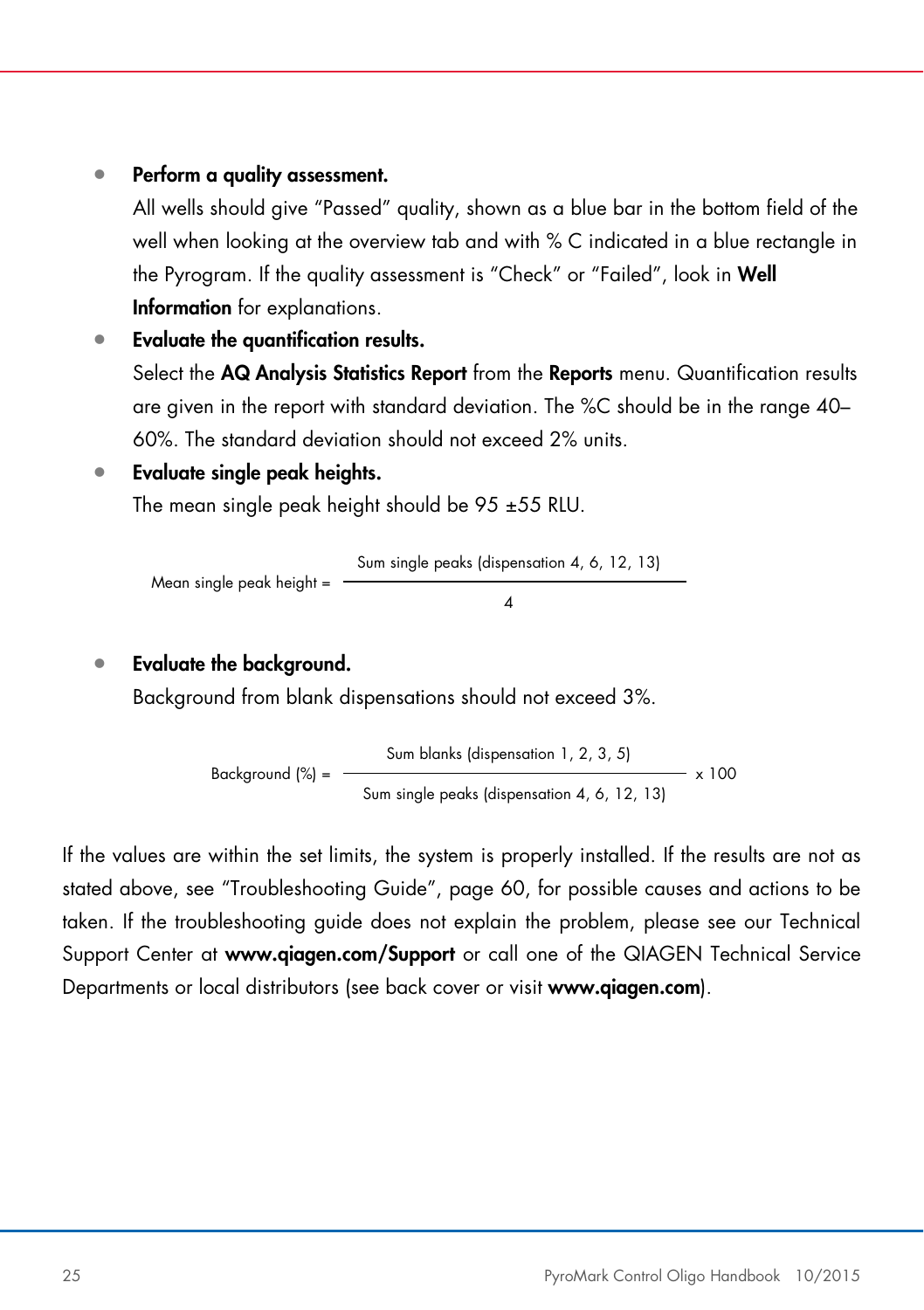- **Perform a quality assessment.**
  All wells should give "Passed" quality, shown as a blue bar in the bottom field of the well when looking at the overview tab and with % C indicated in a blue rectangle in the Pyrogram. If the quality assessment is "Check" or "Failed", look in **Well Information** for explanations.
- **Evaluate the quantification results.**
  Select the **AQ Analysis Statistics Report** from the **Reports** menu. Quantification results are given in the report with standard deviation. The %C should be in the range 40–60%. The standard deviation should not exceed 2% units.
- **Evaluate single peak heights.**
  The mean single peak height should be 95 ±55 RLU.

$$\text{Mean single peak height} = \frac{\text{Sum single peaks (dispensation 4, 6, 12, 13)}}{4}$$

- **Evaluate the background.**
  Background from blank dispensations should not exceed 3%.

$$\text{Background (\%)} = \frac{\text{Sum blanks (dispensation 1, 2, 3, 5)}}{\text{Sum single peaks (dispensation 4, 6, 12, 13)}} \times 100$$

If the values are within the set limits, the system is properly installed. If the results are not as stated above, see "Troubleshooting Guide", page 60, for possible causes and actions to be taken. If the troubleshooting guide does not explain the problem, please see our Technical Support Center at **www.qiagen.com/Support** or call one of the QIAGEN Technical Service Departments or local distributors (see back cover or visit **www.qiagen.com**).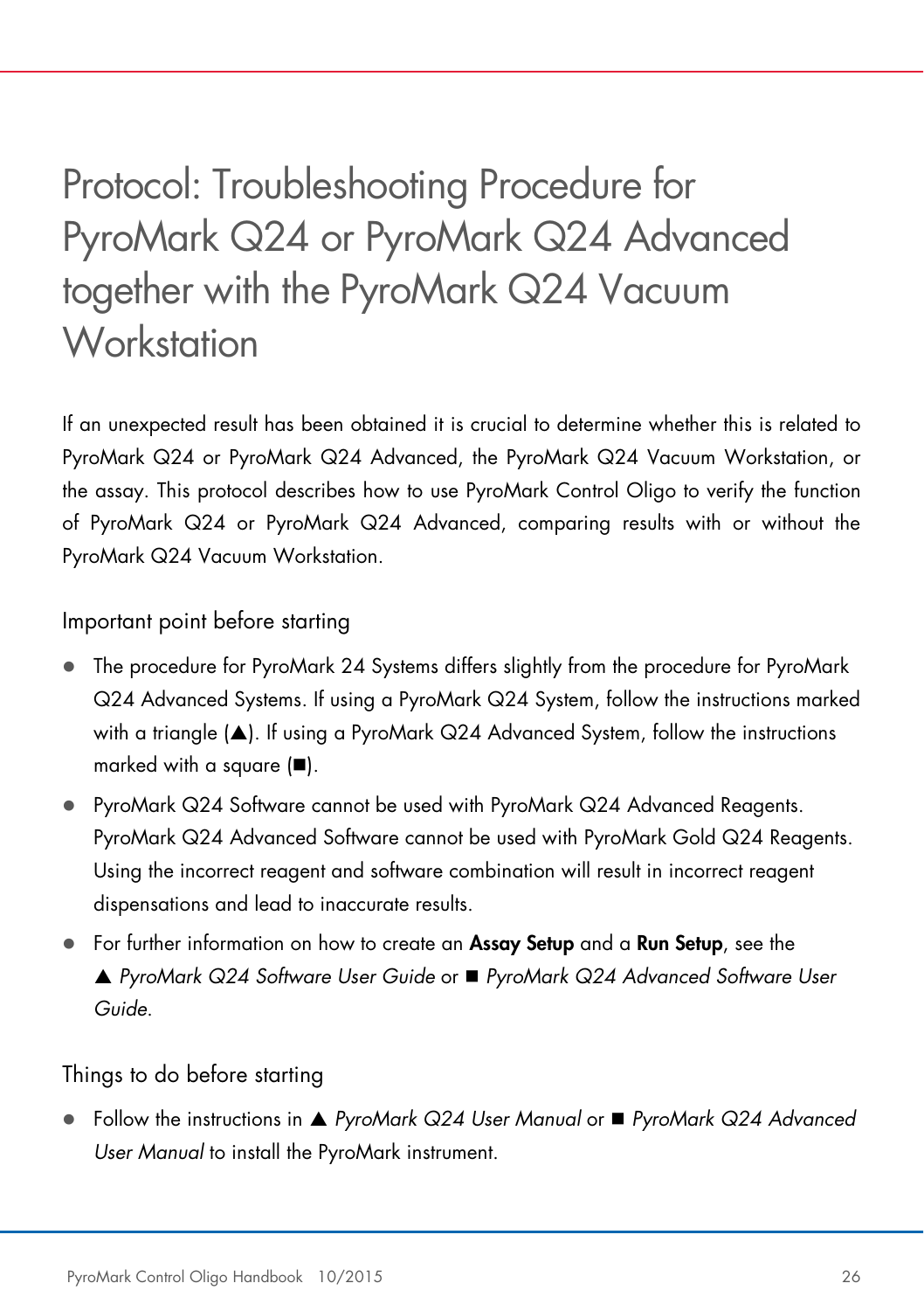# Protocol: Troubleshooting Procedure for PyroMark Q24 or PyroMark Q24 Advanced together with the PyroMark Q24 Vacuum Workstation

If an unexpected result has been obtained it is crucial to determine whether this is related to PyroMark Q24 or PyroMark Q24 Advanced, the PyroMark Q24 Vacuum Workstation, or the assay. This protocol describes how to use PyroMark Control Oligo to verify the function of PyroMark Q24 or PyroMark Q24 Advanced, comparing results with or without the PyroMark Q24 Vacuum Workstation.

## Important point before starting

- The procedure for PyroMark 24 Systems differs slightly from the procedure for PyroMark Q24 Advanced Systems. If using a PyroMark Q24 System, follow the instructions marked with a triangle (▲). If using a PyroMark Q24 Advanced System, follow the instructions marked with a square (■).
- PyroMark Q24 Software cannot be used with PyroMark Q24 Advanced Reagents. PyroMark Q24 Advanced Software cannot be used with PyroMark Gold Q24 Reagents. Using the incorrect reagent and software combination will result in incorrect reagent dispensations and lead to inaccurate results.
- For further information on how to create an **Assay Setup** and a **Run Setup**, see the ▲ *PyroMark Q24 Software User Guide* or ■ *PyroMark Q24 Advanced Software User Guide*.

## Things to do before starting

- Follow the instructions in ▲ *PyroMark Q24 User Manual* or ■ *PyroMark Q24 Advanced User Manual* to install the PyroMark instrument.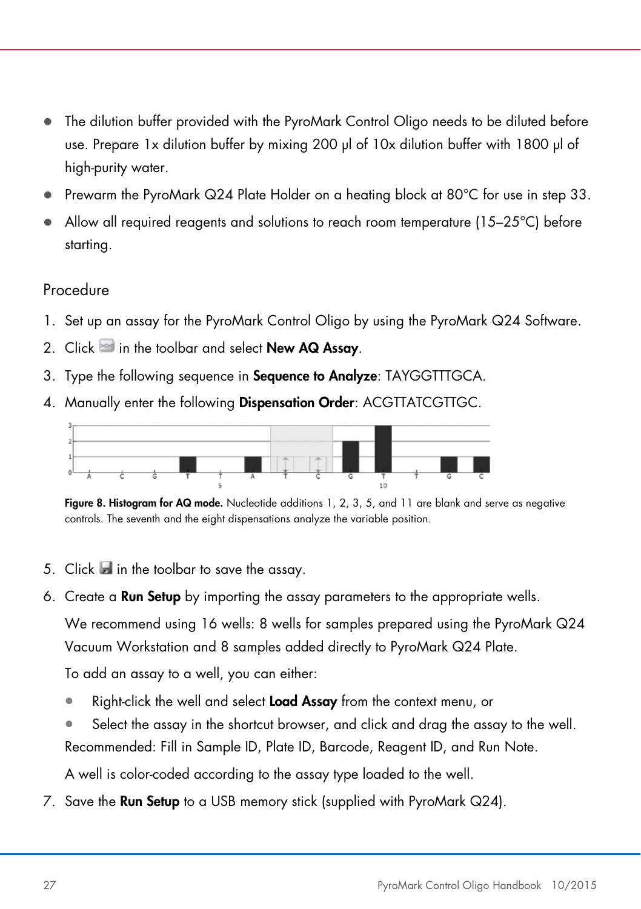- The dilution buffer provided with the PyroMark Control Oligo needs to be diluted before use. Prepare 1x dilution buffer by mixing 200 µl of 10x dilution buffer with 1800 µl of high-purity water.
- Prewarm the PyroMark Q24 Plate Holder on a heating block at 80°C for use in step 33.
- Allow all required reagents and solutions to reach room temperature (15–25°C) before starting.

## Procedure

1. Set up an assay for the PyroMark Control Oligo by using the PyroMark Q24 Software.
2. Click in the toolbar and select **New AQ Assay**.
3. Type the following sequence in **Sequence to Analyze**: TAYGGTTTGCA.
4. Manually enter the following **Dispensation Order**: ACGTTATCGTTGC.

**Figure 8. Histogram for AQ mode.** Nucleotide additions 1, 2, 3, 5, and 11 are blank and serve as negative controls. The seventh and the eight dispensations analyze the variable position.

5. Click in the toolbar to save the assay.
6. Create a **Run Setup** by importing the assay parameters to the appropriate wells.

   We recommend using 16 wells: 8 wells for samples prepared using the PyroMark Q24 Vacuum Workstation and 8 samples added directly to PyroMark Q24 Plate.

   To add an assay to a well, you can either:

   - Right-click the well and select **Load Assay** from the context menu, or
   - Select the assay in the shortcut browser, and click and drag the assay to the well.

   Recommended: Fill in Sample ID, Plate ID, Barcode, Reagent ID, and Run Note.

   A well is color-coded according to the assay type loaded to the well.
7. Save the **Run Setup** to a USB memory stick (supplied with PyroMark Q24).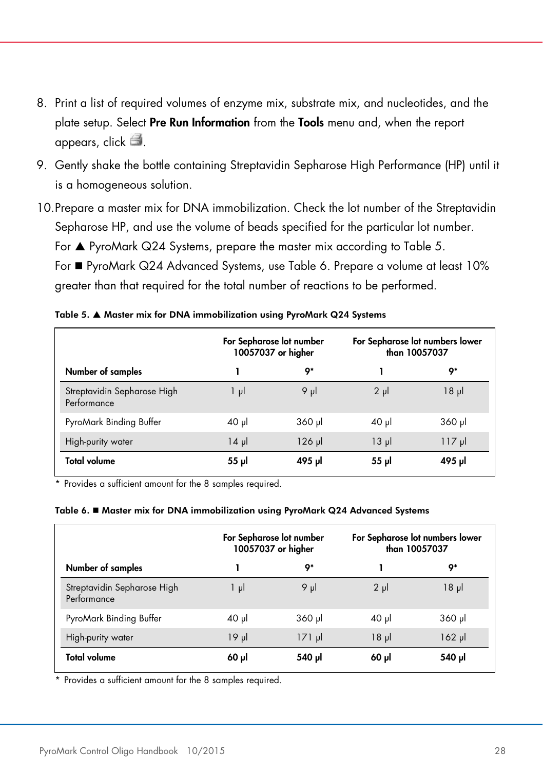8. Print a list of required volumes of enzyme mix, substrate mix, and nucleotides, and the plate setup. Select **Pre Run Information** from the **Tools** menu and, when the report appears, click 🖨.
9. Gently shake the bottle containing Streptavidin Sepharose High Performance (HP) until it is a homogeneous solution.
10. Prepare a master mix for DNA immobilization. Check the lot number of the Streptavidin Sepharose HP, and use the volume of beads specified for the particular lot number. For ▲ PyroMark Q24 Systems, prepare the master mix according to Table 5. For ■ PyroMark Q24 Advanced Systems, use Table 6. Prepare a volume at least 10% greater than that required for the total number of reactions to be performed.

**Table 5. ▲ Master mix for DNA immobilization using PyroMark Q24 Systems**

| | For Sepharose lot number 10057037 or higher | | For Sepharose lot numbers lower than 10057037 | |
|---|---|---|---|---|
| **Number of samples** | **1** | **9*** | **1** | **9*** |
| Streptavidin Sepharose High Performance | 1 µl | 9 µl | 2 µl | 18 µl |
| PyroMark Binding Buffer | 40 µl | 360 µl | 40 µl | 360 µl |
| High-purity water | 14 µl | 126 µl | 13 µl | 117 µl |
| **Total volume** | **55 µl** | **495 µl** | **55 µl** | **495 µl** |

* Provides a sufficient amount for the 8 samples required.

**Table 6. ■ Master mix for DNA immobilization using PyroMark Q24 Advanced Systems**

| | For Sepharose lot number 10057037 or higher | | For Sepharose lot numbers lower than 10057037 | |
|---|---|---|---|---|
| **Number of samples** | **1** | **9*** | **1** | **9*** |
| Streptavidin Sepharose High Performance | 1 µl | 9 µl | 2 µl | 18 µl |
| PyroMark Binding Buffer | 40 µl | 360 µl | 40 µl | 360 µl |
| High-purity water | 19 µl | 171 µl | 18 µl | 162 µl |
| **Total volume** | **60 µl** | **540 µl** | **60 µl** | **540 µl** |

* Provides a sufficient amount for the 8 samples required.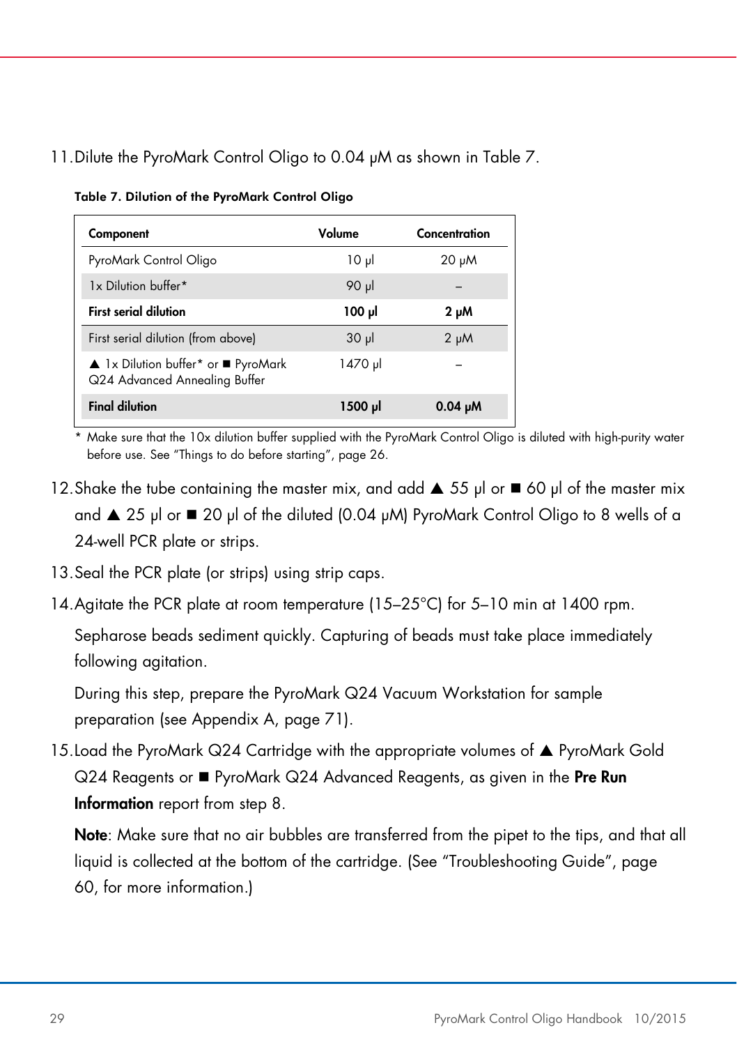11. Dilute the PyroMark Control Oligo to 0.04 µM as shown in Table 7.

**Table 7. Dilution of the PyroMark Control Oligo**

| Component | Volume | Concentration |
|---|---|---|
| PyroMark Control Oligo | 10 µl | 20 µM |
| 1x Dilution buffer* | 90 µl | – |
| **First serial dilution** | **100 µl** | **2 µM** |
| First serial dilution (from above) | 30 µl | 2 µM |
| ▲ 1x Dilution buffer* or ■ PyroMark Q24 Advanced Annealing Buffer | 1470 µl | – |
| **Final dilution** | **1500 µl** | **0.04 µM** |

\* Make sure that the 10x dilution buffer supplied with the PyroMark Control Oligo is diluted with high-purity water before use. See "Things to do before starting", page 26.

12. Shake the tube containing the master mix, and add ▲ 55 µl or ■ 60 µl of the master mix and ▲ 25 µl or ■ 20 µl of the diluted (0.04 µM) PyroMark Control Oligo to 8 wells of a 24-well PCR plate or strips.
13. Seal the PCR plate (or strips) using strip caps.
14. Agitate the PCR plate at room temperature (15–25°C) for 5–10 min at 1400 rpm.

    Sepharose beads sediment quickly. Capturing of beads must take place immediately following agitation.

    During this step, prepare the PyroMark Q24 Vacuum Workstation for sample preparation (see Appendix A, page 71).
15. Load the PyroMark Q24 Cartridge with the appropriate volumes of ▲ PyroMark Gold Q24 Reagents or ■ PyroMark Q24 Advanced Reagents, as given in the **Pre Run Information** report from step 8.

    **Note**: Make sure that no air bubbles are transferred from the pipet to the tips, and that all liquid is collected at the bottom of the cartridge. (See "Troubleshooting Guide", page 60, for more information.)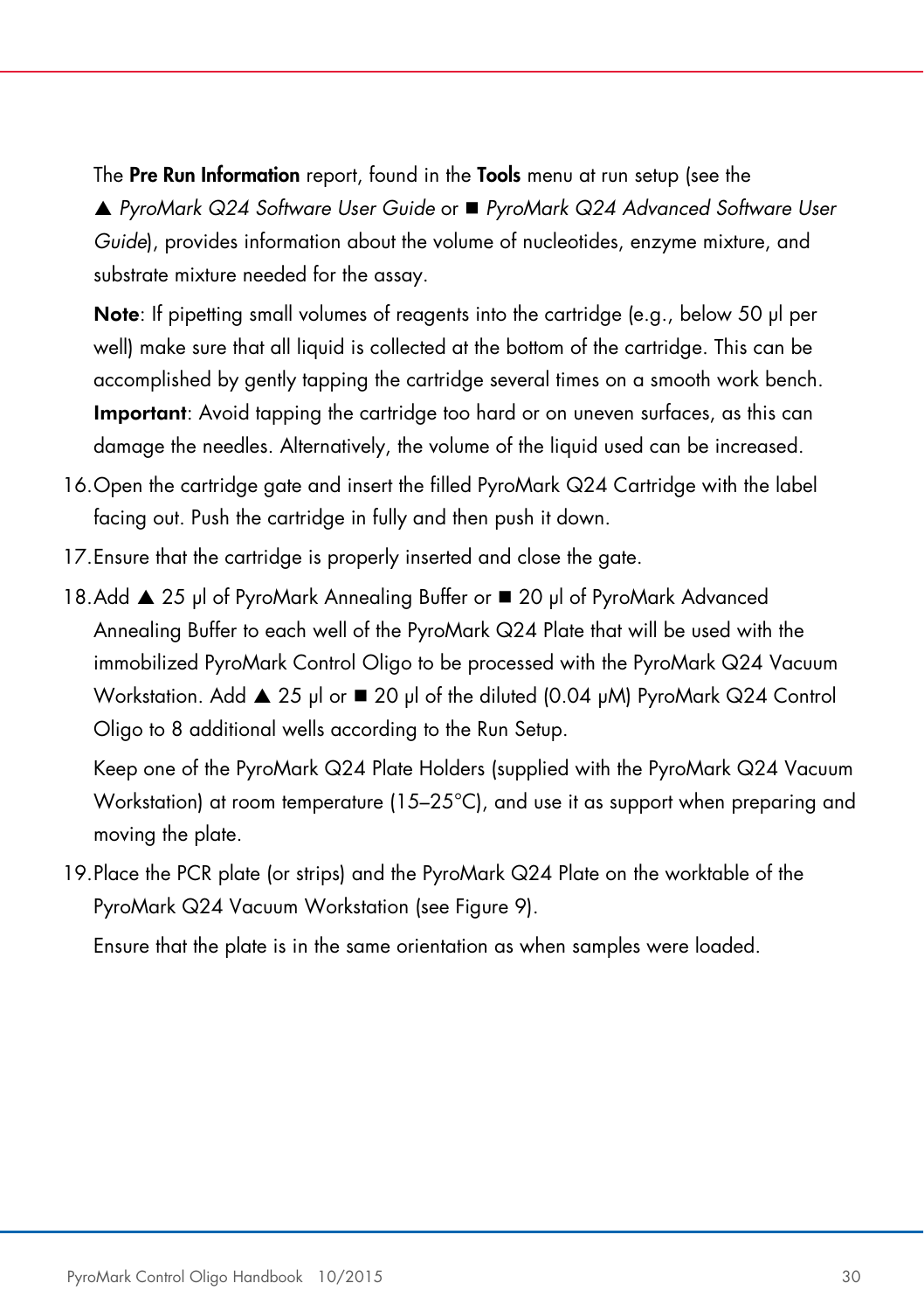The **Pre Run Information** report, found in the **Tools** menu at run setup (see the ▲ *PyroMark Q24 Software User Guide* or ■ *PyroMark Q24 Advanced Software User Guide*), provides information about the volume of nucleotides, enzyme mixture, and substrate mixture needed for the assay.

**Note**: If pipetting small volumes of reagents into the cartridge (e.g., below 50 µl per well) make sure that all liquid is collected at the bottom of the cartridge. This can be accomplished by gently tapping the cartridge several times on a smooth work bench. **Important**: Avoid tapping the cartridge too hard or on uneven surfaces, as this can damage the needles. Alternatively, the volume of the liquid used can be increased.

16. Open the cartridge gate and insert the filled PyroMark Q24 Cartridge with the label facing out. Push the cartridge in fully and then push it down.
17. Ensure that the cartridge is properly inserted and close the gate.
18. Add ▲ 25 µl of PyroMark Annealing Buffer or ■ 20 µl of PyroMark Advanced Annealing Buffer to each well of the PyroMark Q24 Plate that will be used with the immobilized PyroMark Control Oligo to be processed with the PyroMark Q24 Vacuum Workstation. Add ▲ 25 µl or ■ 20 µl of the diluted (0.04 µM) PyroMark Q24 Control Oligo to 8 additional wells according to the Run Setup.

    Keep one of the PyroMark Q24 Plate Holders (supplied with the PyroMark Q24 Vacuum Workstation) at room temperature (15–25°C), and use it as support when preparing and moving the plate.
19. Place the PCR plate (or strips) and the PyroMark Q24 Plate on the worktable of the PyroMark Q24 Vacuum Workstation (see Figure 9).

    Ensure that the plate is in the same orientation as when samples were loaded.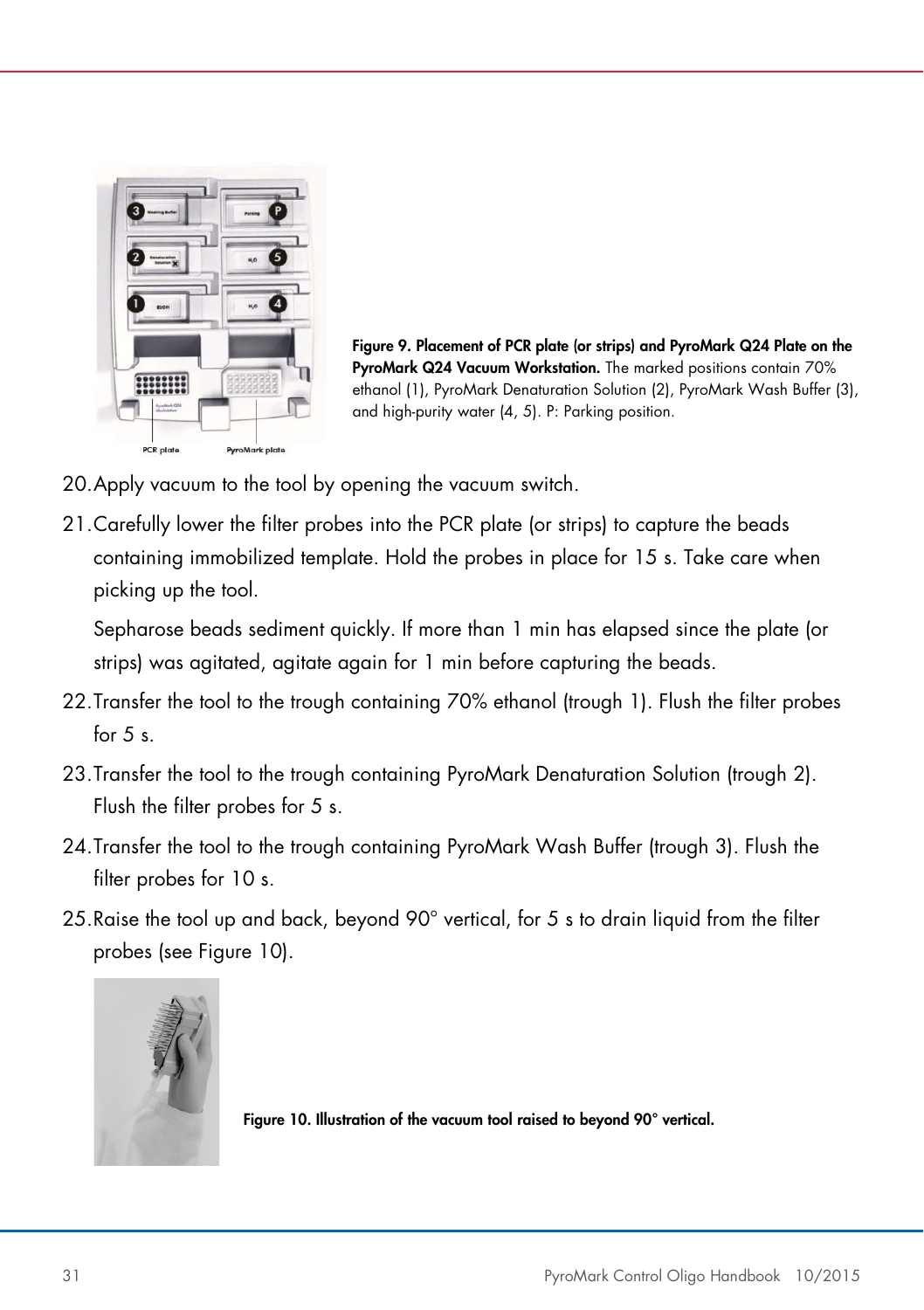**Figure 9. Placement of PCR plate (or strips) and PyroMark Q24 Plate on the PyroMark Q24 Vacuum Workstation.** The marked positions contain 70% ethanol (1), PyroMark Denaturation Solution (2), PyroMark Wash Buffer (3), and high-purity water (4, 5). P: Parking position.

20. Apply vacuum to the tool by opening the vacuum switch.
21. Carefully lower the filter probes into the PCR plate (or strips) to capture the beads containing immobilized template. Hold the probes in place for 15 s. Take care when picking up the tool.

    Sepharose beads sediment quickly. If more than 1 min has elapsed since the plate (or strips) was agitated, agitate again for 1 min before capturing the beads.
22. Transfer the tool to the trough containing 70% ethanol (trough 1). Flush the filter probes for 5 s.
23. Transfer the tool to the trough containing PyroMark Denaturation Solution (trough 2). Flush the filter probes for 5 s.
24. Transfer the tool to the trough containing PyroMark Wash Buffer (trough 3). Flush the filter probes for 10 s.
25. Raise the tool up and back, beyond 90° vertical, for 5 s to drain liquid from the filter probes (see Figure 10).

**Figure 10. Illustration of the vacuum tool raised to beyond 90° vertical.**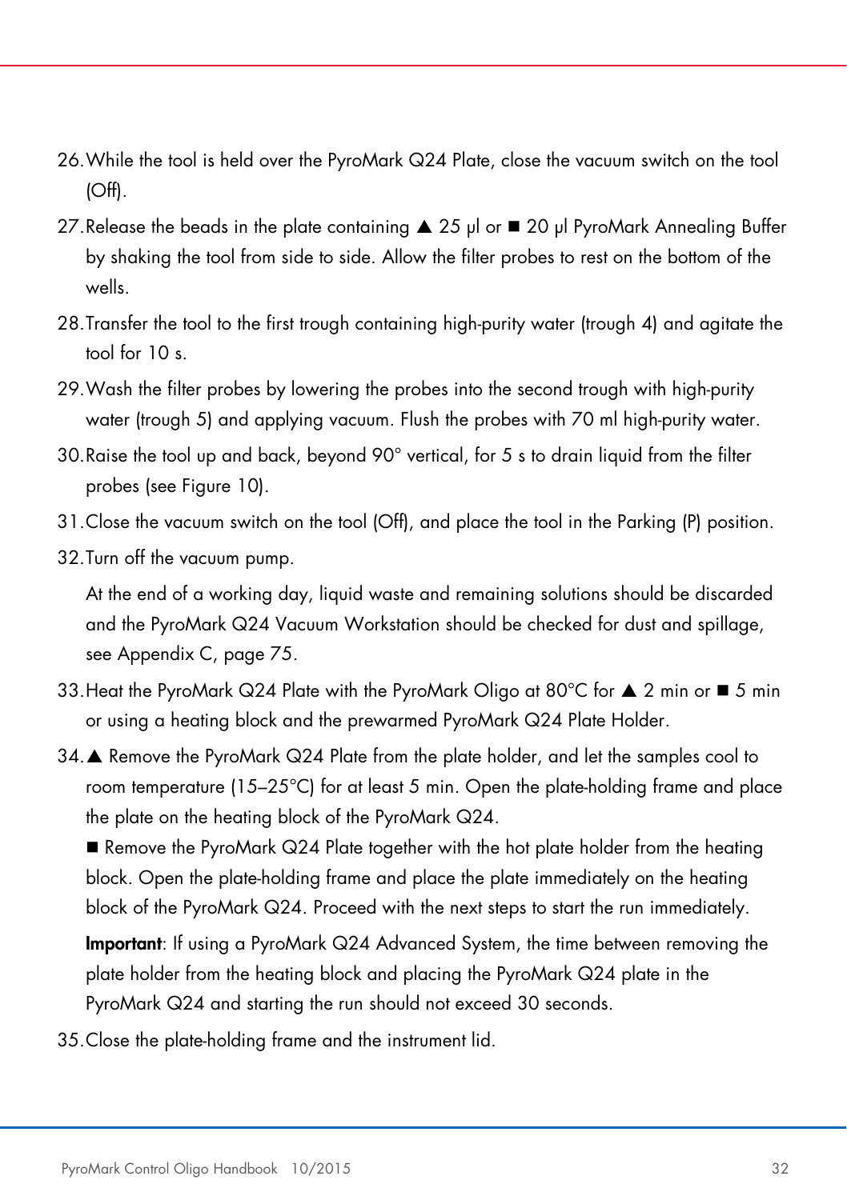26. While the tool is held over the PyroMark Q24 Plate, close the vacuum switch on the tool (Off).
27. Release the beads in the plate containing ▲ 25 µl or ■ 20 µl PyroMark Annealing Buffer by shaking the tool from side to side. Allow the filter probes to rest on the bottom of the wells.
28. Transfer the tool to the first trough containing high-purity water (trough 4) and agitate the tool for 10 s.
29. Wash the filter probes by lowering the probes into the second trough with high-purity water (trough 5) and applying vacuum. Flush the probes with 70 ml high-purity water.
30. Raise the tool up and back, beyond 90° vertical, for 5 s to drain liquid from the filter probes (see Figure 10).
31. Close the vacuum switch on the tool (Off), and place the tool in the Parking (P) position.
32. Turn off the vacuum pump.

    At the end of a working day, liquid waste and remaining solutions should be discarded and the PyroMark Q24 Vacuum Workstation should be checked for dust and spillage, see Appendix C, page 75.
33. Heat the PyroMark Q24 Plate with the PyroMark Oligo at 80°C for ▲ 2 min or ■ 5 min or using a heating block and the prewarmed PyroMark Q24 Plate Holder.
34. ▲ Remove the PyroMark Q24 Plate from the plate holder, and let the samples cool to room temperature (15–25°C) for at least 5 min. Open the plate-holding frame and place the plate on the heating block of the PyroMark Q24.

    ■ Remove the PyroMark Q24 Plate together with the hot plate holder from the heating block. Open the plate-holding frame and place the plate immediately on the heating block of the PyroMark Q24. Proceed with the next steps to start the run immediately.

    **Important**: If using a PyroMark Q24 Advanced System, the time between removing the plate holder from the heating block and placing the PyroMark Q24 plate in the PyroMark Q24 and starting the run should not exceed 30 seconds.
35. Close the plate-holding frame and the instrument lid.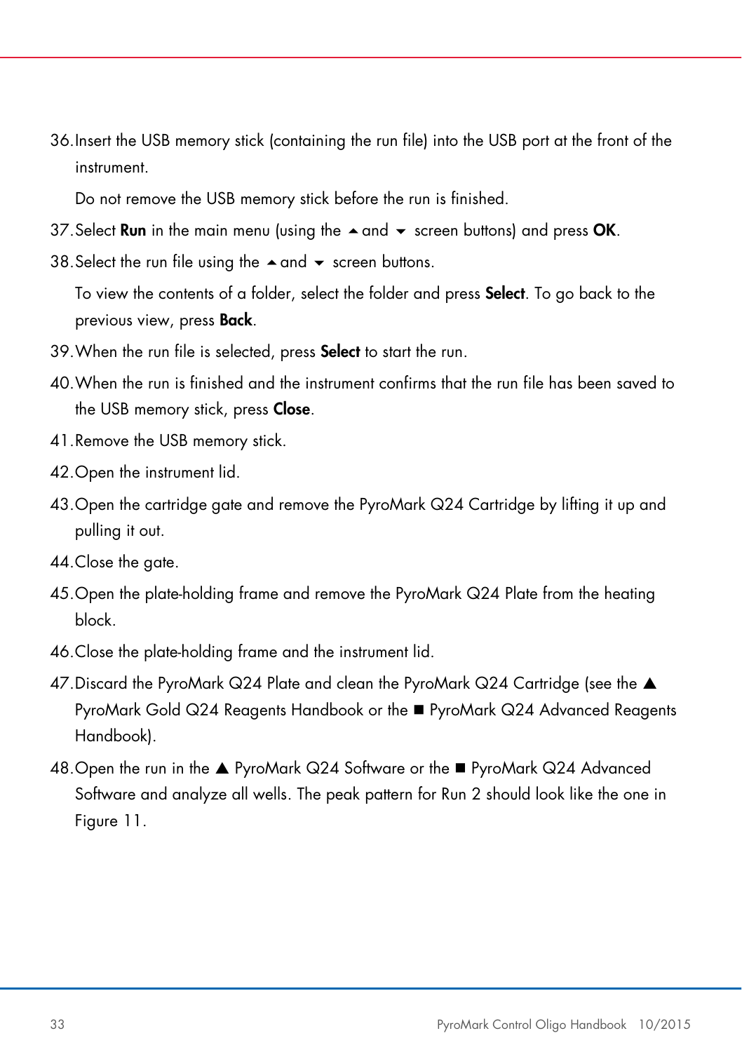36. Insert the USB memory stick (containing the run file) into the USB port at the front of the instrument.

    Do not remove the USB memory stick before the run is finished.

37. Select **Run** in the main menu (using the ▲ and ▼ screen buttons) and press **OK**.

38. Select the run file using the ▲ and ▼ screen buttons.

    To view the contents of a folder, select the folder and press **Select**. To go back to the previous view, press **Back**.

39. When the run file is selected, press **Select** to start the run.

40. When the run is finished and the instrument confirms that the run file has been saved to the USB memory stick, press **Close**.

41. Remove the USB memory stick.

42. Open the instrument lid.

43. Open the cartridge gate and remove the PyroMark Q24 Cartridge by lifting it up and pulling it out.

44. Close the gate.

45. Open the plate-holding frame and remove the PyroMark Q24 Plate from the heating block.

46. Close the plate-holding frame and the instrument lid.

47. Discard the PyroMark Q24 Plate and clean the PyroMark Q24 Cartridge (see the ▲ PyroMark Gold Q24 Reagents Handbook or the ■ PyroMark Q24 Advanced Reagents Handbook).

48. Open the run in the ▲ PyroMark Q24 Software or the ■ PyroMark Q24 Advanced Software and analyze all wells. The peak pattern for Run 2 should look like the one in Figure 11.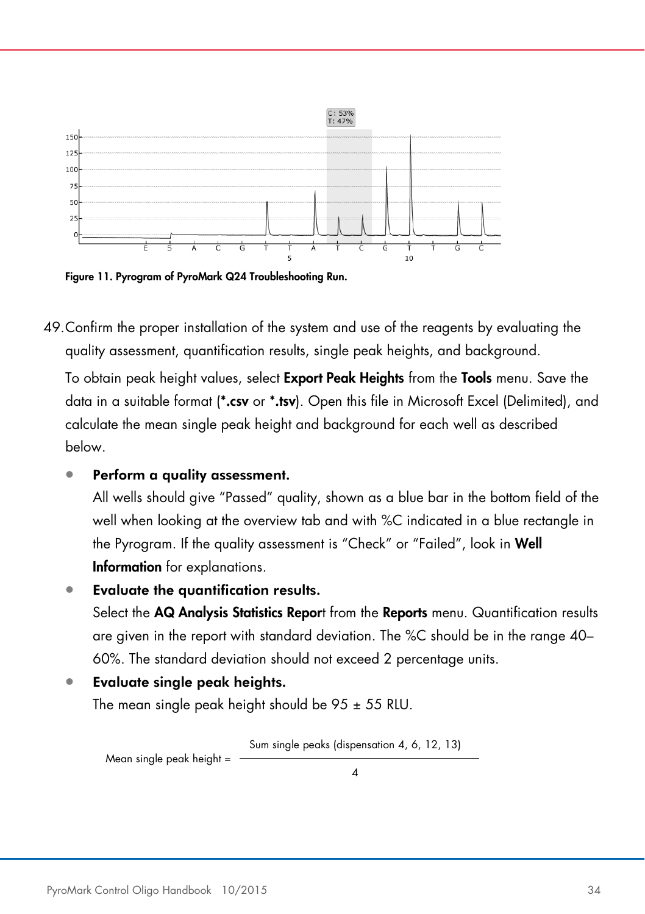Figure 11. Pyrogram of PyroMark Q24 Troubleshooting Run.

49. Confirm the proper installation of the system and use of the reagents by evaluating the quality assessment, quantification results, single peak heights, and background.

To obtain peak height values, select **Export Peak Heights** from the **Tools** menu. Save the data in a suitable format (**\*.csv** or **\*.tsv**). Open this file in Microsoft Excel (Delimited), and calculate the mean single peak height and background for each well as described below.

- **Perform a quality assessment.**
  All wells should give "Passed" quality, shown as a blue bar in the bottom field of the well when looking at the overview tab and with %C indicated in a blue rectangle in the Pyrogram. If the quality assessment is "Check" or "Failed", look in **Well Information** for explanations.
- **Evaluate the quantification results.**
  Select the **AQ Analysis Statistics Report** from the **Reports** menu. Quantification results are given in the report with standard deviation. The %C should be in the range 40–60%. The standard deviation should not exceed 2 percentage units.
- **Evaluate single peak heights.**
  The mean single peak height should be 95 ± 55 RLU.

$$\text{Mean single peak height} = \frac{\text{Sum single peaks (dispensation 4, 6, 12, 13)}}{4}$$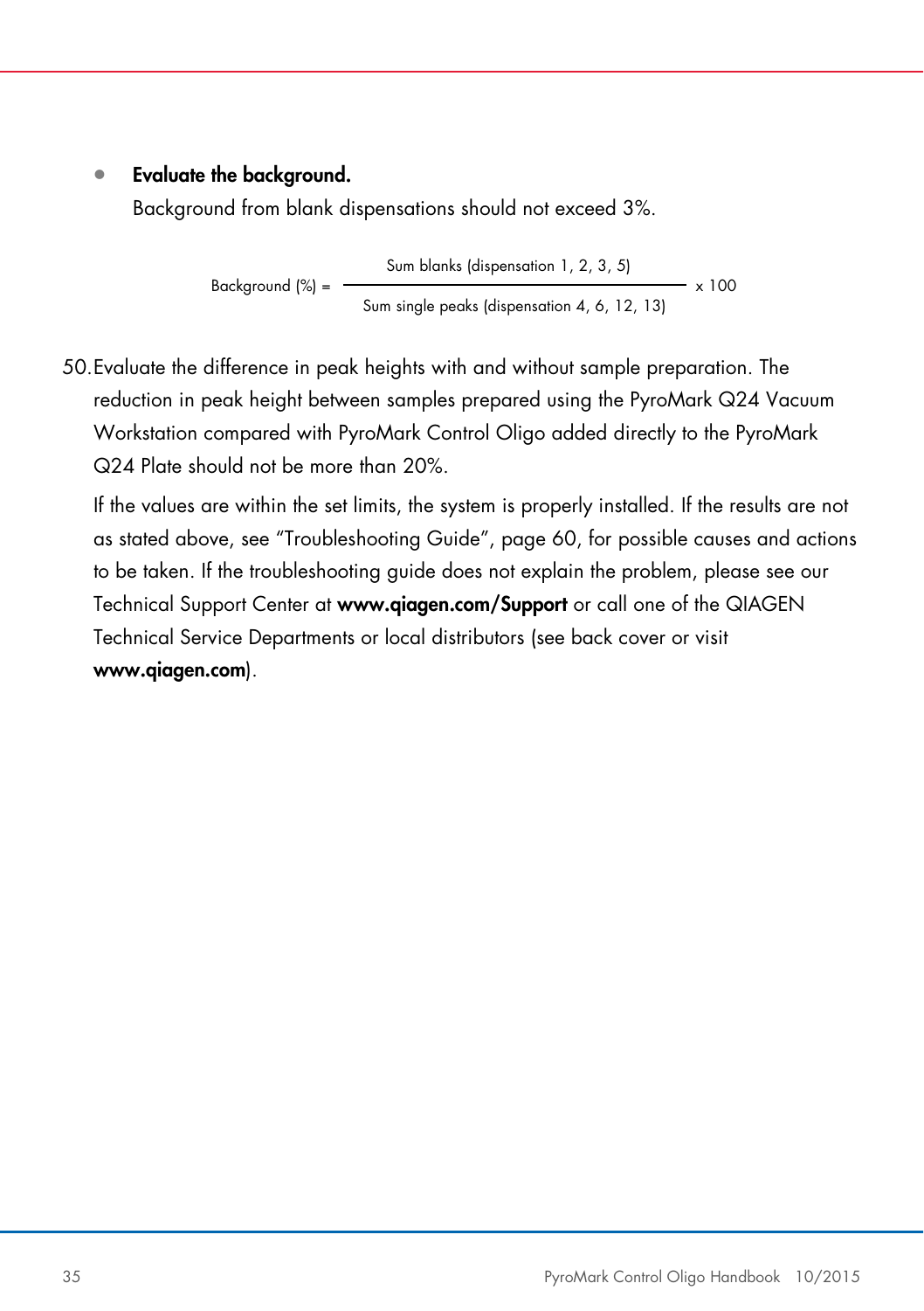- **Evaluate the background.**

  Background from blank dispensations should not exceed 3%.

$$\text{Background (\%)} = \frac{\text{Sum blanks (dispensation 1, 2, 3, 5)}}{\text{Sum single peaks (dispensation 4, 6, 12, 13)}} \times 100$$

50. Evaluate the difference in peak heights with and without sample preparation. The reduction in peak height between samples prepared using the PyroMark Q24 Vacuum Workstation compared with PyroMark Control Oligo added directly to the PyroMark Q24 Plate should not be more than 20%.

    If the values are within the set limits, the system is properly installed. If the results are not as stated above, see "Troubleshooting Guide", page 60, for possible causes and actions to be taken. If the troubleshooting guide does not explain the problem, please see our Technical Support Center at **www.qiagen.com/Support** or call one of the QIAGEN Technical Service Departments or local distributors (see back cover or visit **www.qiagen.com**).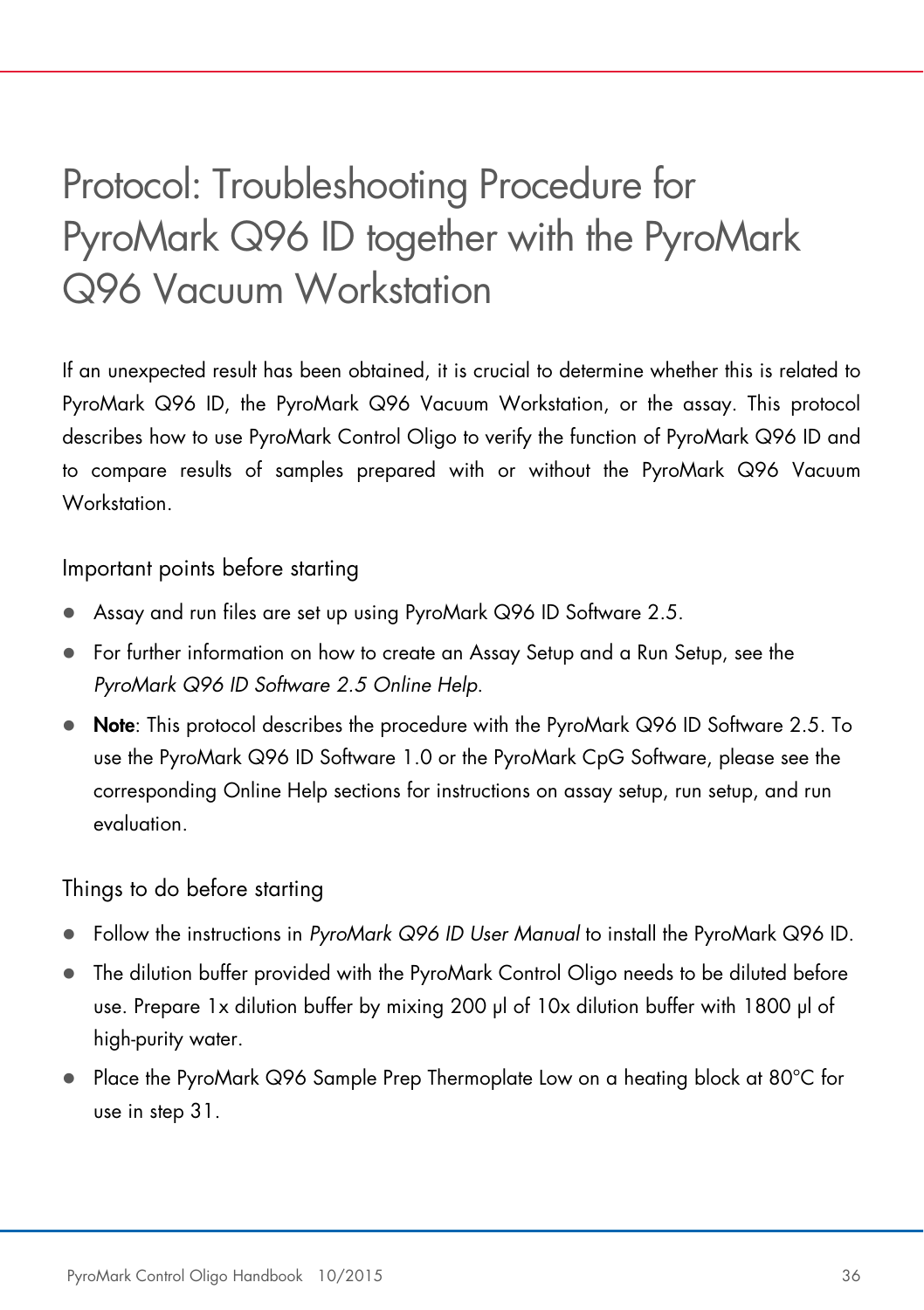# Protocol: Troubleshooting Procedure for PyroMark Q96 ID together with the PyroMark Q96 Vacuum Workstation

If an unexpected result has been obtained, it is crucial to determine whether this is related to PyroMark Q96 ID, the PyroMark Q96 Vacuum Workstation, or the assay. This protocol describes how to use PyroMark Control Oligo to verify the function of PyroMark Q96 ID and to compare results of samples prepared with or without the PyroMark Q96 Vacuum Workstation.

## Important points before starting

- Assay and run files are set up using PyroMark Q96 ID Software 2.5.
- For further information on how to create an Assay Setup and a Run Setup, see the *PyroMark Q96 ID Software 2.5 Online Help*.
- **Note**: This protocol describes the procedure with the PyroMark Q96 ID Software 2.5. To use the PyroMark Q96 ID Software 1.0 or the PyroMark CpG Software, please see the corresponding Online Help sections for instructions on assay setup, run setup, and run evaluation.

## Things to do before starting

- Follow the instructions in *PyroMark Q96 ID User Manual* to install the PyroMark Q96 ID.
- The dilution buffer provided with the PyroMark Control Oligo needs to be diluted before use. Prepare 1x dilution buffer by mixing 200 µl of 10x dilution buffer with 1800 µl of high-purity water.
- Place the PyroMark Q96 Sample Prep Thermoplate Low on a heating block at 80°C for use in step 31.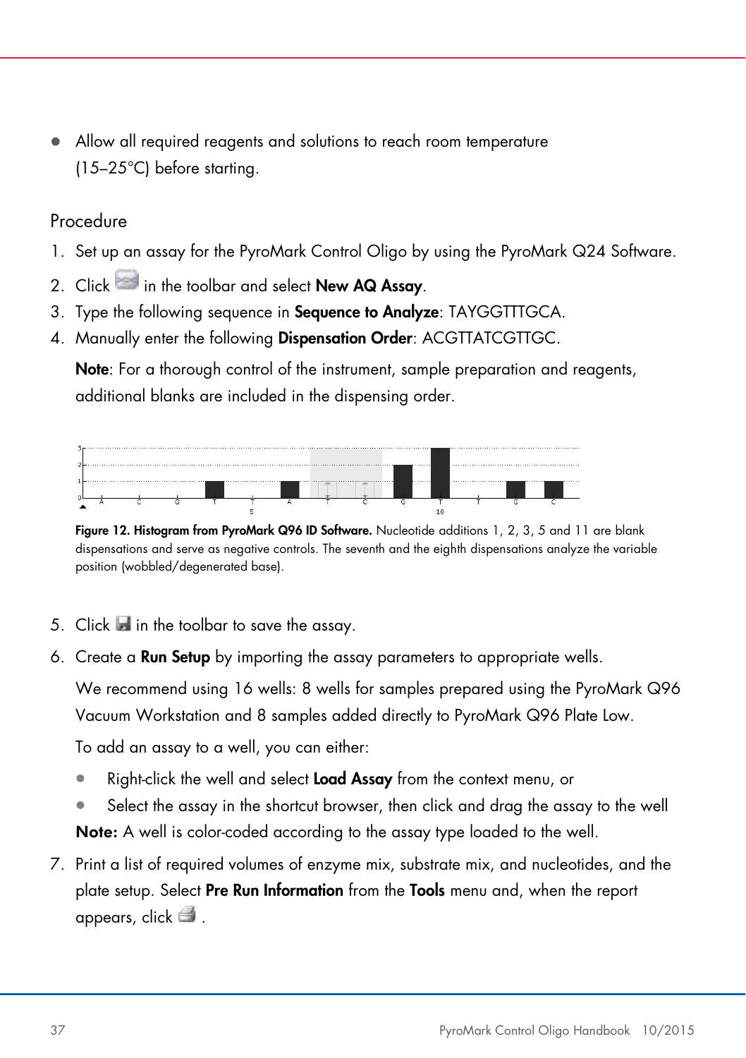- Allow all required reagents and solutions to reach room temperature (15–25°C) before starting.

## Procedure

1. Set up an assay for the PyroMark Control Oligo by using the PyroMark Q24 Software.
2. Click in the toolbar and select **New AQ Assay**.
3. Type the following sequence in **Sequence to Analyze**: TAYGGTTTGCA.
4. Manually enter the following **Dispensation Order**: ACGTTATCGTTGC.

   **Note**: For a thorough control of the instrument, sample preparation and reagents, additional blanks are included in the dispensing order.

   **Figure 12. Histogram from PyroMark Q96 ID Software.** Nucleotide additions 1, 2, 3, 5 and 11 are blank dispensations and serve as negative controls. The seventh and the eighth dispensations analyze the variable position (wobbled/degenerated base).

5. Click in the toolbar to save the assay.
6. Create a **Run Setup** by importing the assay parameters to appropriate wells.

   We recommend using 16 wells: 8 wells for samples prepared using the PyroMark Q96 Vacuum Workstation and 8 samples added directly to PyroMark Q96 Plate Low.

   To add an assay to a well, you can either:

   - Right-click the well and select **Load Assay** from the context menu, or
   - Select the assay in the shortcut browser, then click and drag the assay to the well

   **Note:** A well is color-coded according to the assay type loaded to the well.

7. Print a list of required volumes of enzyme mix, substrate mix, and nucleotides, and the plate setup. Select **Pre Run Information** from the **Tools** menu and, when the report appears, click .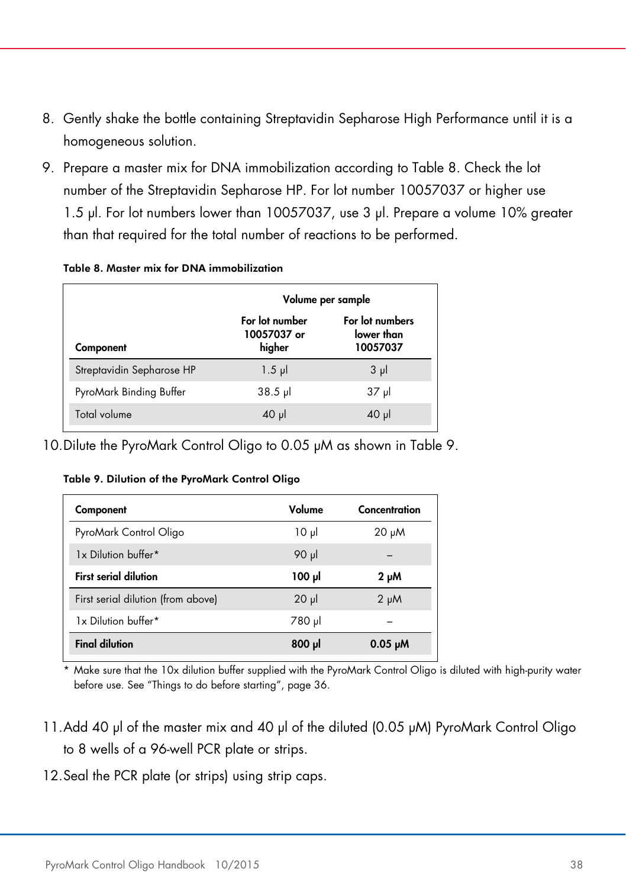8. Gently shake the bottle containing Streptavidin Sepharose High Performance until it is a homogeneous solution.
9. Prepare a master mix for DNA immobilization according to Table 8. Check the lot number of the Streptavidin Sepharose HP. For lot number 10057037 or higher use 1.5 µl. For lot numbers lower than 10057037, use 3 µl. Prepare a volume 10% greater than that required for the total number of reactions to be performed.

**Table 8. Master mix for DNA immobilization**

| | Volume per sample | |
|---|---|---|
| **Component** | **For lot number 10057037 or higher** | **For lot numbers lower than 10057037** |
| Streptavidin Sepharose HP | 1.5 µl | 3 µl |
| PyroMark Binding Buffer | 38.5 µl | 37 µl |
| Total volume | 40 µl | 40 µl |

10. Dilute the PyroMark Control Oligo to 0.05 µM as shown in Table 9.

**Table 9. Dilution of the PyroMark Control Oligo**

| Component | Volume | Concentration |
|---|---|---|
| PyroMark Control Oligo | 10 µl | 20 µM |
| 1x Dilution buffer* | 90 µl | – |
| **First serial dilution** | **100 µl** | **2 µM** |
| First serial dilution (from above) | 20 µl | 2 µM |
| 1x Dilution buffer* | 780 µl | – |
| **Final dilution** | **800 µl** | **0.05 µM** |

\* Make sure that the 10x dilution buffer supplied with the PyroMark Control Oligo is diluted with high-purity water before use. See "Things to do before starting", page 36.

11. Add 40 µl of the master mix and 40 µl of the diluted (0.05 µM) PyroMark Control Oligo to 8 wells of a 96-well PCR plate or strips.
12. Seal the PCR plate (or strips) using strip caps.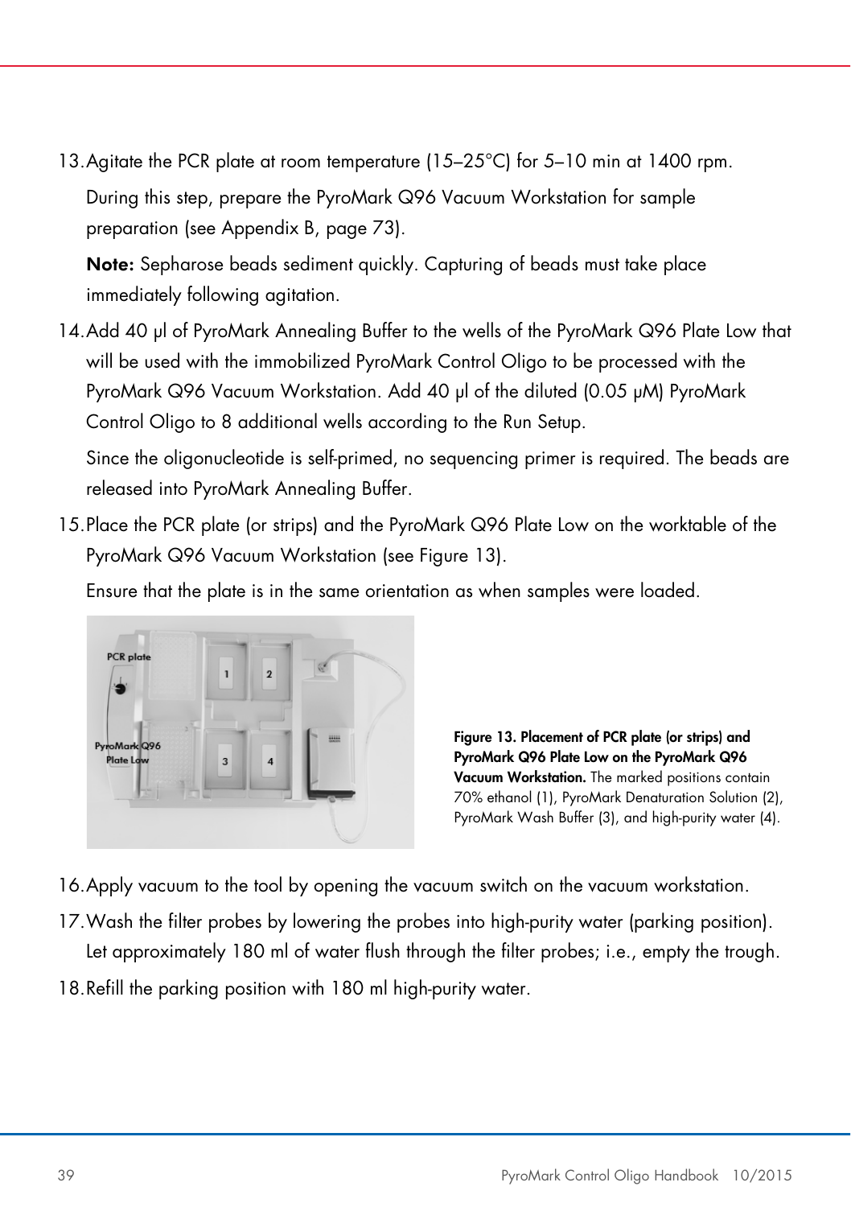13. Agitate the PCR plate at room temperature (15–25°C) for 5–10 min at 1400 rpm.

    During this step, prepare the PyroMark Q96 Vacuum Workstation for sample preparation (see Appendix B, page 73).

    **Note:** Sepharose beads sediment quickly. Capturing of beads must take place immediately following agitation.

14. Add 40 µl of PyroMark Annealing Buffer to the wells of the PyroMark Q96 Plate Low that will be used with the immobilized PyroMark Control Oligo to be processed with the PyroMark Q96 Vacuum Workstation. Add 40 µl of the diluted (0.05 µM) PyroMark Control Oligo to 8 additional wells according to the Run Setup.

    Since the oligonucleotide is self-primed, no sequencing primer is required. The beads are released into PyroMark Annealing Buffer.

15. Place the PCR plate (or strips) and the PyroMark Q96 Plate Low on the worktable of the PyroMark Q96 Vacuum Workstation (see Figure 13).

    Ensure that the plate is in the same orientation as when samples were loaded.

**Figure 13. Placement of PCR plate (or strips) and PyroMark Q96 Plate Low on the PyroMark Q96 Vacuum Workstation.** The marked positions contain 70% ethanol (1), PyroMark Denaturation Solution (2), PyroMark Wash Buffer (3), and high-purity water (4).

16. Apply vacuum to the tool by opening the vacuum switch on the vacuum workstation.

17. Wash the filter probes by lowering the probes into high-purity water (parking position). Let approximately 180 ml of water flush through the filter probes; i.e., empty the trough.

18. Refill the parking position with 180 ml high-purity water.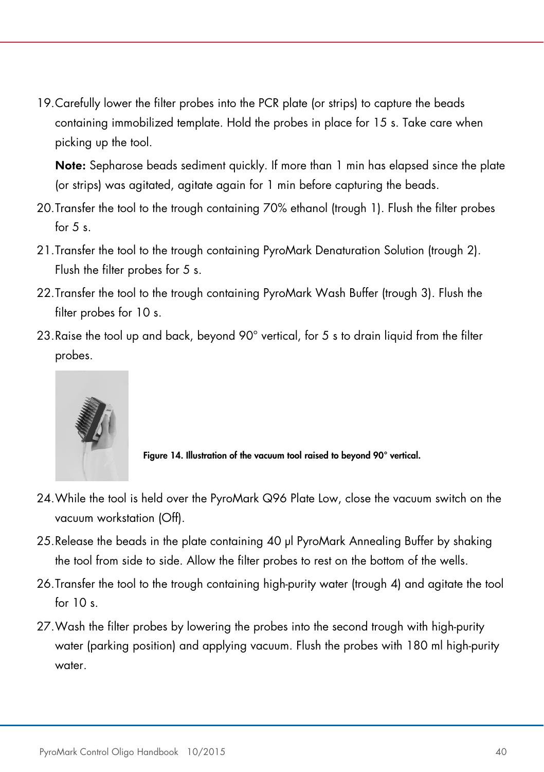19. Carefully lower the filter probes into the PCR plate (or strips) to capture the beads containing immobilized template. Hold the probes in place for 15 s. Take care when picking up the tool.

    **Note:** Sepharose beads sediment quickly. If more than 1 min has elapsed since the plate (or strips) was agitated, agitate again for 1 min before capturing the beads.

20. Transfer the tool to the trough containing 70% ethanol (trough 1). Flush the filter probes for 5 s.
21. Transfer the tool to the trough containing PyroMark Denaturation Solution (trough 2). Flush the filter probes for 5 s.
22. Transfer the tool to the trough containing PyroMark Wash Buffer (trough 3). Flush the filter probes for 10 s.
23. Raise the tool up and back, beyond 90° vertical, for 5 s to drain liquid from the filter probes.

**Figure 14. Illustration of the vacuum tool raised to beyond 90° vertical.**

24. While the tool is held over the PyroMark Q96 Plate Low, close the vacuum switch on the vacuum workstation (Off).
25. Release the beads in the plate containing 40 µl PyroMark Annealing Buffer by shaking the tool from side to side. Allow the filter probes to rest on the bottom of the wells.
26. Transfer the tool to the trough containing high-purity water (trough 4) and agitate the tool for 10 s.
27. Wash the filter probes by lowering the probes into the second trough with high-purity water (parking position) and applying vacuum. Flush the probes with 180 ml high-purity water.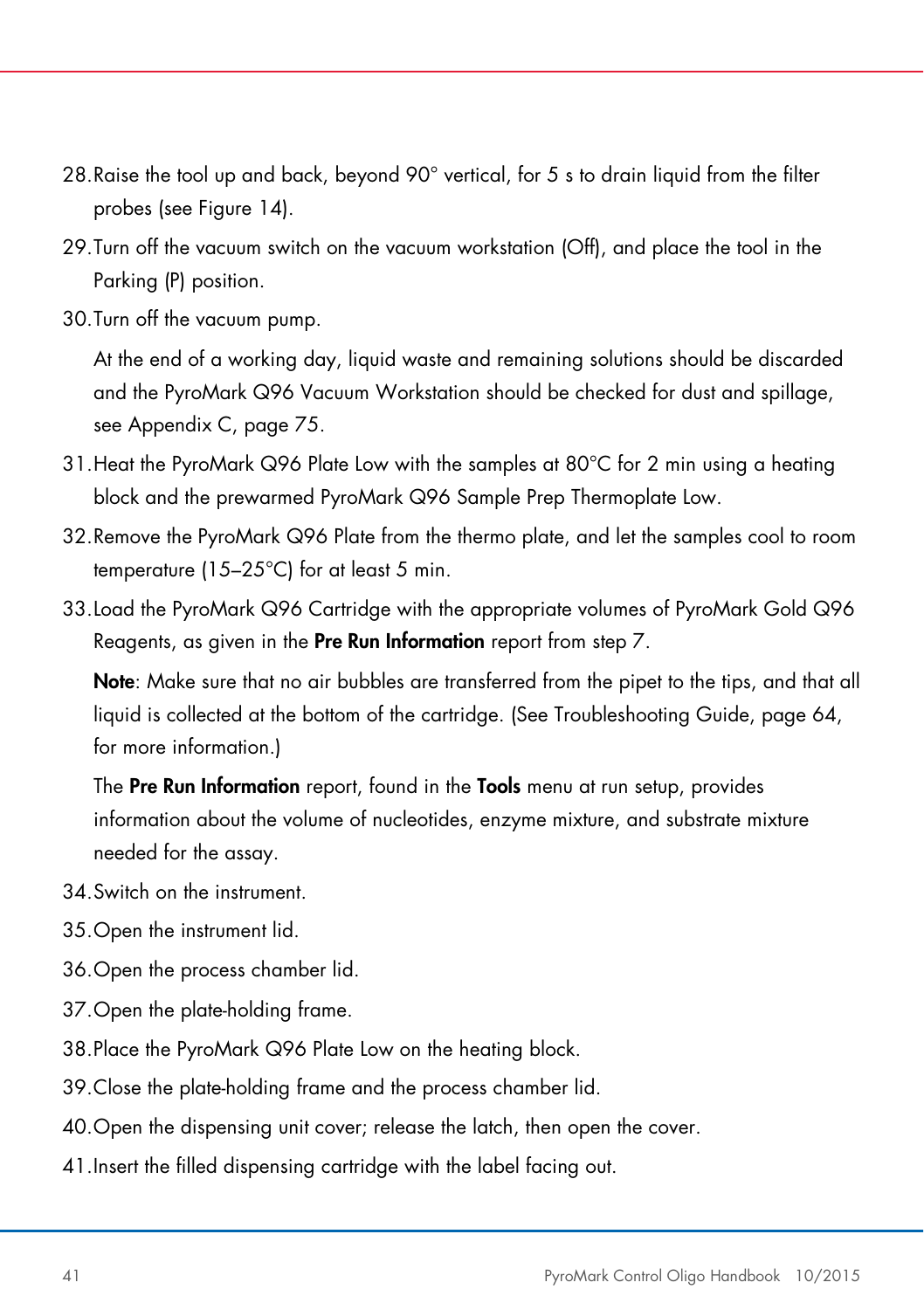28. Raise the tool up and back, beyond 90° vertical, for 5 s to drain liquid from the filter probes (see Figure 14).
29. Turn off the vacuum switch on the vacuum workstation (Off), and place the tool in the Parking (P) position.
30. Turn off the vacuum pump.

    At the end of a working day, liquid waste and remaining solutions should be discarded and the PyroMark Q96 Vacuum Workstation should be checked for dust and spillage, see Appendix C, page 75.

31. Heat the PyroMark Q96 Plate Low with the samples at 80°C for 2 min using a heating block and the prewarmed PyroMark Q96 Sample Prep Thermoplate Low.
32. Remove the PyroMark Q96 Plate from the thermo plate, and let the samples cool to room temperature (15–25°C) for at least 5 min.
33. Load the PyroMark Q96 Cartridge with the appropriate volumes of PyroMark Gold Q96 Reagents, as given in the **Pre Run Information** report from step 7.

    **Note**: Make sure that no air bubbles are transferred from the pipet to the tips, and that all liquid is collected at the bottom of the cartridge. (See Troubleshooting Guide, page 64, for more information.)

    The **Pre Run Information** report, found in the **Tools** menu at run setup, provides information about the volume of nucleotides, enzyme mixture, and substrate mixture needed for the assay.

34. Switch on the instrument.
35. Open the instrument lid.
36. Open the process chamber lid.
37. Open the plate-holding frame.
38. Place the PyroMark Q96 Plate Low on the heating block.
39. Close the plate-holding frame and the process chamber lid.
40. Open the dispensing unit cover; release the latch, then open the cover.
41. Insert the filled dispensing cartridge with the label facing out.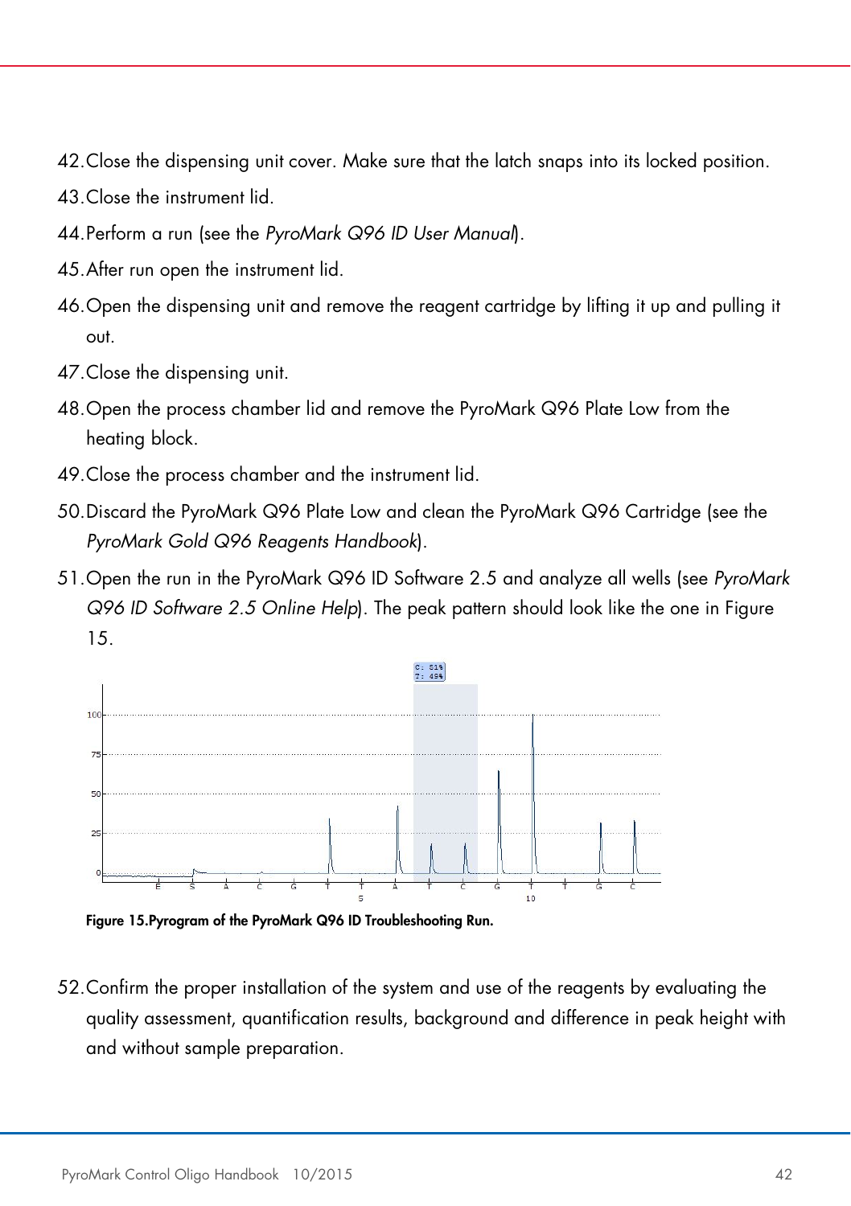42. Close the dispensing unit cover. Make sure that the latch snaps into its locked position.
43. Close the instrument lid.
44. Perform a run (see the *PyroMark Q96 ID User Manual*).
45. After run open the instrument lid.
46. Open the dispensing unit and remove the reagent cartridge by lifting it up and pulling it out.
47. Close the dispensing unit.
48. Open the process chamber lid and remove the PyroMark Q96 Plate Low from the heating block.
49. Close the process chamber and the instrument lid.
50. Discard the PyroMark Q96 Plate Low and clean the PyroMark Q96 Cartridge (see the *PyroMark Gold Q96 Reagents Handbook*).
51. Open the run in the PyroMark Q96 ID Software 2.5 and analyze all wells (see *PyroMark Q96 ID Software 2.5 Online Help*). The peak pattern should look like the one in Figure 15.

**Figure 15. Pyrogram of the PyroMark Q96 ID Troubleshooting Run.**

52. Confirm the proper installation of the system and use of the reagents by evaluating the quality assessment, quantification results, background and difference in peak height with and without sample preparation.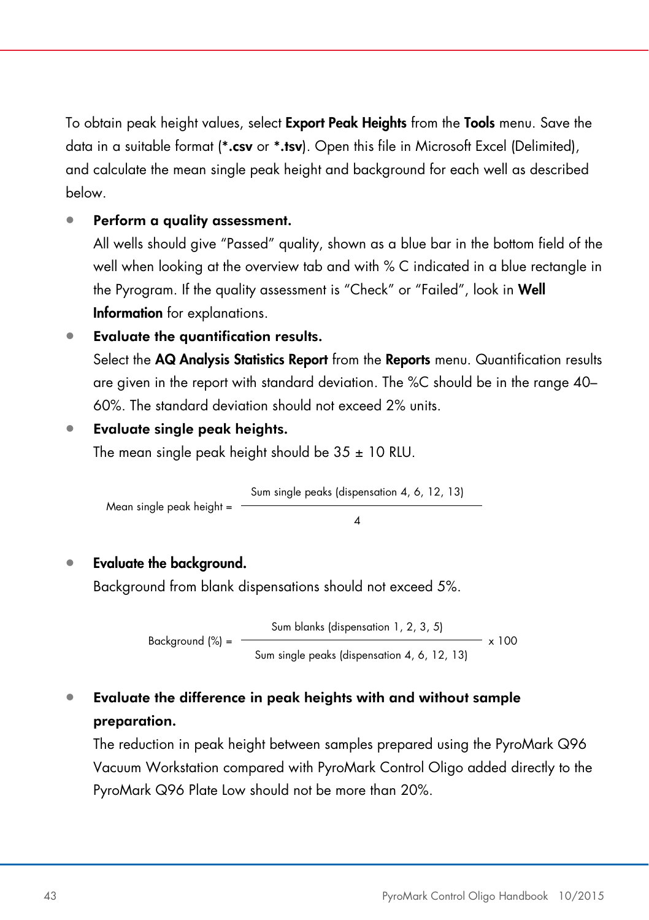To obtain peak height values, select **Export Peak Heights** from the **Tools** menu. Save the data in a suitable format (***.csv** or ***.tsv**). Open this file in Microsoft Excel (Delimited), and calculate the mean single peak height and background for each well as described below.

- **Perform a quality assessment.**
  All wells should give "Passed" quality, shown as a blue bar in the bottom field of the well when looking at the overview tab and with % C indicated in a blue rectangle in the Pyrogram. If the quality assessment is "Check" or "Failed", look in **Well Information** for explanations.
- **Evaluate the quantification results.**
  Select the **AQ Analysis Statistics Report** from the **Reports** menu. Quantification results are given in the report with standard deviation. The %C should be in the range 40–60%. The standard deviation should not exceed 2% units.
- **Evaluate single peak heights.**
  The mean single peak height should be 35 ± 10 RLU.

$$\text{Mean single peak height} = \frac{\text{Sum single peaks (dispensation 4, 6, 12, 13)}}{4}$$

- **Evaluate the background.**
  Background from blank dispensations should not exceed 5%.

$$\text{Background (\%)} = \frac{\text{Sum blanks (dispensation 1, 2, 3, 5)}}{\text{Sum single peaks (dispensation 4, 6, 12, 13)}} \times 100$$

- **Evaluate the difference in peak heights with and without sample preparation.**
  The reduction in peak height between samples prepared using the PyroMark Q96 Vacuum Workstation compared with PyroMark Control Oligo added directly to the PyroMark Q96 Plate Low should not be more than 20%.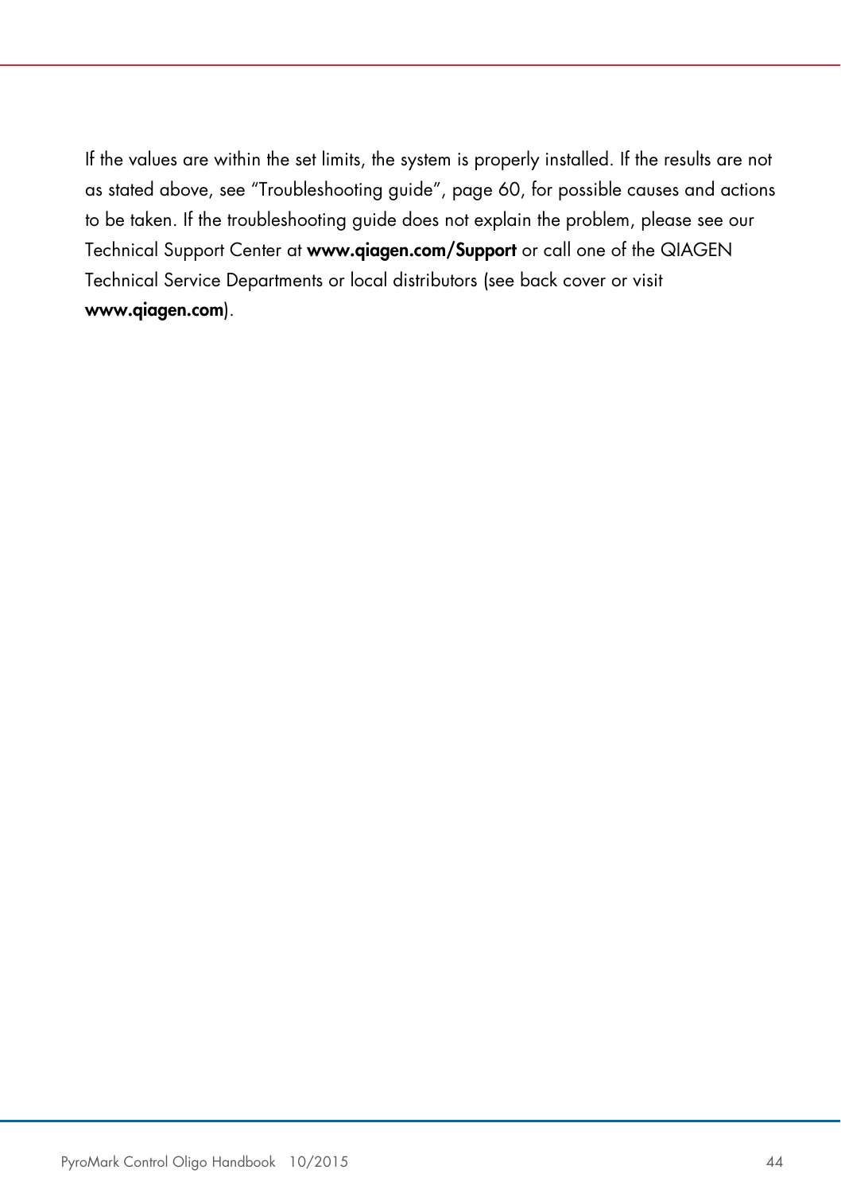If the values are within the set limits, the system is properly installed. If the results are not as stated above, see “Troubleshooting guide”, page 60, for possible causes and actions to be taken. If the troubleshooting guide does not explain the problem, please see our Technical Support Center at **www.qiagen.com/Support** or call one of the QIAGEN Technical Service Departments or local distributors (see back cover or visit **www.qiagen.com**).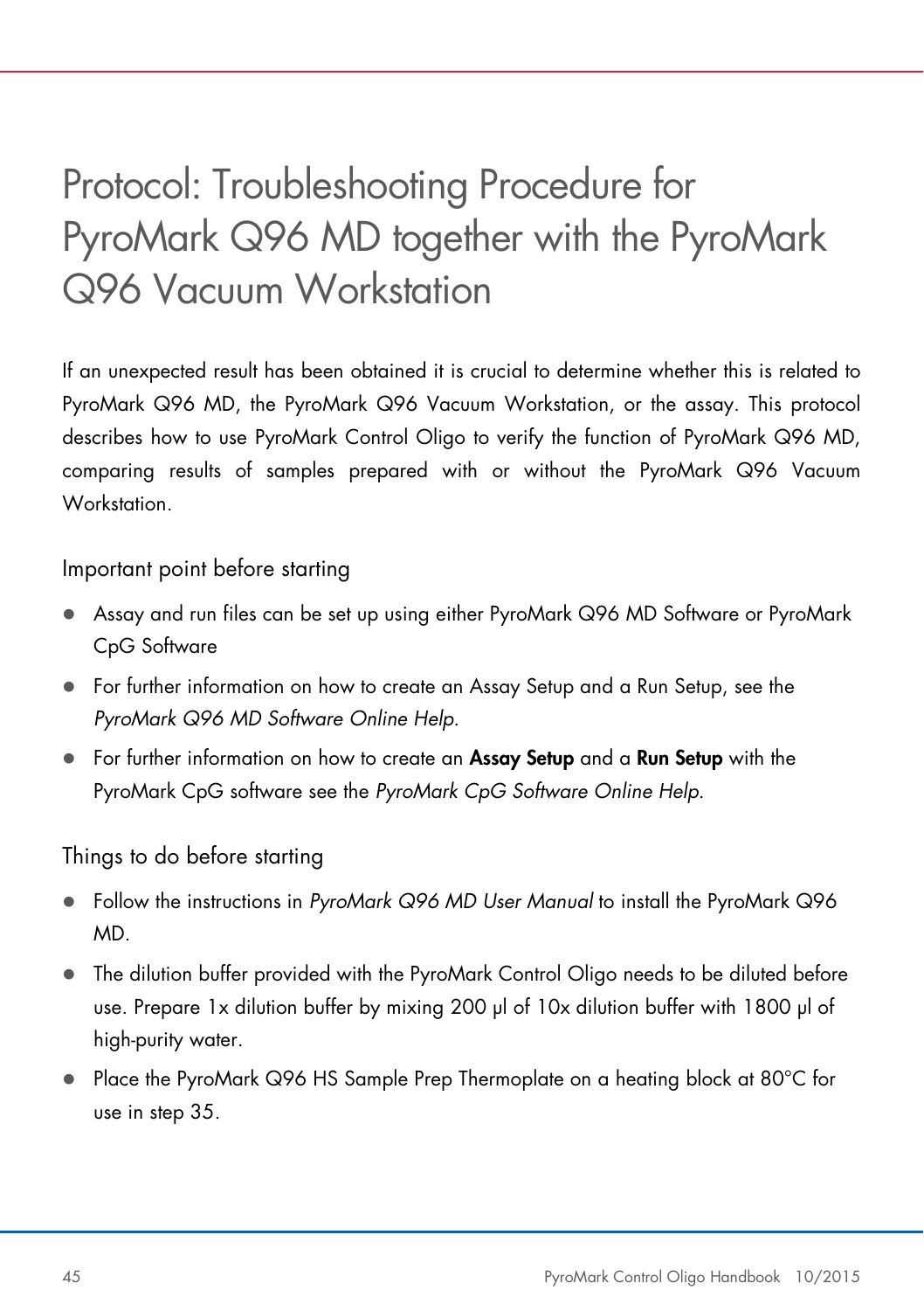# Protocol: Troubleshooting Procedure for PyroMark Q96 MD together with the PyroMark Q96 Vacuum Workstation

If an unexpected result has been obtained it is crucial to determine whether this is related to PyroMark Q96 MD, the PyroMark Q96 Vacuum Workstation, or the assay. This protocol describes how to use PyroMark Control Oligo to verify the function of PyroMark Q96 MD, comparing results of samples prepared with or without the PyroMark Q96 Vacuum Workstation.

## Important point before starting

- Assay and run files can be set up using either PyroMark Q96 MD Software or PyroMark CpG Software
- For further information on how to create an Assay Setup and a Run Setup, see the *PyroMark Q96 MD Software Online Help*.
- For further information on how to create an **Assay Setup** and a **Run Setup** with the PyroMark CpG software see the *PyroMark CpG Software Online Help*.

## Things to do before starting

- Follow the instructions in *PyroMark Q96 MD User Manual* to install the PyroMark Q96 MD.
- The dilution buffer provided with the PyroMark Control Oligo needs to be diluted before use. Prepare 1x dilution buffer by mixing 200 µl of 10x dilution buffer with 1800 µl of high-purity water.
- Place the PyroMark Q96 HS Sample Prep Thermoplate on a heating block at 80°C for use in step 35.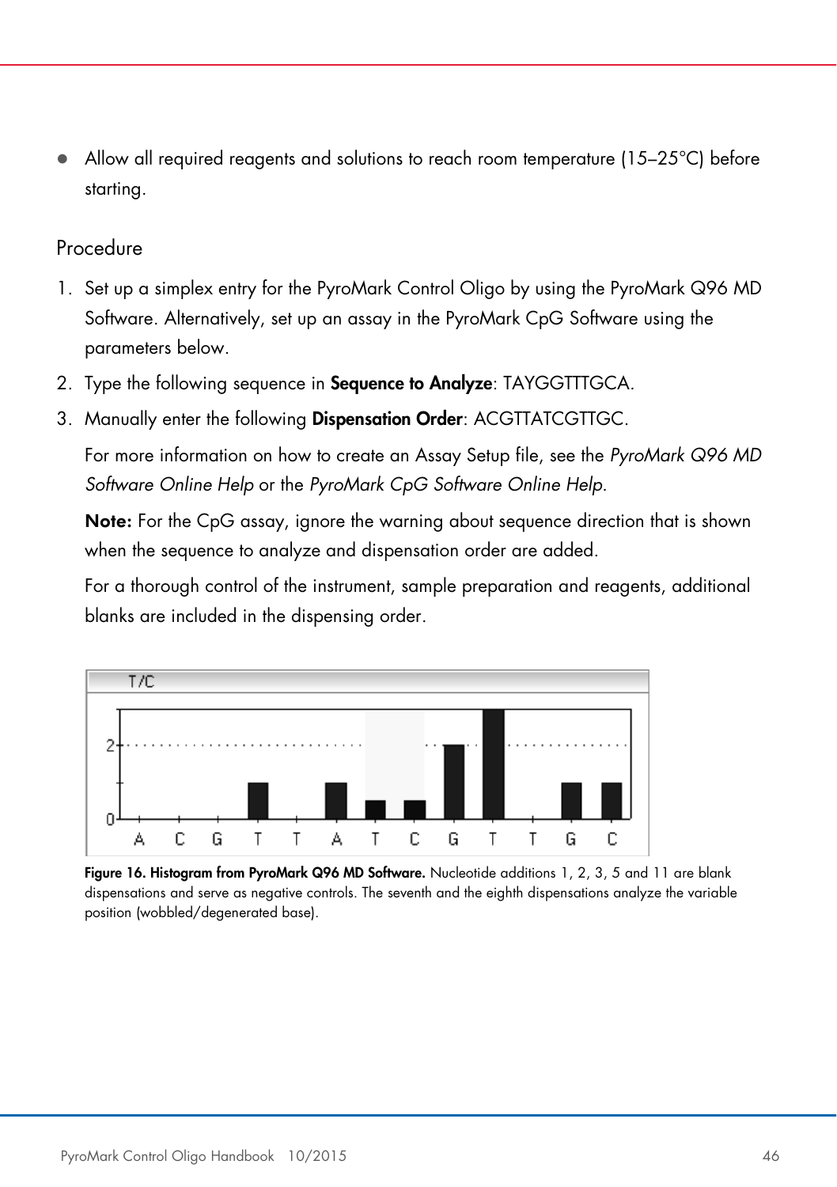- Allow all required reagents and solutions to reach room temperature (15–25°C) before starting.

## Procedure

1. Set up a simplex entry for the PyroMark Control Oligo by using the PyroMark Q96 MD Software. Alternatively, set up an assay in the PyroMark CpG Software using the parameters below.
2. Type the following sequence in **Sequence to Analyze**: TAYGGTTTGCA.
3. Manually enter the following **Dispensation Order**: ACGTTATCGTTGC.

   For more information on how to create an Assay Setup file, see the *PyroMark Q96 MD Software Online Help* or the *PyroMark CpG Software Online Help*.

   **Note:** For the CpG assay, ignore the warning about sequence direction that is shown when the sequence to analyze and dispensation order are added.

   For a thorough control of the instrument, sample preparation and reagents, additional blanks are included in the dispensing order.

**Figure 16. Histogram from PyroMark Q96 MD Software.** Nucleotide additions 1, 2, 3, 5 and 11 are blank dispensations and serve as negative controls. The seventh and the eighth dispensations analyze the variable position (wobbled/degenerated base).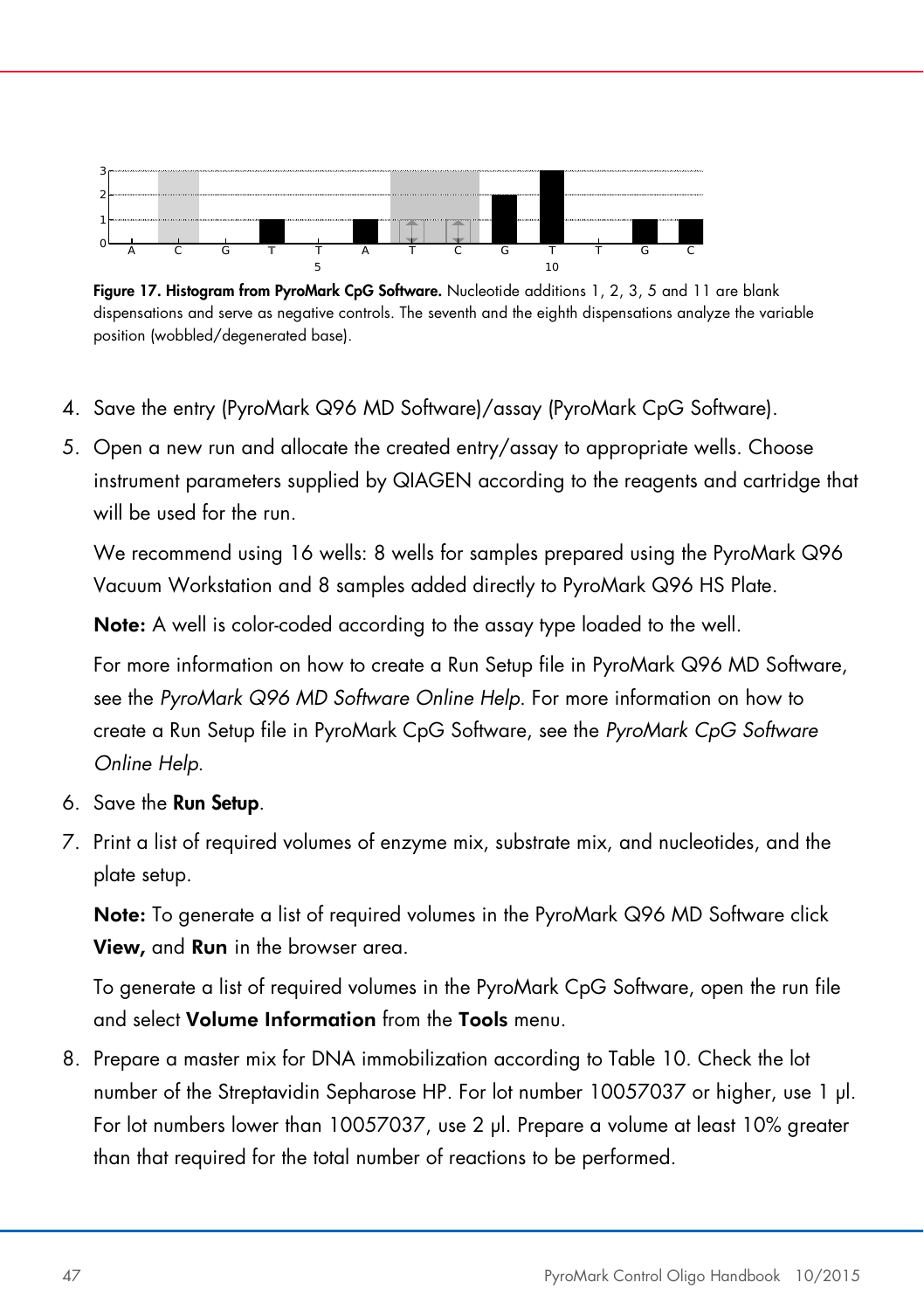Figure 17. Histogram from PyroMark CpG Software. Nucleotide additions 1, 2, 3, 5 and 11 are blank dispensations and serve as negative controls. The seventh and the eighth dispensations analyze the variable position (wobbled/degenerated base).

4. Save the entry (PyroMark Q96 MD Software)/assay (PyroMark CpG Software).
5. Open a new run and allocate the created entry/assay to appropriate wells. Choose instrument parameters supplied by QIAGEN according to the reagents and cartridge that will be used for the run.

   We recommend using 16 wells: 8 wells for samples prepared using the PyroMark Q96 Vacuum Workstation and 8 samples added directly to PyroMark Q96 HS Plate.

   **Note:** A well is color-coded according to the assay type loaded to the well.

   For more information on how to create a Run Setup file in PyroMark Q96 MD Software, see the *PyroMark Q96 MD Software Online Help*. For more information on how to create a Run Setup file in PyroMark CpG Software, see the *PyroMark CpG Software Online Help*.
6. Save the **Run Setup**.
7. Print a list of required volumes of enzyme mix, substrate mix, and nucleotides, and the plate setup.

   **Note:** To generate a list of required volumes in the PyroMark Q96 MD Software click **View,** and **Run** in the browser area.

   To generate a list of required volumes in the PyroMark CpG Software, open the run file and select **Volume Information** from the **Tools** menu.
8. Prepare a master mix for DNA immobilization according to Table 10. Check the lot number of the Streptavidin Sepharose HP. For lot number 10057037 or higher, use 1 µl. For lot numbers lower than 10057037, use 2 µl. Prepare a volume at least 10% greater than that required for the total number of reactions to be performed.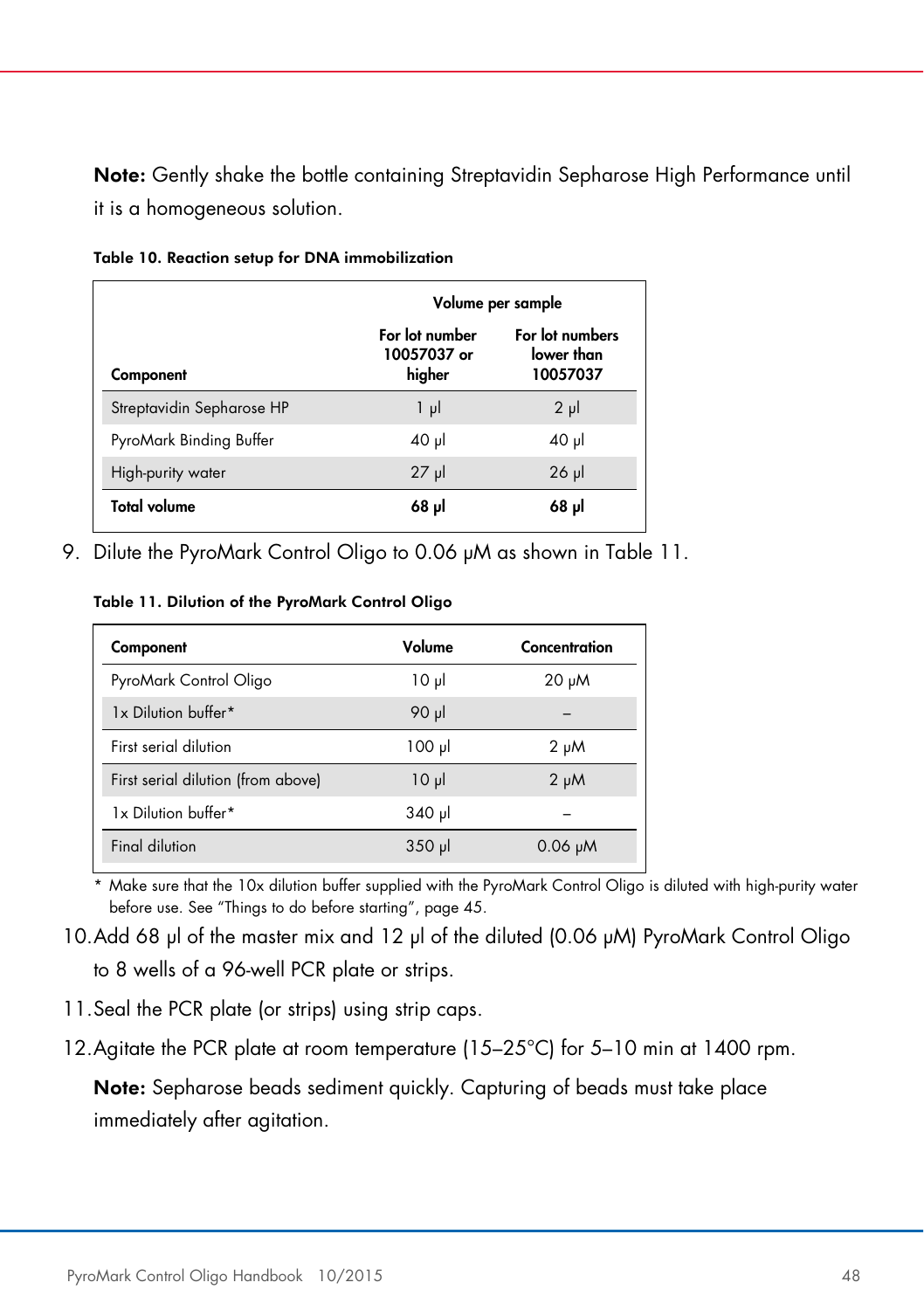**Note:** Gently shake the bottle containing Streptavidin Sepharose High Performance until it is a homogeneous solution.

**Table 10. Reaction setup for DNA immobilization**

| | Volume per sample | |
|---|---|---|
| **Component** | **For lot number 10057037 or higher** | **For lot numbers lower than 10057037** |
| Streptavidin Sepharose HP | 1 µl | 2 µl |
| PyroMark Binding Buffer | 40 µl | 40 µl |
| High-purity water | 27 µl | 26 µl |
| **Total volume** | **68 µl** | **68 µl** |

9. Dilute the PyroMark Control Oligo to 0.06 µM as shown in Table 11.

**Table 11. Dilution of the PyroMark Control Oligo**

| Component | Volume | Concentration |
|---|---|---|
| PyroMark Control Oligo | 10 µl | 20 µM |
| 1x Dilution buffer* | 90 µl | – |
| First serial dilution | 100 µl | 2 µM |
| First serial dilution (from above) | 10 µl | 2 µM |
| 1x Dilution buffer* | 340 µl | – |
| Final dilution | 350 µl | 0.06 µM |

\* Make sure that the 10x dilution buffer supplied with the PyroMark Control Oligo is diluted with high-purity water before use. See "Things to do before starting", page 45.

10. Add 68 µl of the master mix and 12 µl of the diluted (0.06 µM) PyroMark Control Oligo to 8 wells of a 96-well PCR plate or strips.

11. Seal the PCR plate (or strips) using strip caps.

12. Agitate the PCR plate at room temperature (15–25°C) for 5–10 min at 1400 rpm.

    **Note:** Sepharose beads sediment quickly. Capturing of beads must take place immediately after agitation.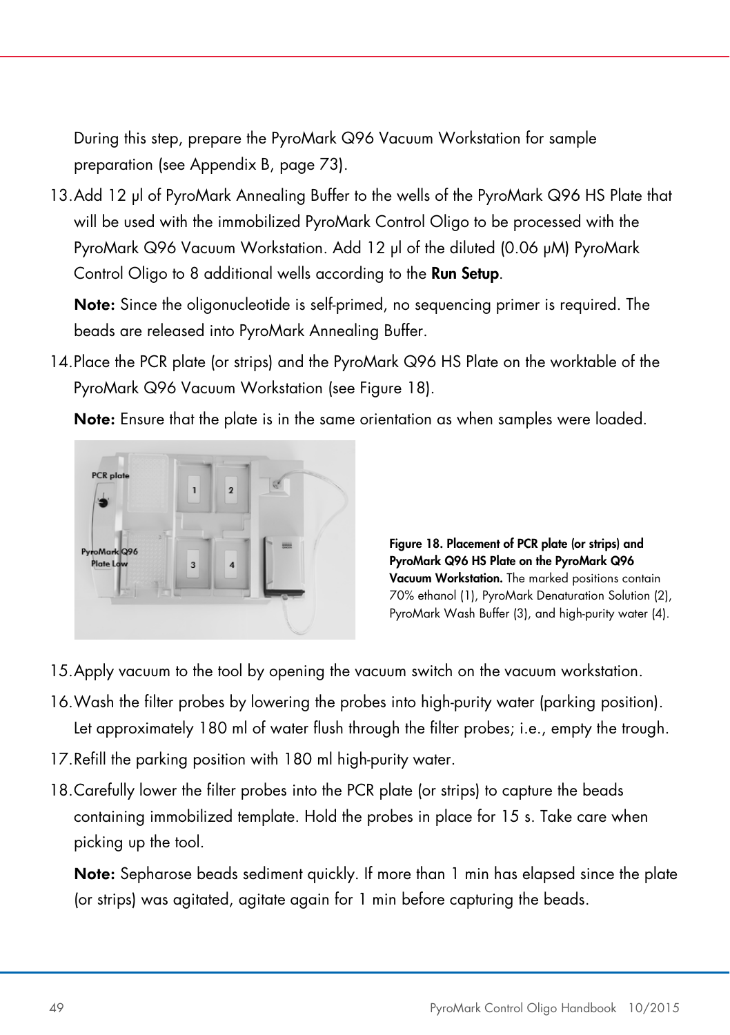During this step, prepare the PyroMark Q96 Vacuum Workstation for sample preparation (see Appendix B, page 73).

13. Add 12 µl of PyroMark Annealing Buffer to the wells of the PyroMark Q96 HS Plate that will be used with the immobilized PyroMark Control Oligo to be processed with the PyroMark Q96 Vacuum Workstation. Add 12 µl of the diluted (0.06 µM) PyroMark Control Oligo to 8 additional wells according to the **Run Setup**.

    **Note:** Since the oligonucleotide is self-primed, no sequencing primer is required. The beads are released into PyroMark Annealing Buffer.

14. Place the PCR plate (or strips) and the PyroMark Q96 HS Plate on the worktable of the PyroMark Q96 Vacuum Workstation (see Figure 18).

    **Note:** Ensure that the plate is in the same orientation as when samples were loaded.

**Figure 18. Placement of PCR plate (or strips) and PyroMark Q96 HS Plate on the PyroMark Q96 Vacuum Workstation.** The marked positions contain 70% ethanol (1), PyroMark Denaturation Solution (2), PyroMark Wash Buffer (3), and high-purity water (4).

15. Apply vacuum to the tool by opening the vacuum switch on the vacuum workstation.

16. Wash the filter probes by lowering the probes into high-purity water (parking position). Let approximately 180 ml of water flush through the filter probes; i.e., empty the trough.

17. Refill the parking position with 180 ml high-purity water.

18. Carefully lower the filter probes into the PCR plate (or strips) to capture the beads containing immobilized template. Hold the probes in place for 15 s. Take care when picking up the tool.

    **Note:** Sepharose beads sediment quickly. If more than 1 min has elapsed since the plate (or strips) was agitated, agitate again for 1 min before capturing the beads.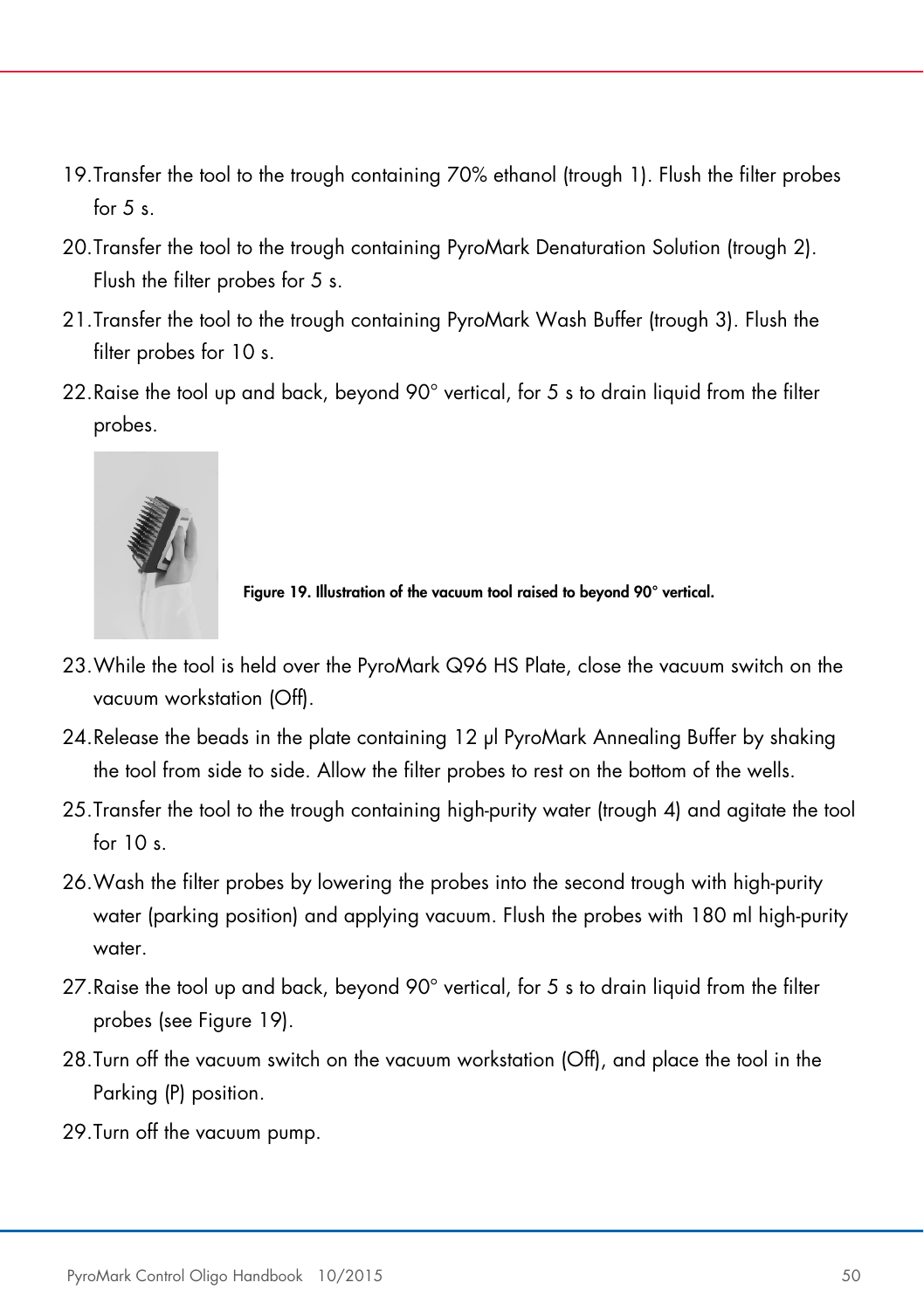19. Transfer the tool to the trough containing 70% ethanol (trough 1). Flush the filter probes for 5 s.
20. Transfer the tool to the trough containing PyroMark Denaturation Solution (trough 2). Flush the filter probes for 5 s.
21. Transfer the tool to the trough containing PyroMark Wash Buffer (trough 3). Flush the filter probes for 10 s.
22. Raise the tool up and back, beyond 90° vertical, for 5 s to drain liquid from the filter probes.

**Figure 19. Illustration of the vacuum tool raised to beyond 90° vertical.**

23. While the tool is held over the PyroMark Q96 HS Plate, close the vacuum switch on the vacuum workstation (Off).
24. Release the beads in the plate containing 12 µl PyroMark Annealing Buffer by shaking the tool from side to side. Allow the filter probes to rest on the bottom of the wells.
25. Transfer the tool to the trough containing high-purity water (trough 4) and agitate the tool for 10 s.
26. Wash the filter probes by lowering the probes into the second trough with high-purity water (parking position) and applying vacuum. Flush the probes with 180 ml high-purity water.
27. Raise the tool up and back, beyond 90° vertical, for 5 s to drain liquid from the filter probes (see Figure 19).
28. Turn off the vacuum switch on the vacuum workstation (Off), and place the tool in the Parking (P) position.
29. Turn off the vacuum pump.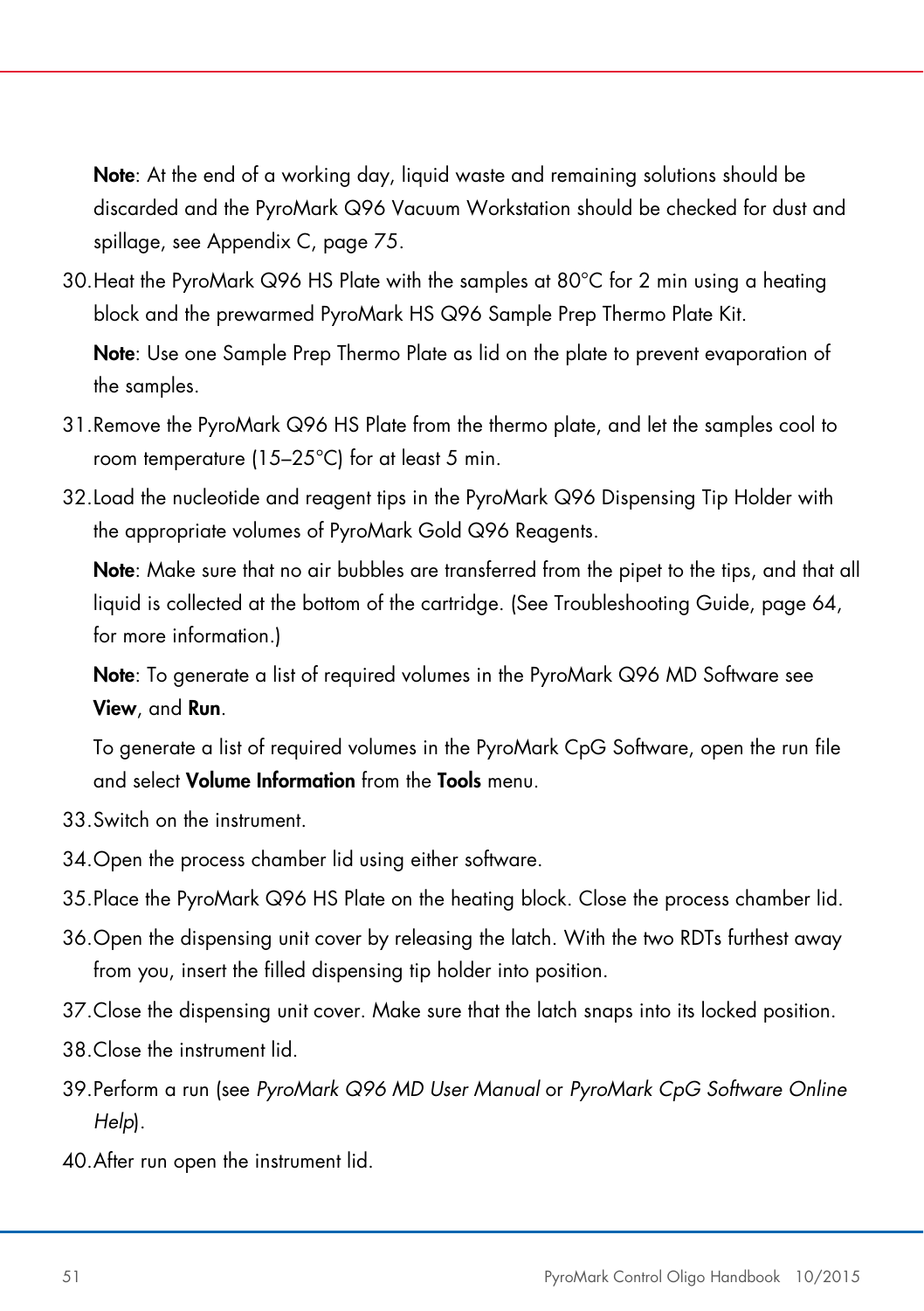**Note**: At the end of a working day, liquid waste and remaining solutions should be discarded and the PyroMark Q96 Vacuum Workstation should be checked for dust and spillage, see Appendix C, page 75.

30. Heat the PyroMark Q96 HS Plate with the samples at 80°C for 2 min using a heating block and the prewarmed PyroMark HS Q96 Sample Prep Thermo Plate Kit.

    **Note**: Use one Sample Prep Thermo Plate as lid on the plate to prevent evaporation of the samples.

31. Remove the PyroMark Q96 HS Plate from the thermo plate, and let the samples cool to room temperature (15–25°C) for at least 5 min.

32. Load the nucleotide and reagent tips in the PyroMark Q96 Dispensing Tip Holder with the appropriate volumes of PyroMark Gold Q96 Reagents.

    **Note**: Make sure that no air bubbles are transferred from the pipet to the tips, and that all liquid is collected at the bottom of the cartridge. (See Troubleshooting Guide, page 64, for more information.)

    **Note**: To generate a list of required volumes in the PyroMark Q96 MD Software see **View**, and **Run**.

    To generate a list of required volumes in the PyroMark CpG Software, open the run file and select **Volume Information** from the **Tools** menu.

33. Switch on the instrument.

34. Open the process chamber lid using either software.

35. Place the PyroMark Q96 HS Plate on the heating block. Close the process chamber lid.

36. Open the dispensing unit cover by releasing the latch. With the two RDTs furthest away from you, insert the filled dispensing tip holder into position.

37. Close the dispensing unit cover. Make sure that the latch snaps into its locked position.

38. Close the instrument lid.

39. Perform a run (see *PyroMark Q96 MD User Manual* or *PyroMark CpG Software Online Help*).

40. After run open the instrument lid.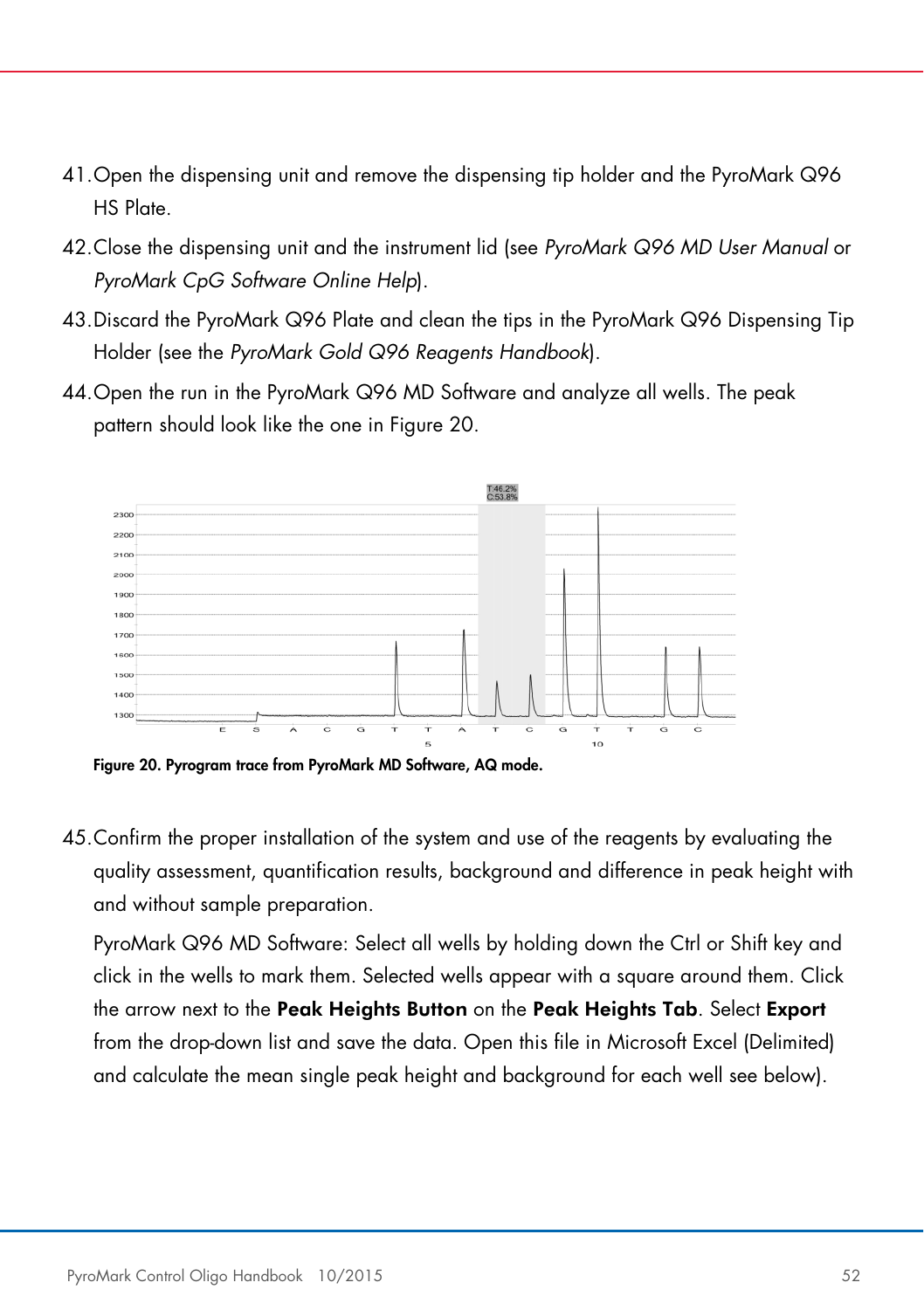41. Open the dispensing unit and remove the dispensing tip holder and the PyroMark Q96 HS Plate.
42. Close the dispensing unit and the instrument lid (see *PyroMark Q96 MD User Manual* or *PyroMark CpG Software Online Help*).
43. Discard the PyroMark Q96 Plate and clean the tips in the PyroMark Q96 Dispensing Tip Holder (see the *PyroMark Gold Q96 Reagents Handbook*).
44. Open the run in the PyroMark Q96 MD Software and analyze all wells. The peak pattern should look like the one in Figure 20.

**Figure 20. Pyrogram trace from PyroMark MD Software, AQ mode.**

45. Confirm the proper installation of the system and use of the reagents by evaluating the quality assessment, quantification results, background and difference in peak height with and without sample preparation.

    PyroMark Q96 MD Software: Select all wells by holding down the Ctrl or Shift key and click in the wells to mark them. Selected wells appear with a square around them. Click the arrow next to the **Peak Heights Button** on the **Peak Heights Tab**. Select **Export** from the drop-down list and save the data. Open this file in Microsoft Excel (Delimited) and calculate the mean single peak height and background for each well see below).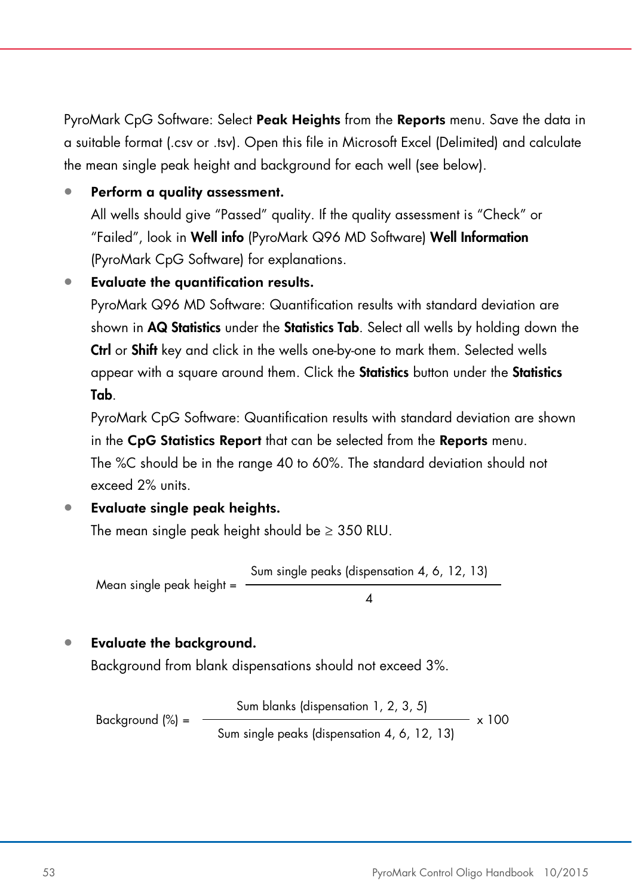PyroMark CpG Software: Select **Peak Heights** from the **Reports** menu. Save the data in a suitable format (.csv or .tsv). Open this file in Microsoft Excel (Delimited) and calculate the mean single peak height and background for each well (see below).

- **Perform a quality assessment.**
  All wells should give "Passed" quality. If the quality assessment is "Check" or "Failed", look in **Well info** (PyroMark Q96 MD Software) **Well Information** (PyroMark CpG Software) for explanations.
- **Evaluate the quantification results.**
  PyroMark Q96 MD Software: Quantification results with standard deviation are shown in **AQ Statistics** under the **Statistics Tab**. Select all wells by holding down the **Ctrl** or **Shift** key and click in the wells one-by-one to mark them. Selected wells appear with a square around them. Click the **Statistics** button under the **Statistics Tab**.
  PyroMark CpG Software: Quantification results with standard deviation are shown in the **CpG Statistics Report** that can be selected from the **Reports** menu.
  The %C should be in the range 40 to 60%. The standard deviation should not exceed 2% units.
- **Evaluate single peak heights.**
  The mean single peak height should be ≥ 350 RLU.

$$\text{Mean single peak height} = \frac{\text{Sum single peaks (dispensation 4, 6, 12, 13)}}{4}$$

- **Evaluate the background.**
  Background from blank dispensations should not exceed 3%.

$$\text{Background (\%)} = \frac{\text{Sum blanks (dispensation 1, 2, 3, 5)}}{\text{Sum single peaks (dispensation 4, 6, 12, 13)}} \times 100$$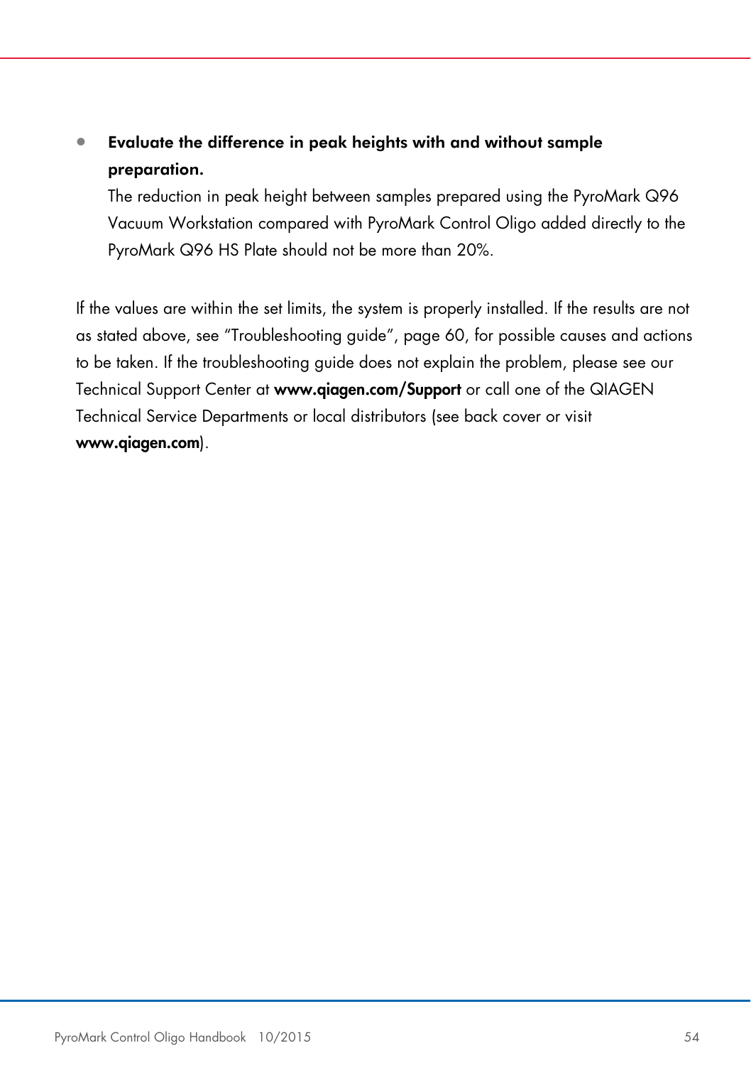- **Evaluate the difference in peak heights with and without sample preparation.**
  The reduction in peak height between samples prepared using the PyroMark Q96 Vacuum Workstation compared with PyroMark Control Oligo added directly to the PyroMark Q96 HS Plate should not be more than 20%.

If the values are within the set limits, the system is properly installed. If the results are not as stated above, see "Troubleshooting guide", page 60, for possible causes and actions to be taken. If the troubleshooting guide does not explain the problem, please see our Technical Support Center at **www.qiagen.com/Support** or call one of the QIAGEN Technical Service Departments or local distributors (see back cover or visit **www.qiagen.com**).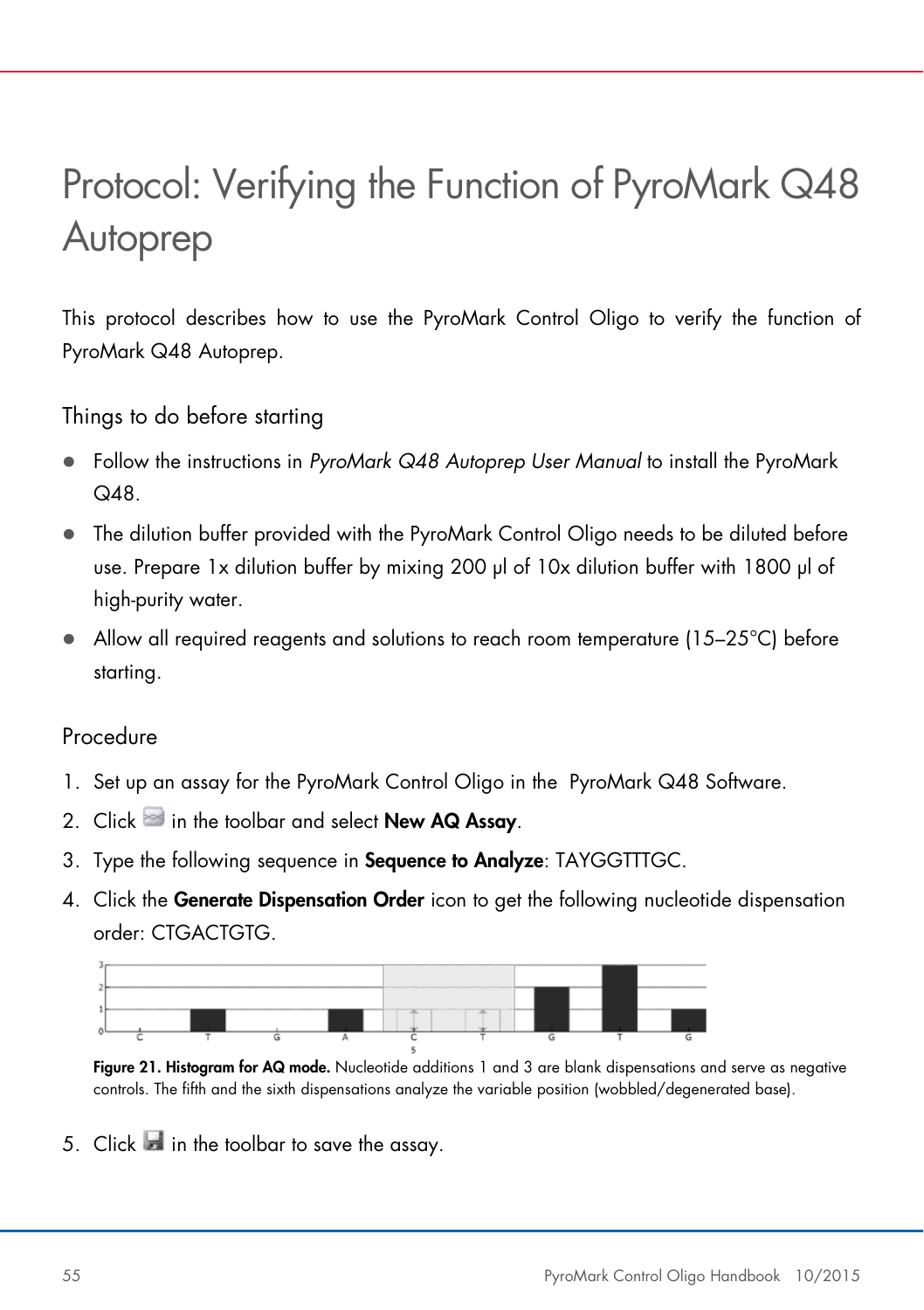# Protocol: Verifying the Function of PyroMark Q48 Autoprep

This protocol describes how to use the PyroMark Control Oligo to verify the function of PyroMark Q48 Autoprep.

## Things to do before starting

- Follow the instructions in *PyroMark Q48 Autoprep User Manual* to install the PyroMark Q48.
- The dilution buffer provided with the PyroMark Control Oligo needs to be diluted before use. Prepare 1x dilution buffer by mixing 200 µl of 10x dilution buffer with 1800 µl of high-purity water.
- Allow all required reagents and solutions to reach room temperature (15–25°C) before starting.

## Procedure

1. Set up an assay for the PyroMark Control Oligo in the PyroMark Q48 Software.
2. Click in the toolbar and select **New AQ Assay**.
3. Type the following sequence in **Sequence to Analyze**: TAYGGTTTGC.
4. Click the **Generate Dispensation Order** icon to get the following nucleotide dispensation order: CTGACTGTG.

**Figure 21. Histogram for AQ mode.** Nucleotide additions 1 and 3 are blank dispensations and serve as negative controls. The fifth and the sixth dispensations analyze the variable position (wobbled/degenerated base).

5. Click in the toolbar to save the assay.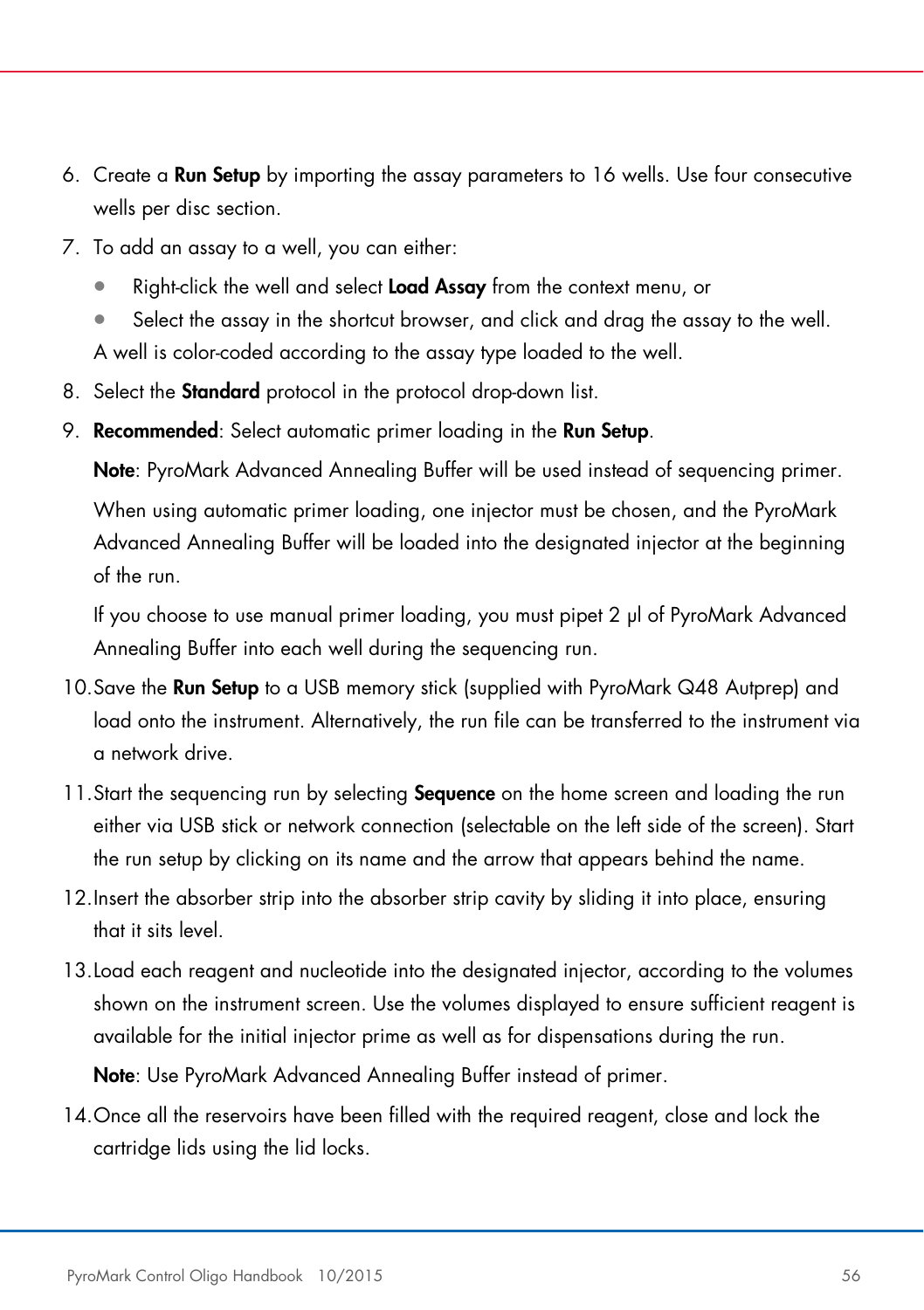6. Create a **Run Setup** by importing the assay parameters to 16 wells. Use four consecutive wells per disc section.
7. To add an assay to a well, you can either:
   - Right-click the well and select **Load Assay** from the context menu, or
   - Select the assay in the shortcut browser, and click and drag the assay to the well.

   A well is color-coded according to the assay type loaded to the well.
8. Select the **Standard** protocol in the protocol drop-down list.
9. **Recommended**: Select automatic primer loading in the **Run Setup**.

   **Note**: PyroMark Advanced Annealing Buffer will be used instead of sequencing primer.

   When using automatic primer loading, one injector must be chosen, and the PyroMark Advanced Annealing Buffer will be loaded into the designated injector at the beginning of the run.

   If you choose to use manual primer loading, you must pipet 2 µl of PyroMark Advanced Annealing Buffer into each well during the sequencing run.
10. Save the **Run Setup** to a USB memory stick (supplied with PyroMark Q48 Autprep) and load onto the instrument. Alternatively, the run file can be transferred to the instrument via a network drive.
11. Start the sequencing run by selecting **Sequence** on the home screen and loading the run either via USB stick or network connection (selectable on the left side of the screen). Start the run setup by clicking on its name and the arrow that appears behind the name.
12. Insert the absorber strip into the absorber strip cavity by sliding it into place, ensuring that it sits level.
13. Load each reagent and nucleotide into the designated injector, according to the volumes shown on the instrument screen. Use the volumes displayed to ensure sufficient reagent is available for the initial injector prime as well as for dispensations during the run.

    **Note**: Use PyroMark Advanced Annealing Buffer instead of primer.
14. Once all the reservoirs have been filled with the required reagent, close and lock the cartridge lids using the lid locks.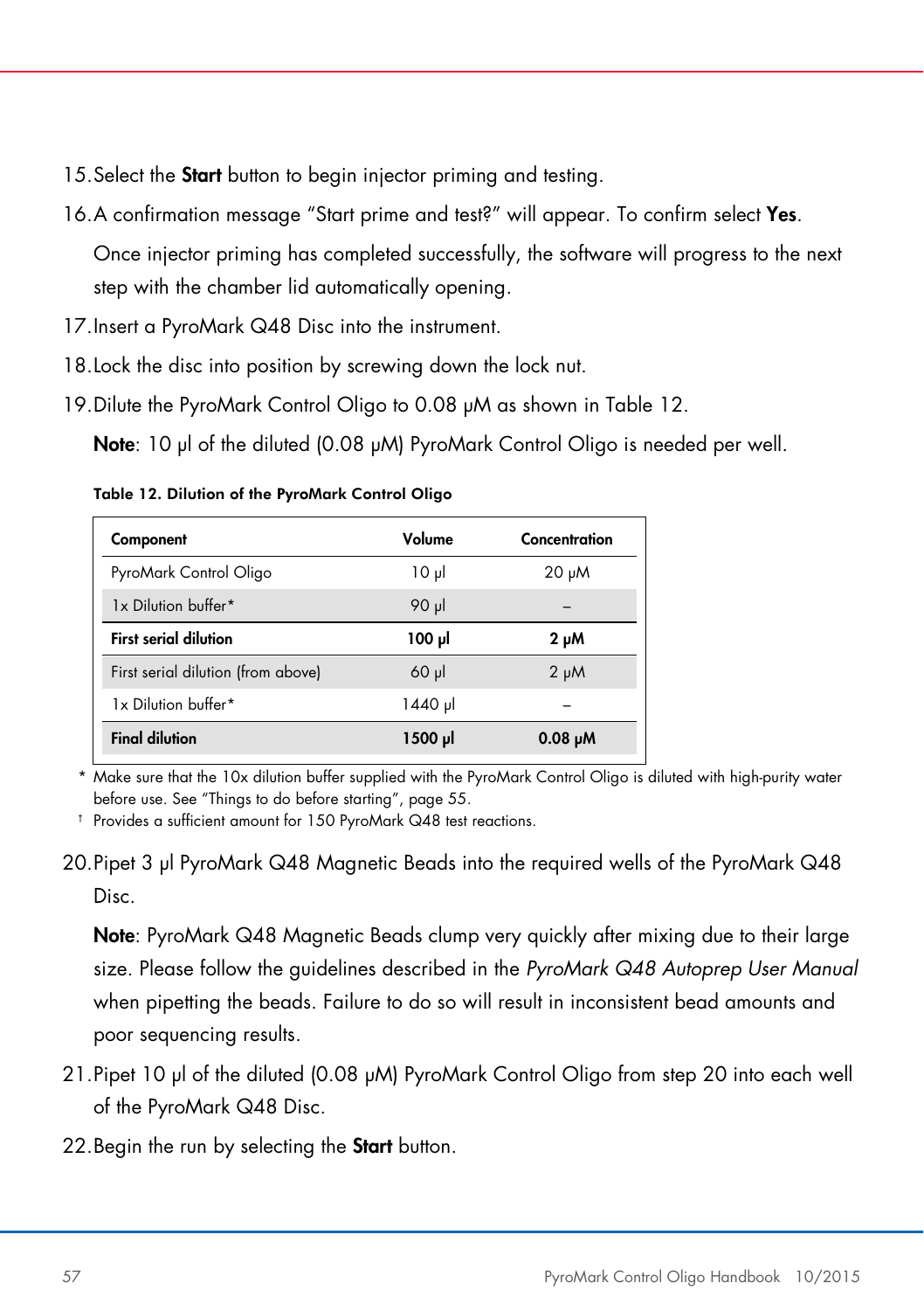15. Select the **Start** button to begin injector priming and testing.
16. A confirmation message “Start prime and test?” will appear. To confirm select **Yes**.

    Once injector priming has completed successfully, the software will progress to the next step with the chamber lid automatically opening.
17. Insert a PyroMark Q48 Disc into the instrument.
18. Lock the disc into position by screwing down the lock nut.
19. Dilute the PyroMark Control Oligo to 0.08 µM as shown in Table 12.

    **Note**: 10 µl of the diluted (0.08 µM) PyroMark Control Oligo is needed per well.

**Table 12. Dilution of the PyroMark Control Oligo**

| Component | Volume | Concentration |
|---|---|---|
| PyroMark Control Oligo | 10 µl | 20 µM |
| 1x Dilution buffer* | 90 µl | – |
| **First serial dilution** | **100 µl** | **2 µM** |
| First serial dilution (from above) | 60 µl | 2 µM |
| 1x Dilution buffer* | 1440 µl | – |
| **Final dilution** | **1500 µl** | **0.08 µM** |

\* Make sure that the 10x dilution buffer supplied with the PyroMark Control Oligo is diluted with high-purity water before use. See “Things to do before starting”, page 55.

† Provides a sufficient amount for 150 PyroMark Q48 test reactions.

20. Pipet 3 µl PyroMark Q48 Magnetic Beads into the required wells of the PyroMark Q48 Disc.

    **Note**: PyroMark Q48 Magnetic Beads clump very quickly after mixing due to their large size. Please follow the guidelines described in the *PyroMark Q48 Autoprep User Manual* when pipetting the beads. Failure to do so will result in inconsistent bead amounts and poor sequencing results.
21. Pipet 10 µl of the diluted (0.08 µM) PyroMark Control Oligo from step 20 into each well of the PyroMark Q48 Disc.
22. Begin the run by selecting the **Start** button.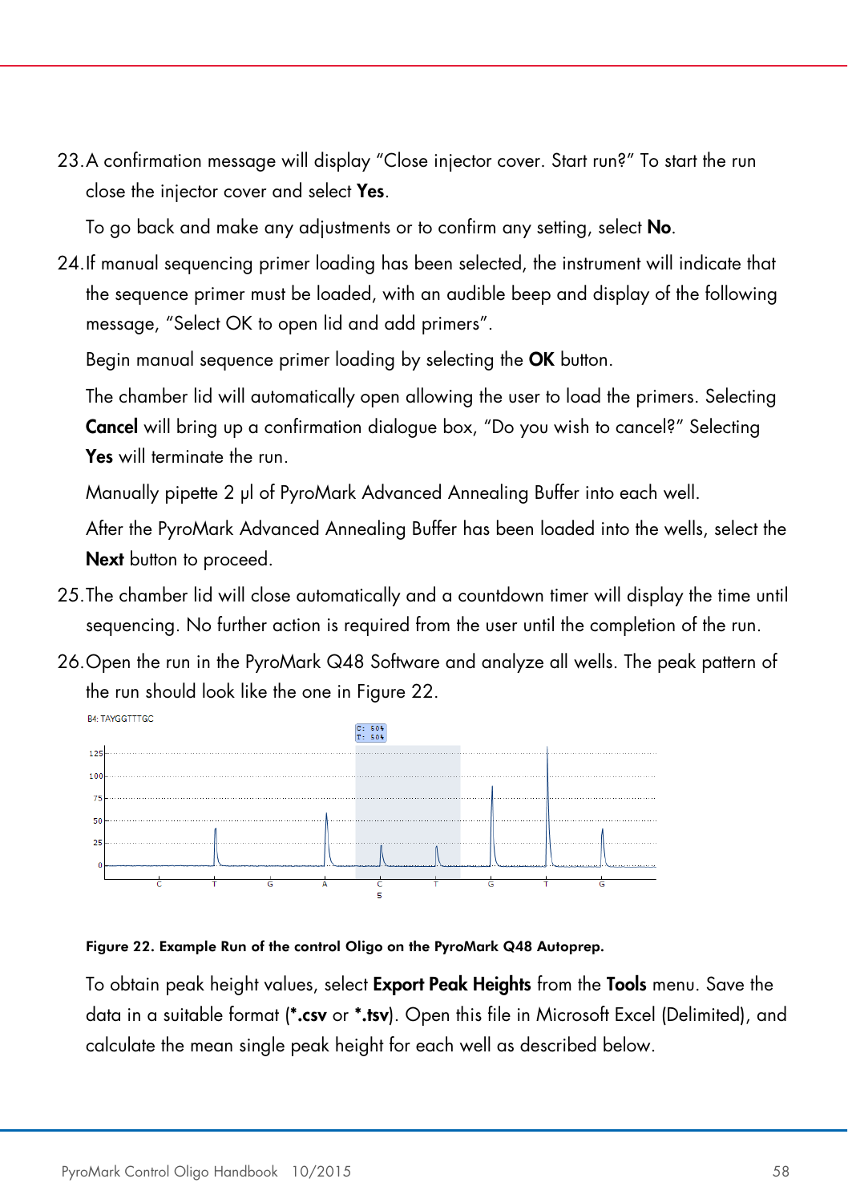23. A confirmation message will display "Close injector cover. Start run?" To start the run close the injector cover and select **Yes**.

    To go back and make any adjustments or to confirm any setting, select **No**.

24. If manual sequencing primer loading has been selected, the instrument will indicate that the sequence primer must be loaded, with an audible beep and display of the following message, "Select OK to open lid and add primers".

    Begin manual sequence primer loading by selecting the **OK** button.

    The chamber lid will automatically open allowing the user to load the primers. Selecting **Cancel** will bring up a confirmation dialogue box, "Do you wish to cancel?" Selecting **Yes** will terminate the run.

    Manually pipette 2 µl of PyroMark Advanced Annealing Buffer into each well.

    After the PyroMark Advanced Annealing Buffer has been loaded into the wells, select the **Next** button to proceed.

25. The chamber lid will close automatically and a countdown timer will display the time until sequencing. No further action is required from the user until the completion of the run.

26. Open the run in the PyroMark Q48 Software and analyze all wells. The peak pattern of the run should look like the one in Figure 22.

**Figure 22. Example Run of the control Oligo on the PyroMark Q48 Autoprep.**

To obtain peak height values, select **Export Peak Heights** from the **Tools** menu. Save the data in a suitable format (***.csv** or ***.tsv**). Open this file in Microsoft Excel (Delimited), and calculate the mean single peak height for each well as described below.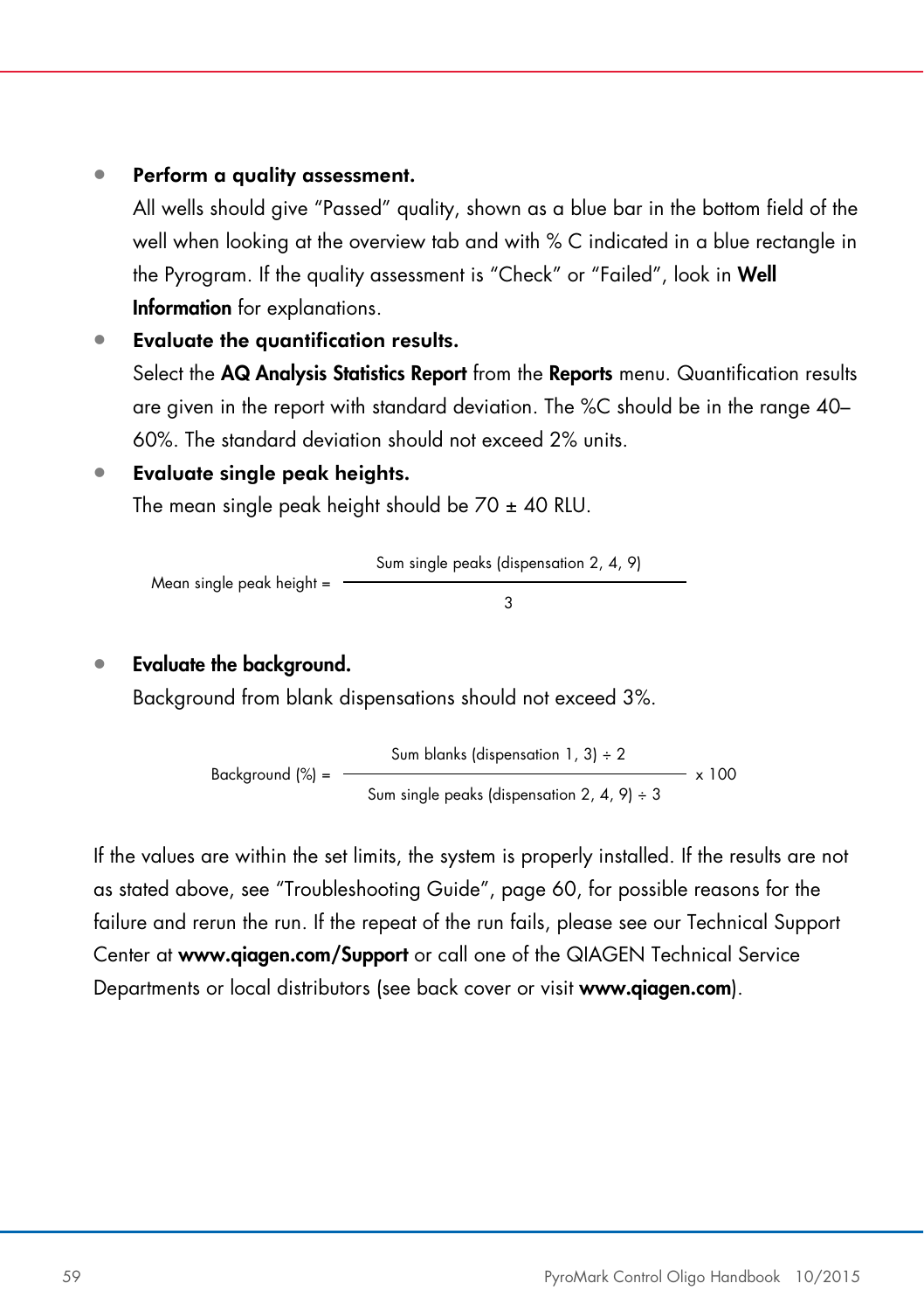- **Perform a quality assessment.**
  All wells should give "Passed" quality, shown as a blue bar in the bottom field of the well when looking at the overview tab and with % C indicated in a blue rectangle in the Pyrogram. If the quality assessment is "Check" or "Failed", look in **Well Information** for explanations.
- **Evaluate the quantification results.**
  Select the **AQ Analysis Statistics Report** from the **Reports** menu. Quantification results are given in the report with standard deviation. The %C should be in the range 40–60%. The standard deviation should not exceed 2% units.
- **Evaluate single peak heights.**
  The mean single peak height should be 70 ± 40 RLU.

$$\text{Mean single peak height} = \frac{\text{Sum single peaks (dispensation 2, 4, 9)}}{3}$$

- **Evaluate the background.**
  Background from blank dispensations should not exceed 3%.

$$\text{Background (\%)} = \frac{\text{Sum blanks (dispensation 1, 3)} \div 2}{\text{Sum single peaks (dispensation 2, 4, 9)} \div 3} \times 100$$

If the values are within the set limits, the system is properly installed. If the results are not as stated above, see "Troubleshooting Guide", page 60, for possible reasons for the failure and rerun the run. If the repeat of the run fails, please see our Technical Support Center at **www.qiagen.com/Support** or call one of the QIAGEN Technical Service Departments or local distributors (see back cover or visit **www.qiagen.com**).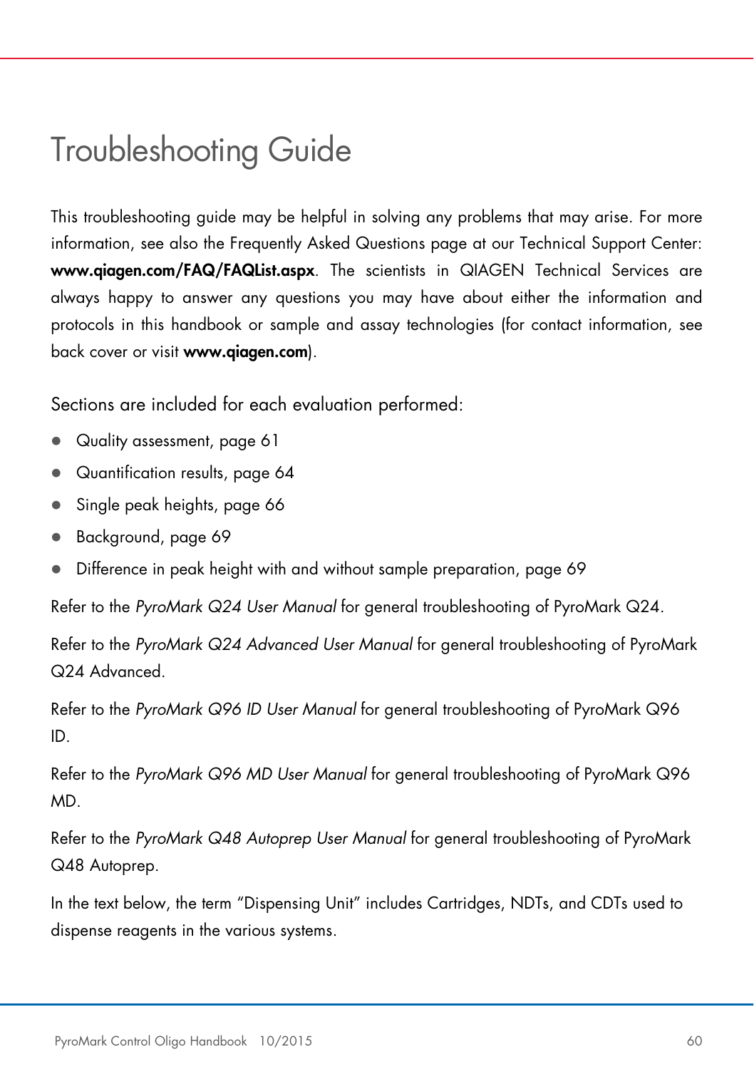# Troubleshooting Guide

This troubleshooting guide may be helpful in solving any problems that may arise. For more information, see also the Frequently Asked Questions page at our Technical Support Center: **www.qiagen.com/FAQ/FAQList.aspx**. The scientists in QIAGEN Technical Services are always happy to answer any questions you may have about either the information and protocols in this handbook or sample and assay technologies (for contact information, see back cover or visit **www.qiagen.com**).

Sections are included for each evaluation performed:

- Quality assessment, page 61
- Quantification results, page 64
- Single peak heights, page 66
- Background, page 69
- Difference in peak height with and without sample preparation, page 69

Refer to the *PyroMark Q24 User Manual* for general troubleshooting of PyroMark Q24.

Refer to the *PyroMark Q24 Advanced User Manual* for general troubleshooting of PyroMark Q24 Advanced.

Refer to the *PyroMark Q96 ID User Manual* for general troubleshooting of PyroMark Q96 ID.

Refer to the *PyroMark Q96 MD User Manual* for general troubleshooting of PyroMark Q96 MD.

Refer to the *PyroMark Q48 Autoprep User Manual* for general troubleshooting of PyroMark Q48 Autoprep.

In the text below, the term "Dispensing Unit" includes Cartridges, NDTs, and CDTs used to dispense reagents in the various systems.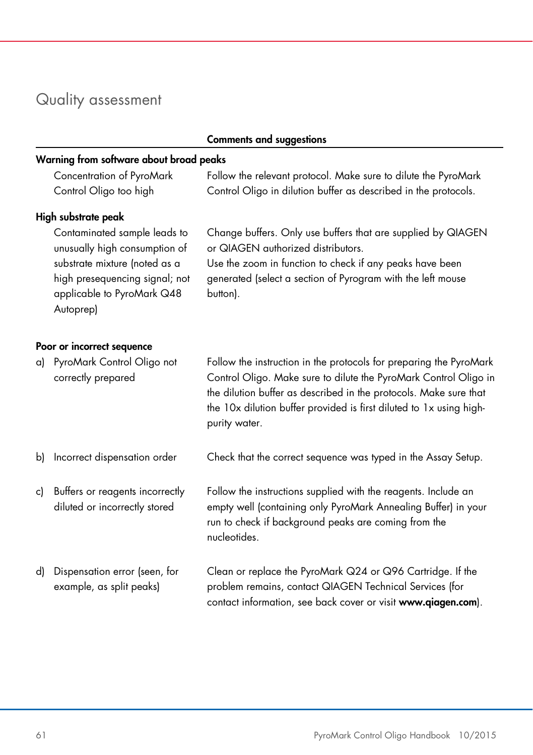## Quality assessment

| | Comments and suggestions |
|---|---|
| **Warning from software about broad peaks** | |
| Concentration of PyroMark Control Oligo too high | Follow the relevant protocol. Make sure to dilute the PyroMark Control Oligo in dilution buffer as described in the protocols. |
| **High substrate peak** | |
| Contaminated sample leads to unusually high consumption of substrate mixture (noted as a high presequencing signal; not applicable to PyroMark Q48 Autoprep) | Change buffers. Only use buffers that are supplied by QIAGEN or QIAGEN authorized distributors.<br>Use the zoom in function to check if any peaks have been generated (select a section of Pyrogram with the left mouse button). |
| **Poor or incorrect sequence** | |
| a) PyroMark Control Oligo not correctly prepared | Follow the instruction in the protocols for preparing the PyroMark Control Oligo. Make sure to dilute the PyroMark Control Oligo in the dilution buffer as described in the protocols. Make sure that the 10x dilution buffer provided is first diluted to 1x using high-purity water. |
| b) Incorrect dispensation order | Check that the correct sequence was typed in the Assay Setup. |
| c) Buffers or reagents incorrectly diluted or incorrectly stored | Follow the instructions supplied with the reagents. Include an empty well (containing only PyroMark Annealing Buffer) in your run to check if background peaks are coming from the nucleotides. |
| d) Dispensation error (seen, for example, as split peaks) | Clean or replace the PyroMark Q24 or Q96 Cartridge. If the problem remains, contact QIAGEN Technical Services (for contact information, see back cover or visit **www.qiagen.com**). |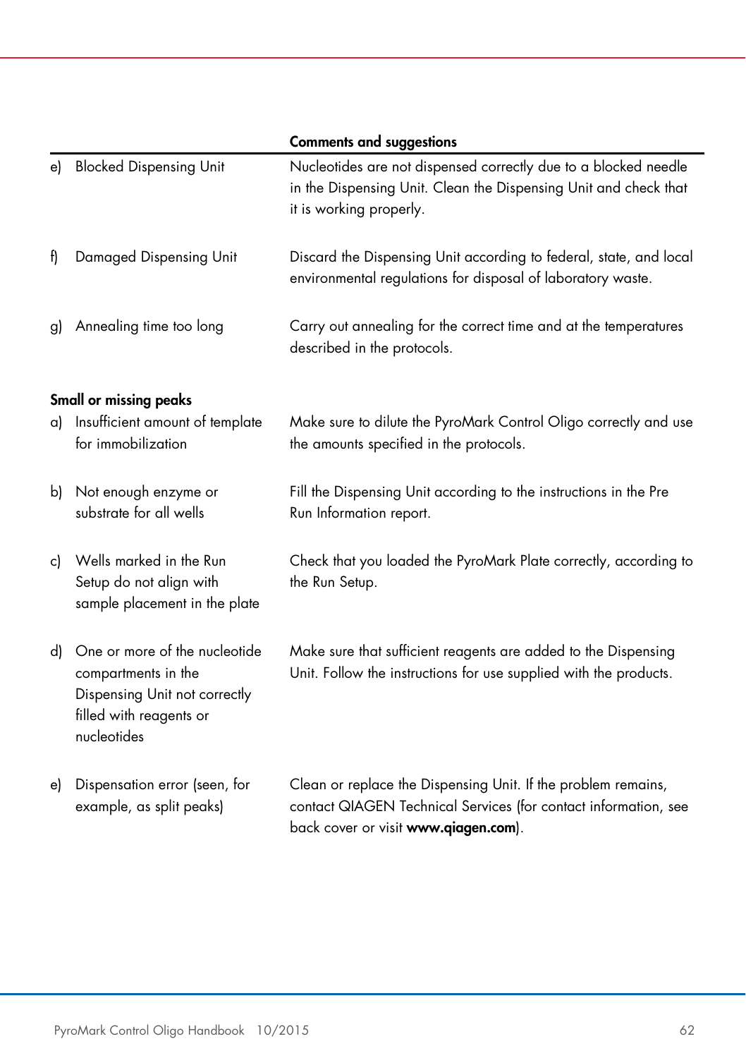| | Comments and suggestions |
|---|---|
| e) Blocked Dispensing Unit | Nucleotides are not dispensed correctly due to a blocked needle in the Dispensing Unit. Clean the Dispensing Unit and check that it is working properly. |
| f) Damaged Dispensing Unit | Discard the Dispensing Unit according to federal, state, and local environmental regulations for disposal of laboratory waste. |
| g) Annealing time too long | Carry out annealing for the correct time and at the temperatures described in the protocols. |
| **Small or missing peaks** | |
| a) Insufficient amount of template for immobilization | Make sure to dilute the PyroMark Control Oligo correctly and use the amounts specified in the protocols. |
| b) Not enough enzyme or substrate for all wells | Fill the Dispensing Unit according to the instructions in the Pre Run Information report. |
| c) Wells marked in the Run Setup do not align with sample placement in the plate | Check that you loaded the PyroMark Plate correctly, according to the Run Setup. |
| d) One or more of the nucleotide compartments in the Dispensing Unit not correctly filled with reagents or nucleotides | Make sure that sufficient reagents are added to the Dispensing Unit. Follow the instructions for use supplied with the products. |
| e) Dispensation error (seen, for example, as split peaks) | Clean or replace the Dispensing Unit. If the problem remains, contact QIAGEN Technical Services (for contact information, see back cover or visit **www.qiagen.com**). |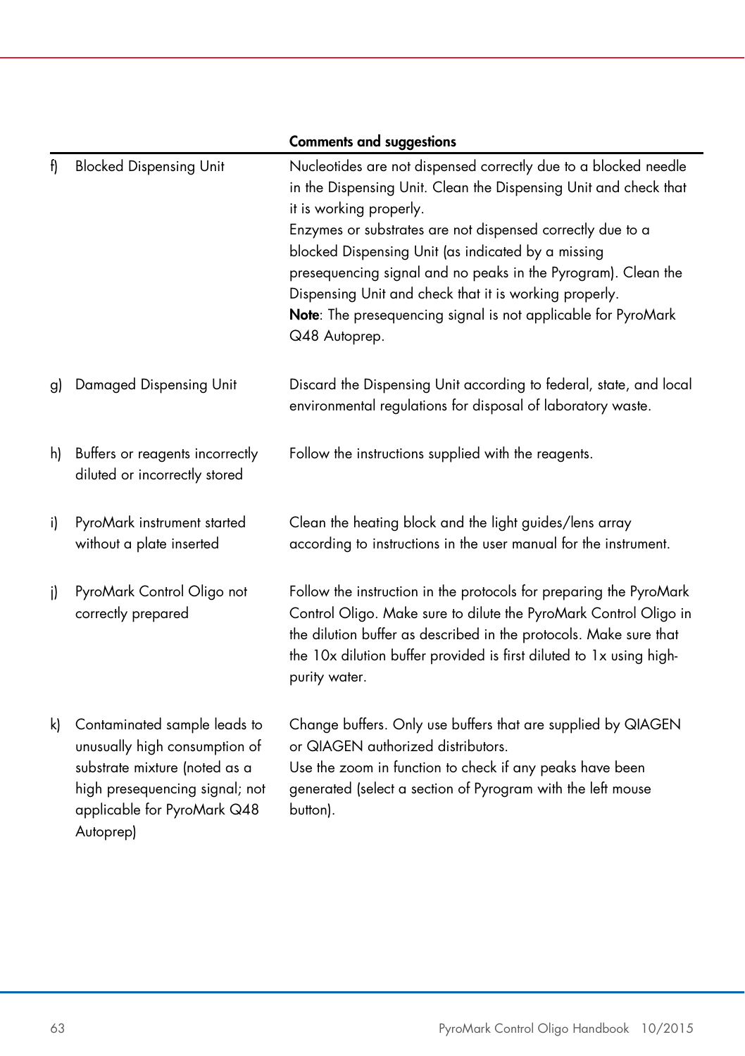| | | Comments and suggestions |
|---|---|---|
| f) | Blocked Dispensing Unit | Nucleotides are not dispensed correctly due to a blocked needle in the Dispensing Unit. Clean the Dispensing Unit and check that it is working properly.<br>Enzymes or substrates are not dispensed correctly due to a blocked Dispensing Unit (as indicated by a missing presequencing signal and no peaks in the Pyrogram). Clean the Dispensing Unit and check that it is working properly.<br>**Note**: The presequencing signal is not applicable for PyroMark Q48 Autoprep. |
| g) | Damaged Dispensing Unit | Discard the Dispensing Unit according to federal, state, and local environmental regulations for disposal of laboratory waste. |
| h) | Buffers or reagents incorrectly diluted or incorrectly stored | Follow the instructions supplied with the reagents. |
| i) | PyroMark instrument started without a plate inserted | Clean the heating block and the light guides/lens array according to instructions in the user manual for the instrument. |
| j) | PyroMark Control Oligo not correctly prepared | Follow the instruction in the protocols for preparing the PyroMark Control Oligo. Make sure to dilute the PyroMark Control Oligo in the dilution buffer as described in the protocols. Make sure that the 10x dilution buffer provided is first diluted to 1x using high-purity water. |
| k) | Contaminated sample leads to unusually high consumption of substrate mixture (noted as a high presequencing signal; not applicable for PyroMark Q48 Autoprep) | Change buffers. Only use buffers that are supplied by QIAGEN or QIAGEN authorized distributors.<br>Use the zoom in function to check if any peaks have been generated (select a section of Pyrogram with the left mouse button). |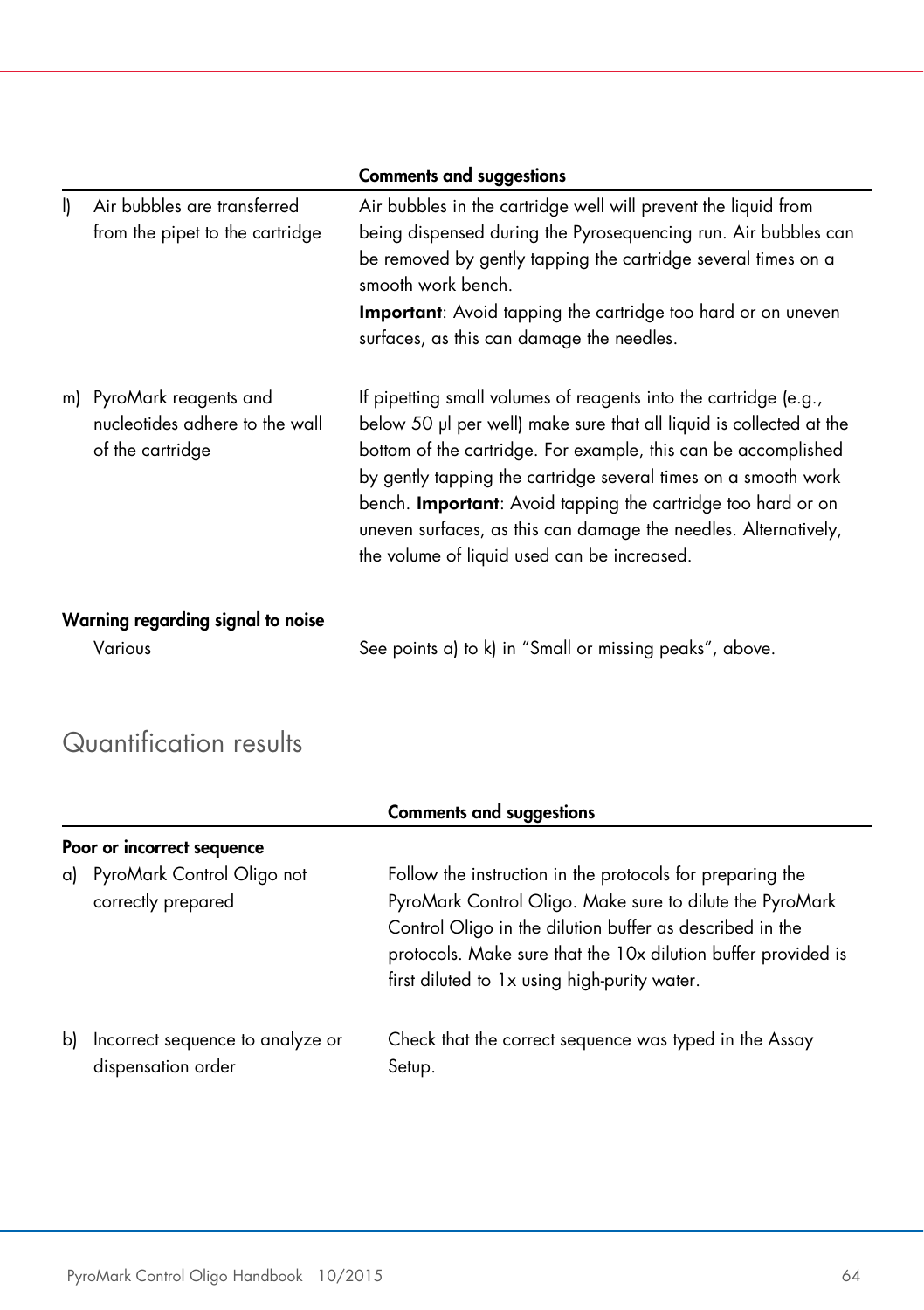| | Comments and suggestions |
|---|---|
| l) Air bubbles are transferred from the pipet to the cartridge | Air bubbles in the cartridge well will prevent the liquid from being dispensed during the Pyrosequencing run. Air bubbles can be removed by gently tapping the cartridge several times on a smooth work bench.<br>**Important**: Avoid tapping the cartridge too hard or on uneven surfaces, as this can damage the needles. |
| m) PyroMark reagents and nucleotides adhere to the wall of the cartridge | If pipetting small volumes of reagents into the cartridge (e.g., below 50 µl per well) make sure that all liquid is collected at the bottom of the cartridge. For example, this can be accomplished by gently tapping the cartridge several times on a smooth work bench. **Important**: Avoid tapping the cartridge too hard or on uneven surfaces, as this can damage the needles. Alternatively, the volume of liquid used can be increased. |
| **Warning regarding signal to noise** | |
| Various | See points a) to k) in "Small or missing peaks", above. |

## Quantification results

| | Comments and suggestions |
|---|---|
| **Poor or incorrect sequence** | |
| a) PyroMark Control Oligo not correctly prepared | Follow the instruction in the protocols for preparing the PyroMark Control Oligo. Make sure to dilute the PyroMark Control Oligo in the dilution buffer as described in the protocols. Make sure that the 10x dilution buffer provided is first diluted to 1x using high-purity water. |
| b) Incorrect sequence to analyze or dispensation order | Check that the correct sequence was typed in the Assay Setup. |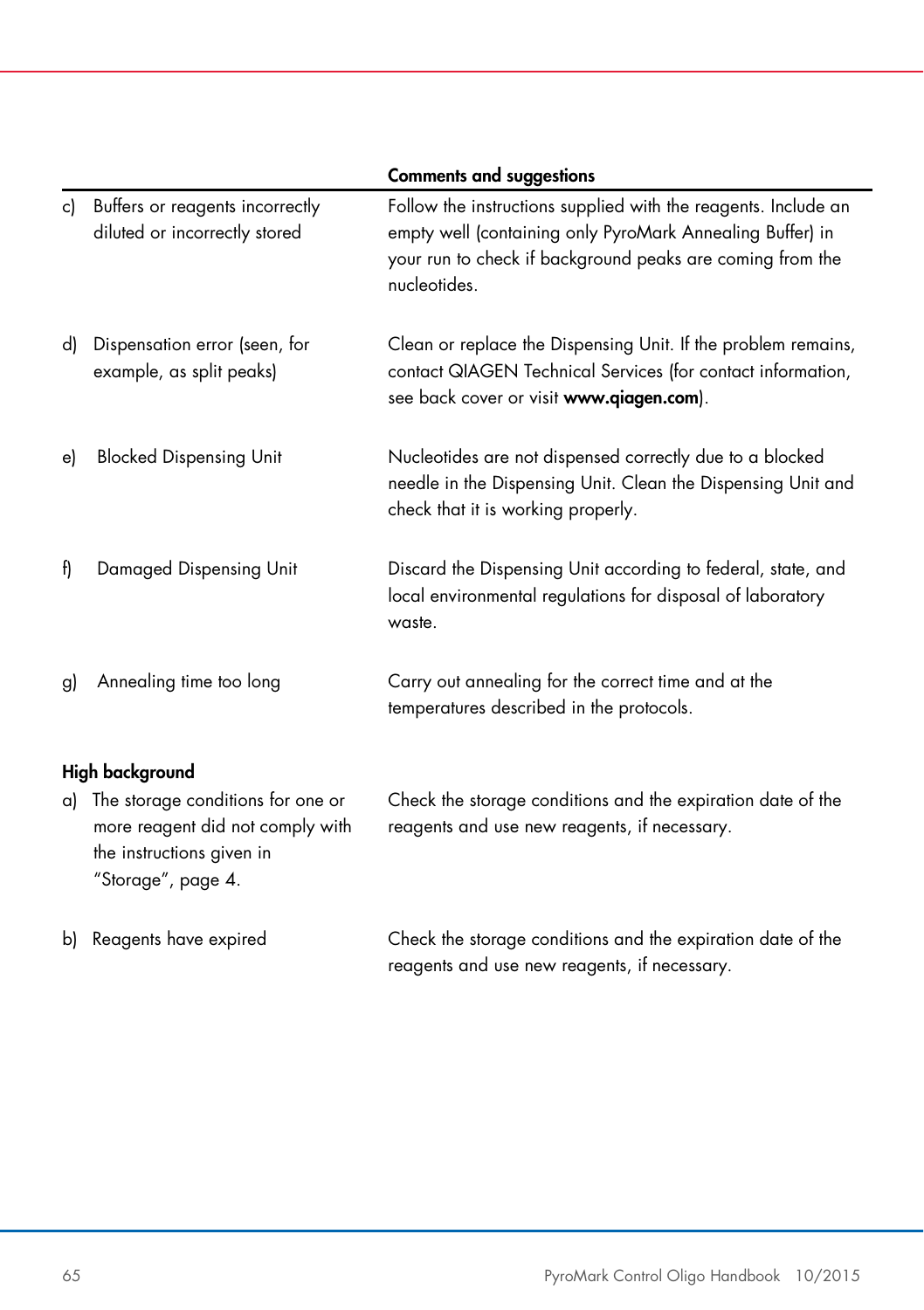| | Comments and suggestions |
|---|---|
| c) Buffers or reagents incorrectly diluted or incorrectly stored | Follow the instructions supplied with the reagents. Include an empty well (containing only PyroMark Annealing Buffer) in your run to check if background peaks are coming from the nucleotides. |
| d) Dispensation error (seen, for example, as split peaks) | Clean or replace the Dispensing Unit. If the problem remains, contact QIAGEN Technical Services (for contact information, see back cover or visit **www.qiagen.com**). |
| e) Blocked Dispensing Unit | Nucleotides are not dispensed correctly due to a blocked needle in the Dispensing Unit. Clean the Dispensing Unit and check that it is working properly. |
| f) Damaged Dispensing Unit | Discard the Dispensing Unit according to federal, state, and local environmental regulations for disposal of laboratory waste. |
| g) Annealing time too long | Carry out annealing for the correct time and at the temperatures described in the protocols. |
| **High background** | |
| a) The storage conditions for one or more reagent did not comply with the instructions given in "Storage", page 4. | Check the storage conditions and the expiration date of the reagents and use new reagents, if necessary. |
| b) Reagents have expired | Check the storage conditions and the expiration date of the reagents and use new reagents, if necessary. |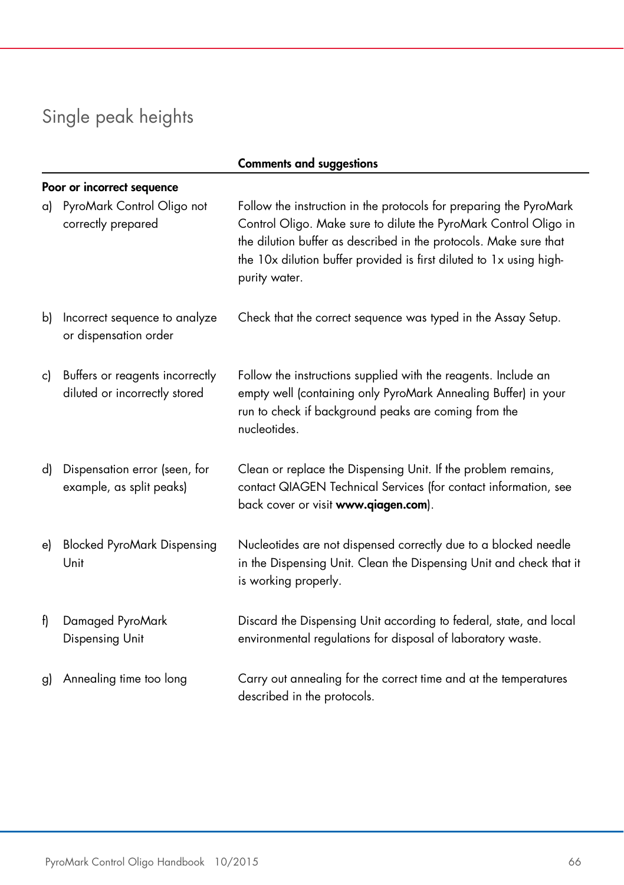## Single peak heights

| | Comments and suggestions |
|---|---|
| **Poor or incorrect sequence** | |
| a) PyroMark Control Oligo not correctly prepared | Follow the instruction in the protocols for preparing the PyroMark Control Oligo. Make sure to dilute the PyroMark Control Oligo in the dilution buffer as described in the protocols. Make sure that the 10x dilution buffer provided is first diluted to 1x using high-purity water. |
| b) Incorrect sequence to analyze or dispensation order | Check that the correct sequence was typed in the Assay Setup. |
| c) Buffers or reagents incorrectly diluted or incorrectly stored | Follow the instructions supplied with the reagents. Include an empty well (containing only PyroMark Annealing Buffer) in your run to check if background peaks are coming from the nucleotides. |
| d) Dispensation error (seen, for example, as split peaks) | Clean or replace the Dispensing Unit. If the problem remains, contact QIAGEN Technical Services (for contact information, see back cover or visit **www.qiagen.com**). |
| e) Blocked PyroMark Dispensing Unit | Nucleotides are not dispensed correctly due to a blocked needle in the Dispensing Unit. Clean the Dispensing Unit and check that it is working properly. |
| f) Damaged PyroMark Dispensing Unit | Discard the Dispensing Unit according to federal, state, and local environmental regulations for disposal of laboratory waste. |
| g) Annealing time too long | Carry out annealing for the correct time and at the temperatures described in the protocols. |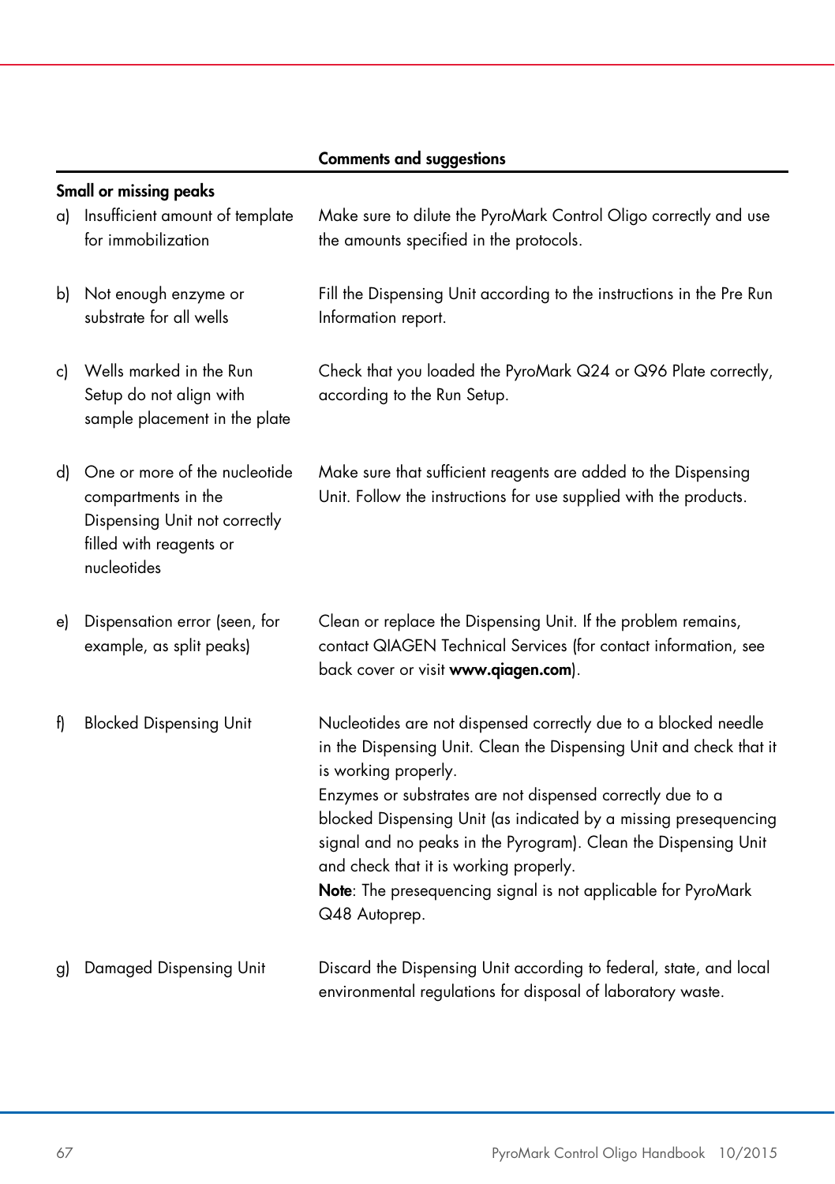| | Comments and suggestions |
|---|---|
| **Small or missing peaks** | |
| a) Insufficient amount of template for immobilization | Make sure to dilute the PyroMark Control Oligo correctly and use the amounts specified in the protocols. |
| b) Not enough enzyme or substrate for all wells | Fill the Dispensing Unit according to the instructions in the Pre Run Information report. |
| c) Wells marked in the Run Setup do not align with sample placement in the plate | Check that you loaded the PyroMark Q24 or Q96 Plate correctly, according to the Run Setup. |
| d) One or more of the nucleotide compartments in the Dispensing Unit not correctly filled with reagents or nucleotides | Make sure that sufficient reagents are added to the Dispensing Unit. Follow the instructions for use supplied with the products. |
| e) Dispensation error (seen, for example, as split peaks) | Clean or replace the Dispensing Unit. If the problem remains, contact QIAGEN Technical Services (for contact information, see back cover or visit **www.qiagen.com**). |
| f) Blocked Dispensing Unit | Nucleotides are not dispensed correctly due to a blocked needle in the Dispensing Unit. Clean the Dispensing Unit and check that it is working properly.<br>Enzymes or substrates are not dispensed correctly due to a blocked Dispensing Unit (as indicated by a missing presequencing signal and no peaks in the Pyrogram). Clean the Dispensing Unit and check that it is working properly.<br>**Note**: The presequencing signal is not applicable for PyroMark Q48 Autoprep. |
| g) Damaged Dispensing Unit | Discard the Dispensing Unit according to federal, state, and local environmental regulations for disposal of laboratory waste. |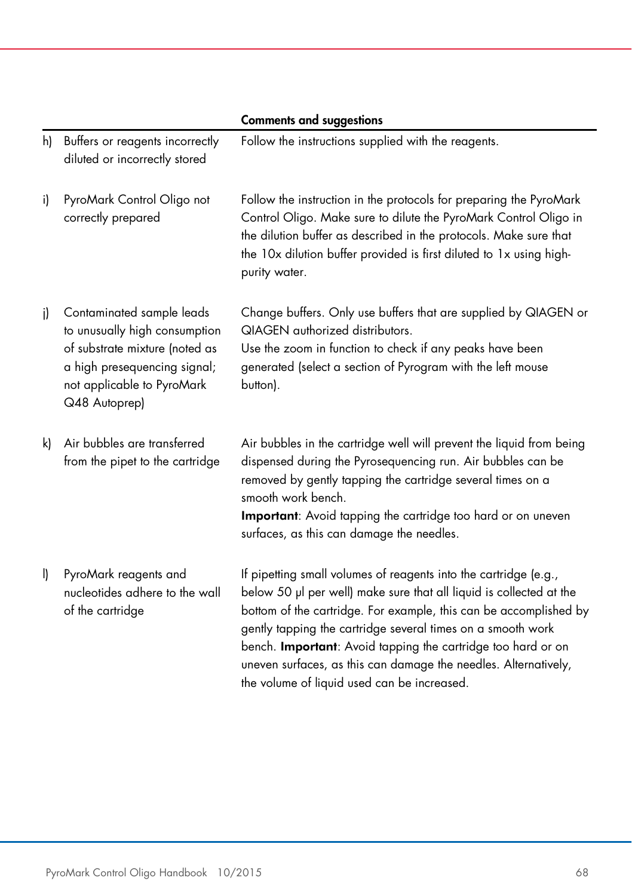| | Comments and suggestions |
|---|---|
| h) Buffers or reagents incorrectly diluted or incorrectly stored | Follow the instructions supplied with the reagents. |
| i) PyroMark Control Oligo not correctly prepared | Follow the instruction in the protocols for preparing the PyroMark Control Oligo. Make sure to dilute the PyroMark Control Oligo in the dilution buffer as described in the protocols. Make sure that the 10x dilution buffer provided is first diluted to 1x using high-purity water. |
| j) Contaminated sample leads to unusually high consumption of substrate mixture (noted as a high presequencing signal; not applicable to PyroMark Q48 Autoprep) | Change buffers. Only use buffers that are supplied by QIAGEN or QIAGEN authorized distributors.<br>Use the zoom in function to check if any peaks have been generated (select a section of Pyrogram with the left mouse button). |
| k) Air bubbles are transferred from the pipet to the cartridge | Air bubbles in the cartridge well will prevent the liquid from being dispensed during the Pyrosequencing run. Air bubbles can be removed by gently tapping the cartridge several times on a smooth work bench.<br>**Important**: Avoid tapping the cartridge too hard or on uneven surfaces, as this can damage the needles. |
| l) PyroMark reagents and nucleotides adhere to the wall of the cartridge | If pipetting small volumes of reagents into the cartridge (e.g., below 50 µl per well) make sure that all liquid is collected at the bottom of the cartridge. For example, this can be accomplished by gently tapping the cartridge several times on a smooth work bench. **Important**: Avoid tapping the cartridge too hard or on uneven surfaces, as this can damage the needles. Alternatively, the volume of liquid used can be increased. |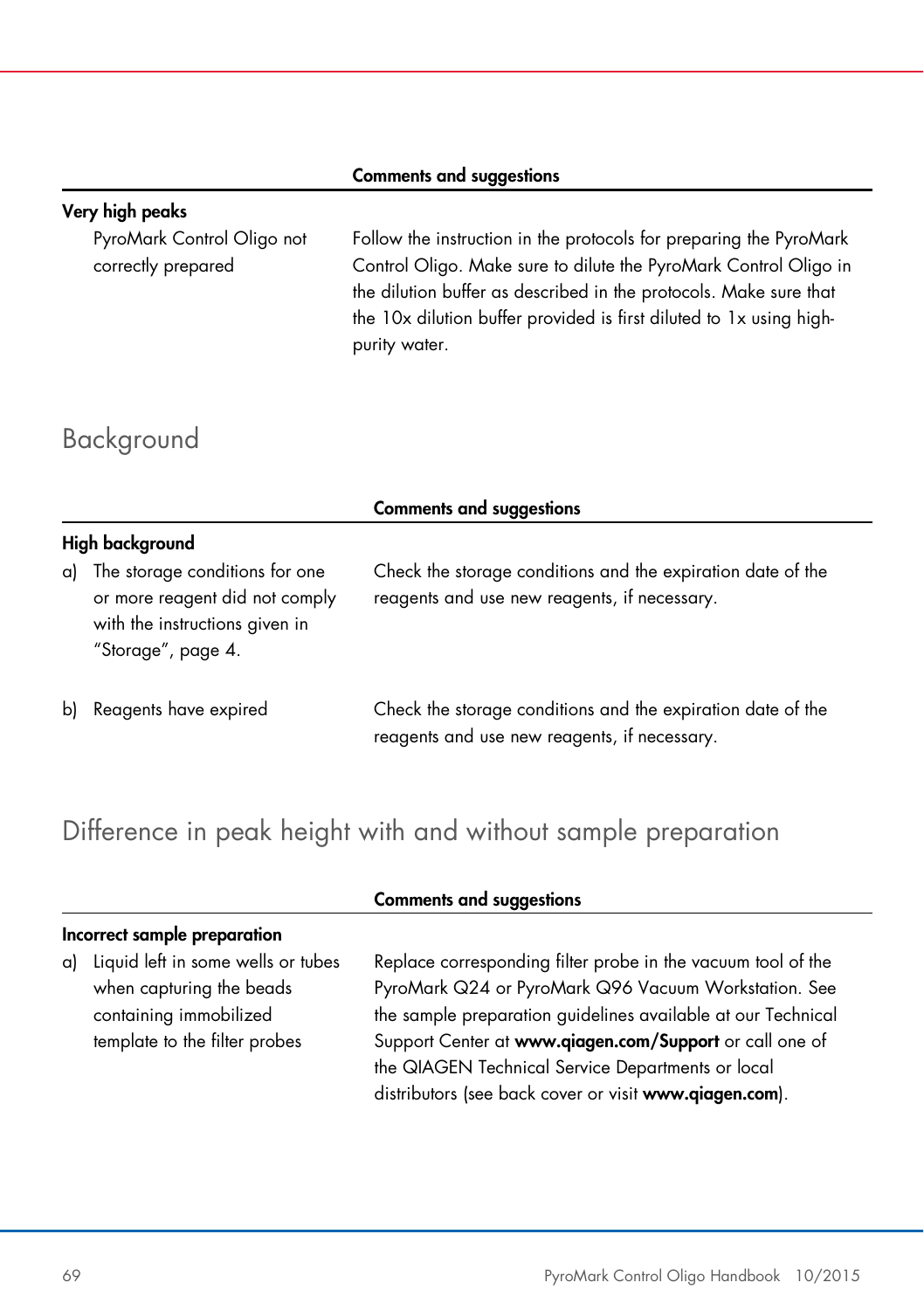| | Comments and suggestions |
|---|---|
| **Very high peaks** | |
| PyroMark Control Oligo not correctly prepared | Follow the instruction in the protocols for preparing the PyroMark Control Oligo. Make sure to dilute the PyroMark Control Oligo in the dilution buffer as described in the protocols. Make sure that the 10x dilution buffer provided is first diluted to 1x using high-purity water. |

## Background

| | Comments and suggestions |
|---|---|
| **High background** | |
| a) The storage conditions for one or more reagent did not comply with the instructions given in "Storage", page 4. | Check the storage conditions and the expiration date of the reagents and use new reagents, if necessary. |
| b) Reagents have expired | Check the storage conditions and the expiration date of the reagents and use new reagents, if necessary. |

## Difference in peak height with and without sample preparation

| | Comments and suggestions |
|---|---|
| **Incorrect sample preparation** | |
| a) Liquid left in some wells or tubes when capturing the beads containing immobilized template to the filter probes | Replace corresponding filter probe in the vacuum tool of the PyroMark Q24 or PyroMark Q96 Vacuum Workstation. See the sample preparation guidelines available at our Technical Support Center at **www.qiagen.com/Support** or call one of the QIAGEN Technical Service Departments or local distributors (see back cover or visit **www.qiagen.com**). |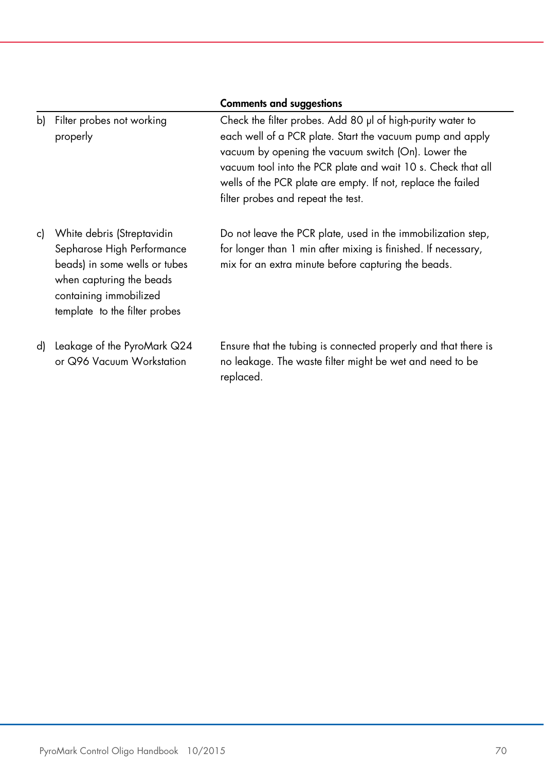| | Comments and suggestions |
|---|---|
| b) Filter probes not working properly | Check the filter probes. Add 80 µl of high-purity water to each well of a PCR plate. Start the vacuum pump and apply vacuum by opening the vacuum switch (On). Lower the vacuum tool into the PCR plate and wait 10 s. Check that all wells of the PCR plate are empty. If not, replace the failed filter probes and repeat the test. |
| c) White debris (Streptavidin Sepharose High Performance beads) in some wells or tubes when capturing the beads containing immobilized template to the filter probes | Do not leave the PCR plate, used in the immobilization step, for longer than 1 min after mixing is finished. If necessary, mix for an extra minute before capturing the beads. |
| d) Leakage of the PyroMark Q24 or Q96 Vacuum Workstation | Ensure that the tubing is connected properly and that there is no leakage. The waste filter might be wet and need to be replaced. |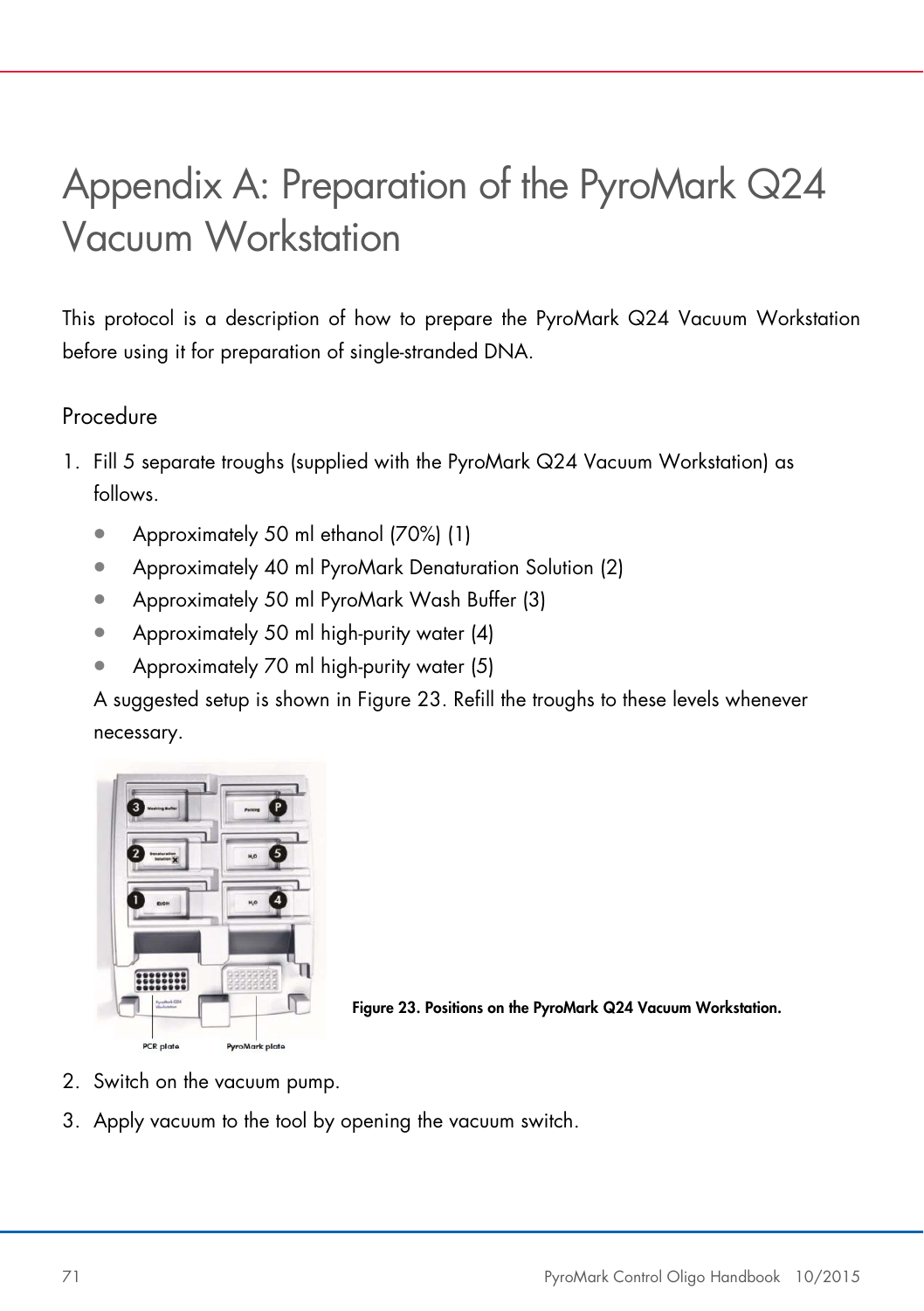# Appendix A: Preparation of the PyroMark Q24 Vacuum Workstation

This protocol is a description of how to prepare the PyroMark Q24 Vacuum Workstation before using it for preparation of single-stranded DNA.

## Procedure

1. Fill 5 separate troughs (supplied with the PyroMark Q24 Vacuum Workstation) as follows.
   - Approximately 50 ml ethanol (70%) (1)
   - Approximately 40 ml PyroMark Denaturation Solution (2)
   - Approximately 50 ml PyroMark Wash Buffer (3)
   - Approximately 50 ml high-purity water (4)
   - Approximately 70 ml high-purity water (5)

   A suggested setup is shown in Figure 23. Refill the troughs to these levels whenever necessary.

**Figure 23. Positions on the PyroMark Q24 Vacuum Workstation.**

2. Switch on the vacuum pump.
3. Apply vacuum to the tool by opening the vacuum switch.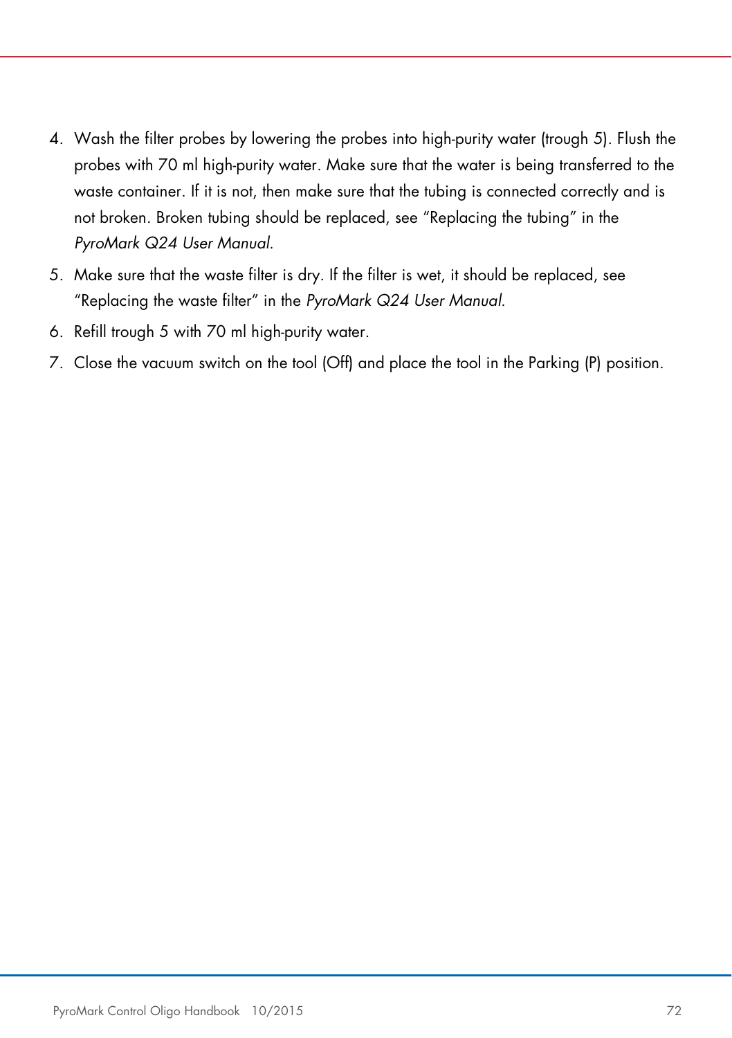4. Wash the filter probes by lowering the probes into high-purity water (trough 5). Flush the probes with 70 ml high-purity water. Make sure that the water is being transferred to the waste container. If it is not, then make sure that the tubing is connected correctly and is not broken. Broken tubing should be replaced, see "Replacing the tubing" in the *PyroMark Q24 User Manual*.
5. Make sure that the waste filter is dry. If the filter is wet, it should be replaced, see "Replacing the waste filter" in the *PyroMark Q24 User Manual*.
6. Refill trough 5 with 70 ml high-purity water.
7. Close the vacuum switch on the tool (Off) and place the tool in the Parking (P) position.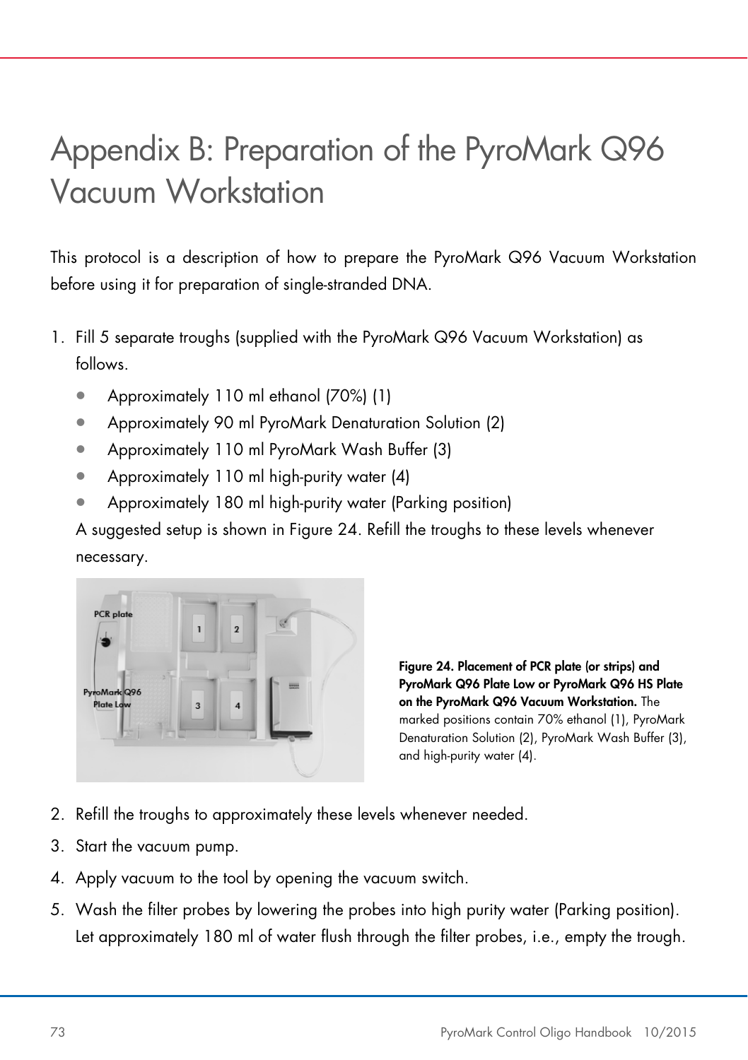# Appendix B: Preparation of the PyroMark Q96 Vacuum Workstation

This protocol is a description of how to prepare the PyroMark Q96 Vacuum Workstation before using it for preparation of single-stranded DNA.

1. Fill 5 separate troughs (supplied with the PyroMark Q96 Vacuum Workstation) as follows.
   - Approximately 110 ml ethanol (70%) (1)
   - Approximately 90 ml PyroMark Denaturation Solution (2)
   - Approximately 110 ml PyroMark Wash Buffer (3)
   - Approximately 110 ml high-purity water (4)
   - Approximately 180 ml high-purity water (Parking position)

   A suggested setup is shown in Figure 24. Refill the troughs to these levels whenever necessary.

   **Figure 24. Placement of PCR plate (or strips) and PyroMark Q96 Plate Low or PyroMark Q96 HS Plate on the PyroMark Q96 Vacuum Workstation.** The marked positions contain 70% ethanol (1), PyroMark Denaturation Solution (2), PyroMark Wash Buffer (3), and high-purity water (4).

2. Refill the troughs to approximately these levels whenever needed.
3. Start the vacuum pump.
4. Apply vacuum to the tool by opening the vacuum switch.
5. Wash the filter probes by lowering the probes into high purity water (Parking position). Let approximately 180 ml of water flush through the filter probes, i.e., empty the trough.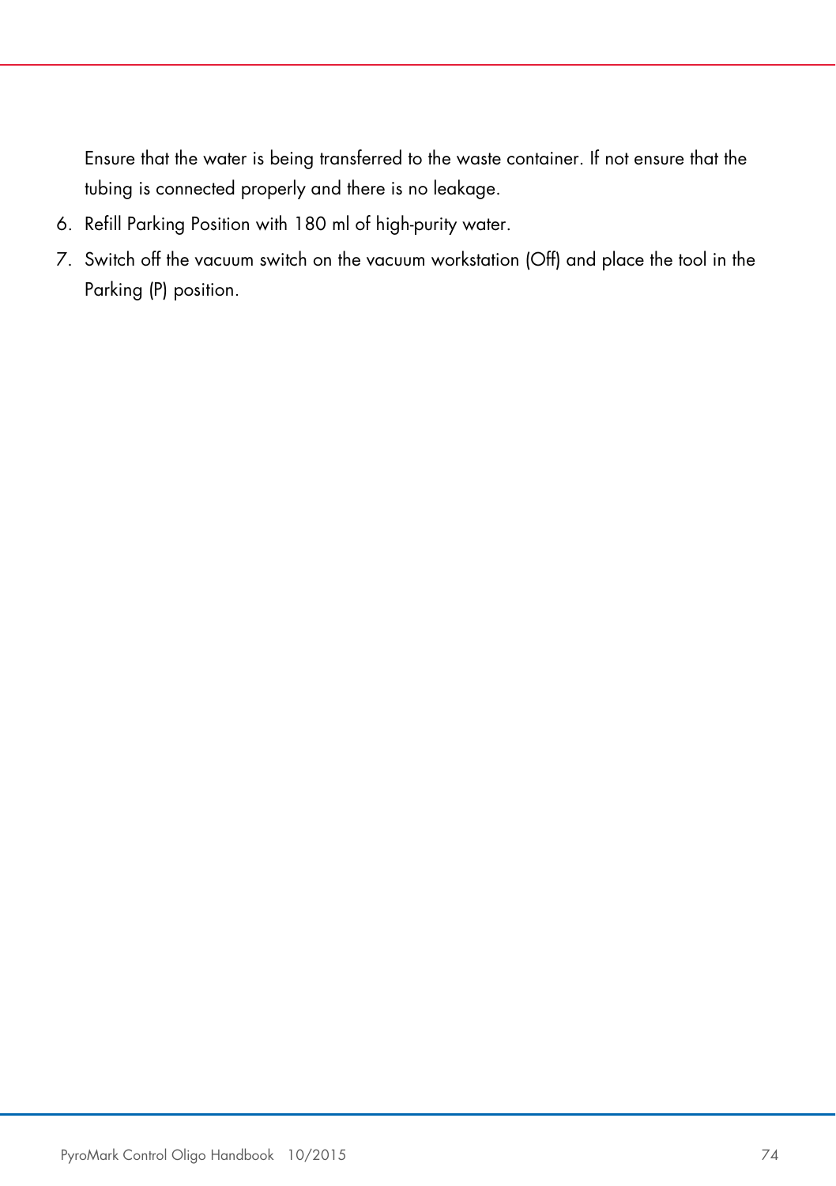Ensure that the water is being transferred to the waste container. If not ensure that the tubing is connected properly and there is no leakage.

6. Refill Parking Position with 180 ml of high-purity water.
7. Switch off the vacuum switch on the vacuum workstation (Off) and place the tool in the Parking (P) position.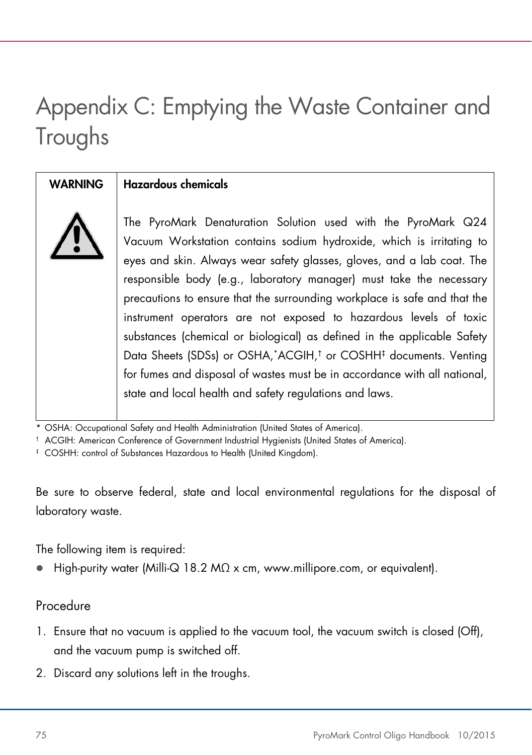# Appendix C: Emptying the Waste Container and Troughs

| WARNING | Hazardous chemicals |
|---|---|
| ⚠ | The PyroMark Denaturation Solution used with the PyroMark Q24 Vacuum Workstation contains sodium hydroxide, which is irritating to eyes and skin. Always wear safety glasses, gloves, and a lab coat. The responsible body (e.g., laboratory manager) must take the necessary precautions to ensure that the surrounding workplace is safe and that the instrument operators are not exposed to hazardous levels of toxic substances (chemical or biological) as defined in the applicable Safety Data Sheets (SDSs) or OSHA,* ACGIH,† or COSHH‡ documents. Venting for fumes and disposal of wastes must be in accordance with all national, state and local health and safety regulations and laws. |

\* OSHA: Occupational Safety and Health Administration (United States of America).

† ACGIH: American Conference of Government Industrial Hygienists (United States of America).

‡ COSHH: control of Substances Hazardous to Health (United Kingdom).

Be sure to observe federal, state and local environmental regulations for the disposal of laboratory waste.

The following item is required:

- High-purity water (Milli-Q 18.2 MΩ x cm, www.millipore.com, or equivalent).

## Procedure

1. Ensure that no vacuum is applied to the vacuum tool, the vacuum switch is closed (Off), and the vacuum pump is switched off.
2. Discard any solutions left in the troughs.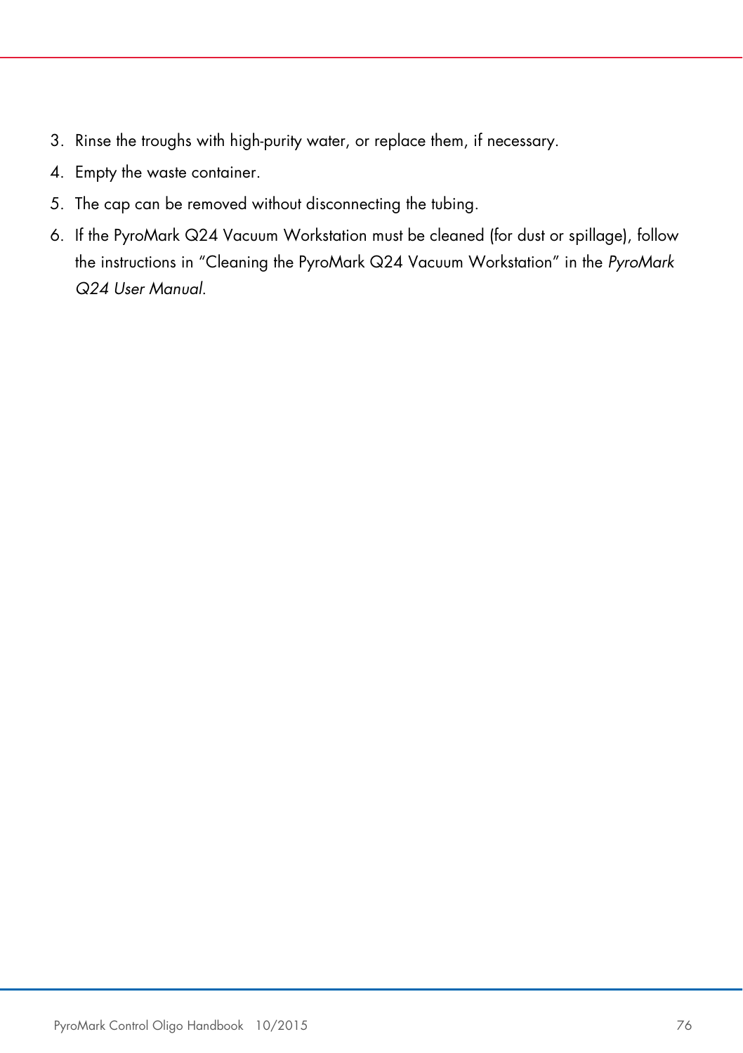3. Rinse the troughs with high-purity water, or replace them, if necessary.
4. Empty the waste container.
5. The cap can be removed without disconnecting the tubing.
6. If the PyroMark Q24 Vacuum Workstation must be cleaned (for dust or spillage), follow the instructions in "Cleaning the PyroMark Q24 Vacuum Workstation" in the *PyroMark Q24 User Manual*.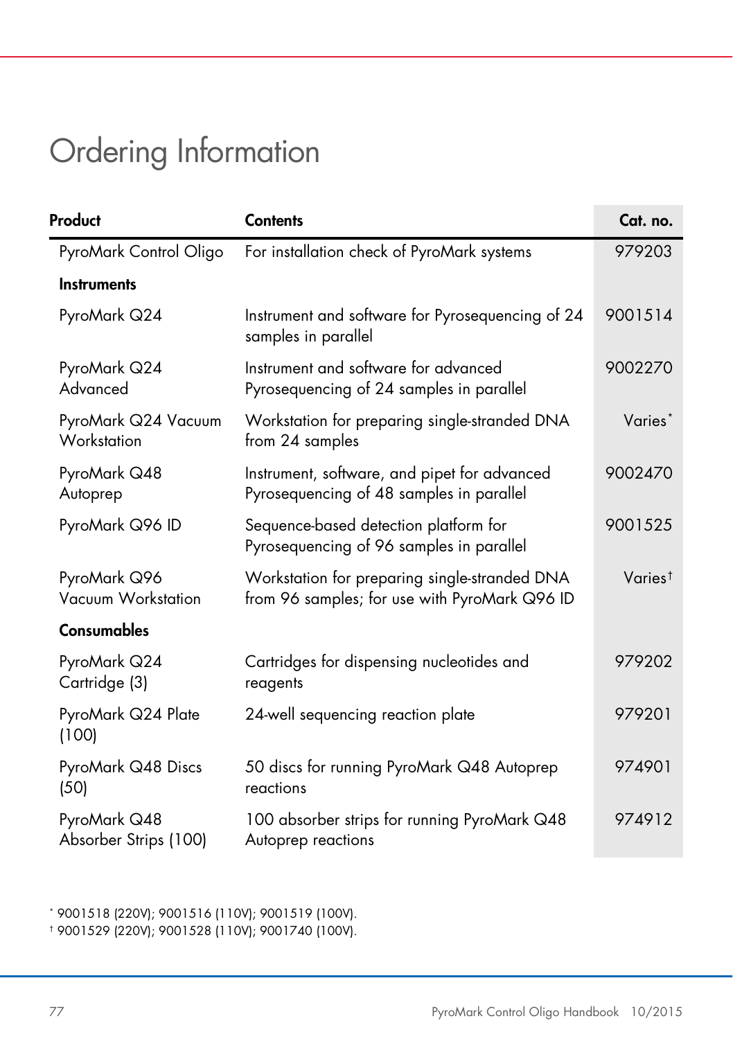# Ordering Information

| Product | Contents | Cat. no. |
|---|---|---|
| PyroMark Control Oligo | For installation check of PyroMark systems | 979203 |
| **Instruments** | | |
| PyroMark Q24 | Instrument and software for Pyrosequencing of 24 samples in parallel | 9001514 |
| PyroMark Q24 Advanced | Instrument and software for advanced Pyrosequencing of 24 samples in parallel | 9002270 |
| PyroMark Q24 Vacuum Workstation | Workstation for preparing single-stranded DNA from 24 samples | Varies* |
| PyroMark Q48 Autoprep | Instrument, software, and pipet for advanced Pyrosequencing of 48 samples in parallel | 9002470 |
| PyroMark Q96 ID | Sequence-based detection platform for Pyrosequencing of 96 samples in parallel | 9001525 |
| PyroMark Q96 Vacuum Workstation | Workstation for preparing single-stranded DNA from 96 samples; for use with PyroMark Q96 ID | Varies† |
| **Consumables** | | |
| PyroMark Q24 Cartridge (3) | Cartridges for dispensing nucleotides and reagents | 979202 |
| PyroMark Q24 Plate (100) | 24-well sequencing reaction plate | 979201 |
| PyroMark Q48 Discs (50) | 50 discs for running PyroMark Q48 Autoprep reactions | 974901 |
| PyroMark Q48 Absorber Strips (100) | 100 absorber strips for running PyroMark Q48 Autoprep reactions | 974912 |

* 9001518 (220V); 9001516 (110V); 9001519 (100V).

† 9001529 (220V); 9001528 (110V); 9001740 (100V).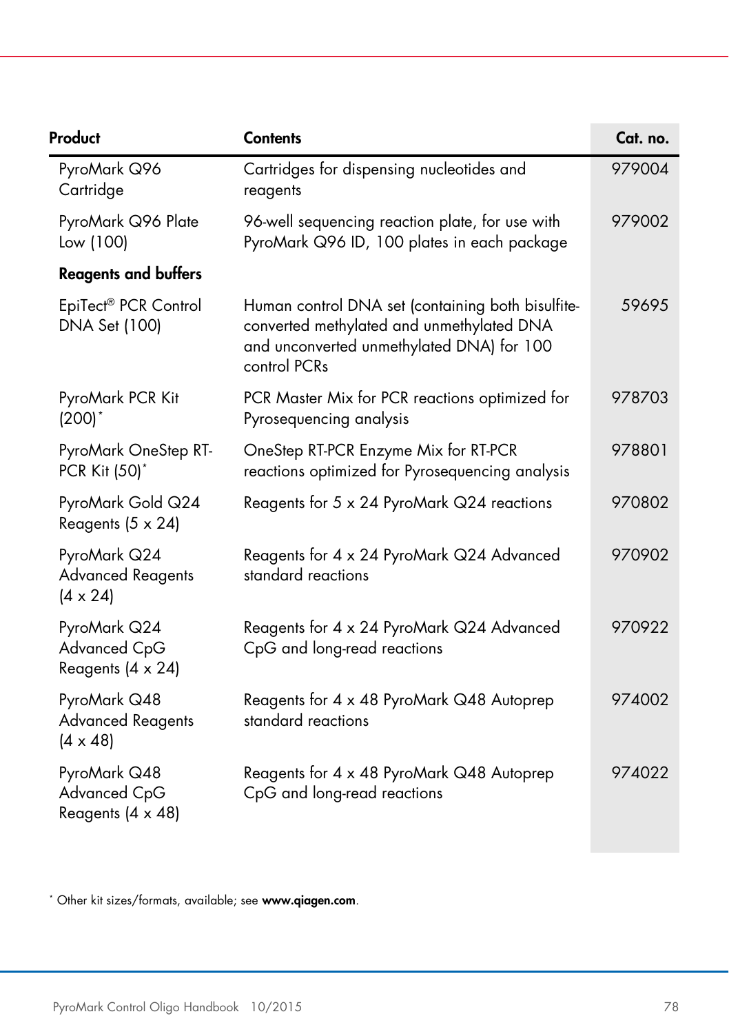| Product | Contents | Cat. no. |
|---|---|---|
| PyroMark Q96 Cartridge | Cartridges for dispensing nucleotides and reagents | 979004 |
| PyroMark Q96 Plate Low (100) | 96-well sequencing reaction plate, for use with PyroMark Q96 ID, 100 plates in each package | 979002 |
| **Reagents and buffers** | | |
| EpiTect® PCR Control DNA Set (100) | Human control DNA set (containing both bisulfite-converted methylated and unmethylated DNA and unconverted unmethylated DNA) for 100 control PCRs | 59695 |
| PyroMark PCR Kit (200)* | PCR Master Mix for PCR reactions optimized for Pyrosequencing analysis | 978703 |
| PyroMark OneStep RT-PCR Kit (50)* | OneStep RT-PCR Enzyme Mix for RT-PCR reactions optimized for Pyrosequencing analysis | 978801 |
| PyroMark Gold Q24 Reagents (5 x 24) | Reagents for 5 x 24 PyroMark Q24 reactions | 970802 |
| PyroMark Q24 Advanced Reagents (4 x 24) | Reagents for 4 x 24 PyroMark Q24 Advanced standard reactions | 970902 |
| PyroMark Q24 Advanced CpG Reagents (4 x 24) | Reagents for 4 x 24 PyroMark Q24 Advanced CpG and long-read reactions | 970922 |
| PyroMark Q48 Advanced Reagents (4 x 48) | Reagents for 4 x 48 PyroMark Q48 Autoprep standard reactions | 974002 |
| PyroMark Q48 Advanced CpG Reagents (4 x 48) | Reagents for 4 x 48 PyroMark Q48 Autoprep CpG and long-read reactions | 974022 |

* Other kit sizes/formats, available; see **www.qiagen.com**.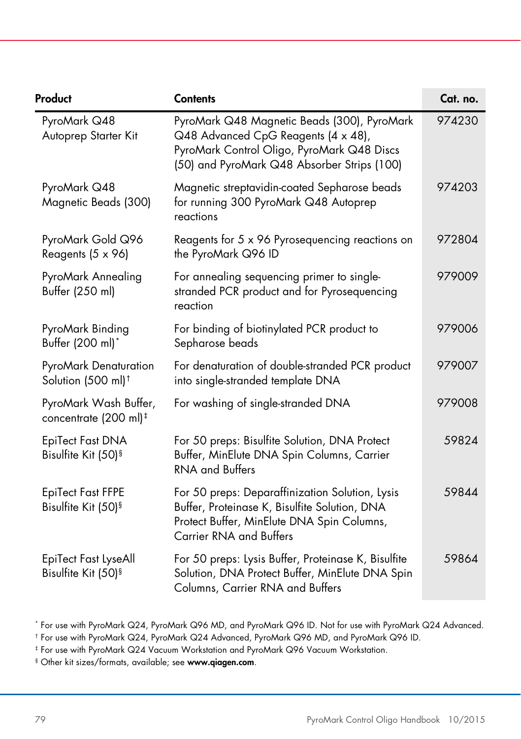| Product | Contents | Cat. no. |
| --- | --- | --- |
| PyroMark Q48 Autoprep Starter Kit | PyroMark Q48 Magnetic Beads (300), PyroMark Q48 Advanced CpG Reagents (4 x 48), PyroMark Control Oligo, PyroMark Q48 Discs (50) and PyroMark Q48 Absorber Strips (100) | 974230 |
| PyroMark Q48 Magnetic Beads (300) | Magnetic streptavidin-coated Sepharose beads for running 300 PyroMark Q48 Autoprep reactions | 974203 |
| PyroMark Gold Q96 Reagents (5 x 96) | Reagents for 5 x 96 Pyrosequencing reactions on the PyroMark Q96 ID | 972804 |
| PyroMark Annealing Buffer (250 ml) | For annealing sequencing primer to single-stranded PCR product and for Pyrosequencing reaction | 979009 |
| PyroMark Binding Buffer (200 ml)* | For binding of biotinylated PCR product to Sepharose beads | 979006 |
| PyroMark Denaturation Solution (500 ml)† | For denaturation of double-stranded PCR product into single-stranded template DNA | 979007 |
| PyroMark Wash Buffer, concentrate (200 ml)‡ | For washing of single-stranded DNA | 979008 |
| EpiTect Fast DNA Bisulfite Kit (50)§ | For 50 preps: Bisulfite Solution, DNA Protect Buffer, MinElute DNA Spin Columns, Carrier RNA and Buffers | 59824 |
| EpiTect Fast FFPE Bisulfite Kit (50)§ | For 50 preps: Deparaffinization Solution, Lysis Buffer, Proteinase K, Bisulfite Solution, DNA Protect Buffer, MinElute DNA Spin Columns, Carrier RNA and Buffers | 59844 |
| EpiTect Fast LyseAll Bisulfite Kit (50)§ | For 50 preps: Lysis Buffer, Proteinase K, Bisulfite Solution, DNA Protect Buffer, MinElute DNA Spin Columns, Carrier RNA and Buffers | 59864 |

* For use with PyroMark Q24, PyroMark Q96 MD, and PyroMark Q96 ID. Not for use with PyroMark Q24 Advanced.

† For use with PyroMark Q24, PyroMark Q24 Advanced, PyroMark Q96 MD, and PyroMark Q96 ID.

‡ For use with PyroMark Q24 Vacuum Workstation and PyroMark Q96 Vacuum Workstation.

§ Other kit sizes/formats, available; see **www.qiagen.com**.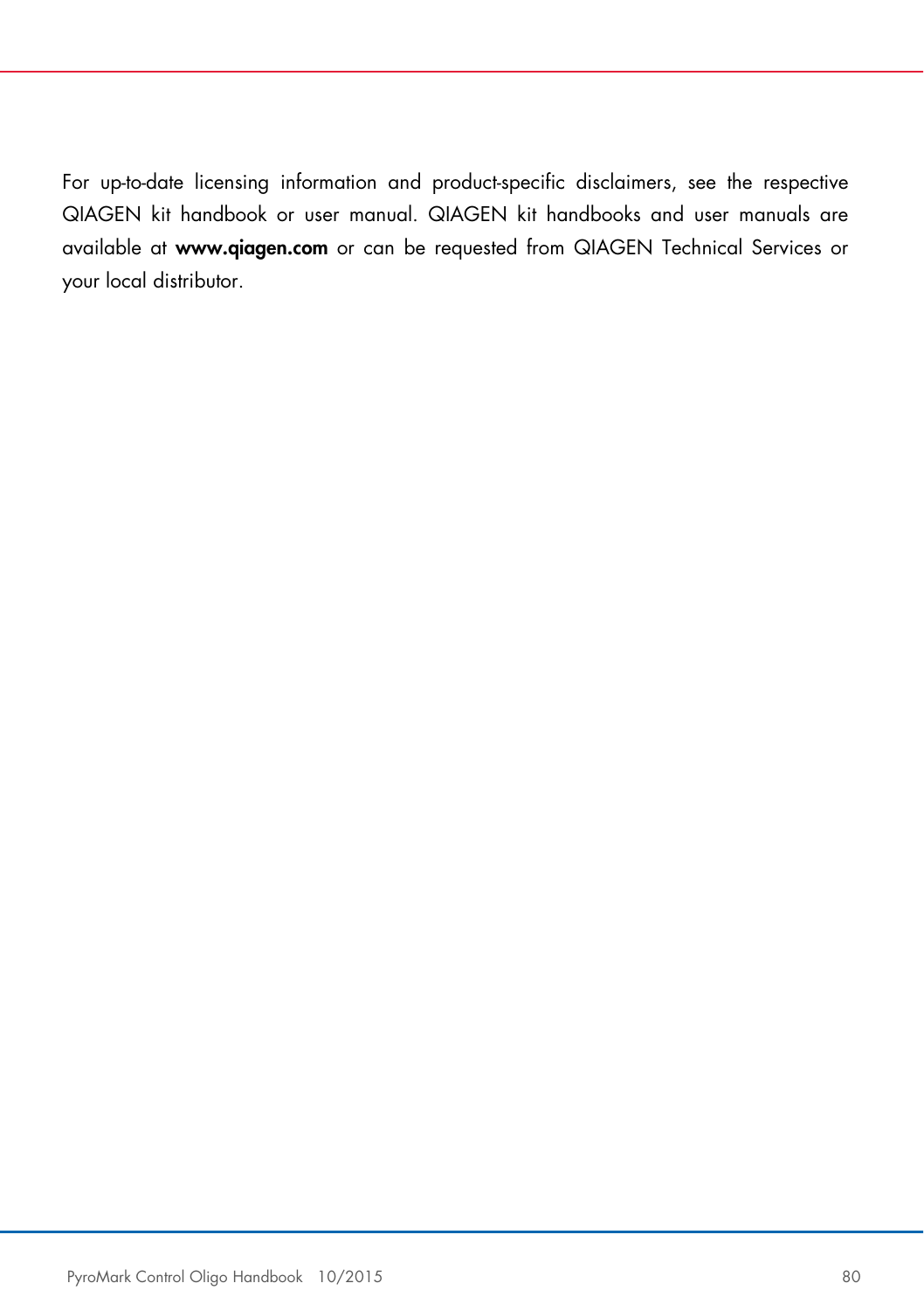For up-to-date licensing information and product-specific disclaimers, see the respective QIAGEN kit handbook or user manual. QIAGEN kit handbooks and user manuals are available at **www.qiagen.com** or can be requested from QIAGEN Technical Services or your local distributor.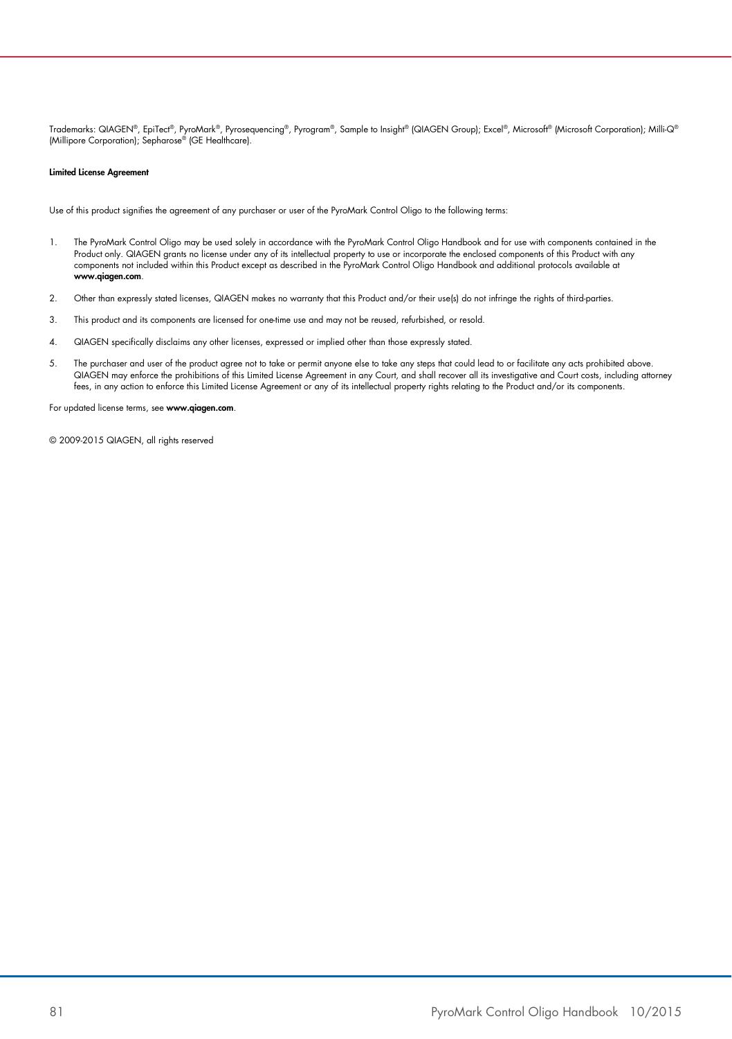Trademarks: QIAGEN®, EpiTect®, PyroMark®, Pyrosequencing®, Pyrogram®, Sample to Insight® (QIAGEN Group); Excel®, Microsoft® (Microsoft Corporation); Milli-Q® (Millipore Corporation); Sepharose® (GE Healthcare).

**Limited License Agreement**

Use of this product signifies the agreement of any purchaser or user of the PyroMark Control Oligo to the following terms:

1. The PyroMark Control Oligo may be used solely in accordance with the PyroMark Control Oligo Handbook and for use with components contained in the Product only. QIAGEN grants no license under any of its intellectual property to use or incorporate the enclosed components of this Product with any components not included within this Product except as described in the PyroMark Control Oligo Handbook and additional protocols available at **www.qiagen.com**.

2. Other than expressly stated licenses, QIAGEN makes no warranty that this Product and/or their use(s) do not infringe the rights of third-parties.

3. This product and its components are licensed for one-time use and may not be reused, refurbished, or resold.

4. QIAGEN specifically disclaims any other licenses, expressed or implied other than those expressly stated.

5. The purchaser and user of the product agree not to take or permit anyone else to take any steps that could lead to or facilitate any acts prohibited above. QIAGEN may enforce the prohibitions of this Limited License Agreement in any Court, and shall recover all its investigative and Court costs, including attorney fees, in any action to enforce this Limited License Agreement or any of its intellectual property rights relating to the Product and/or its components.

For updated license terms, see **www.qiagen.com**.

© 2009-2015 QIAGEN, all rights reserved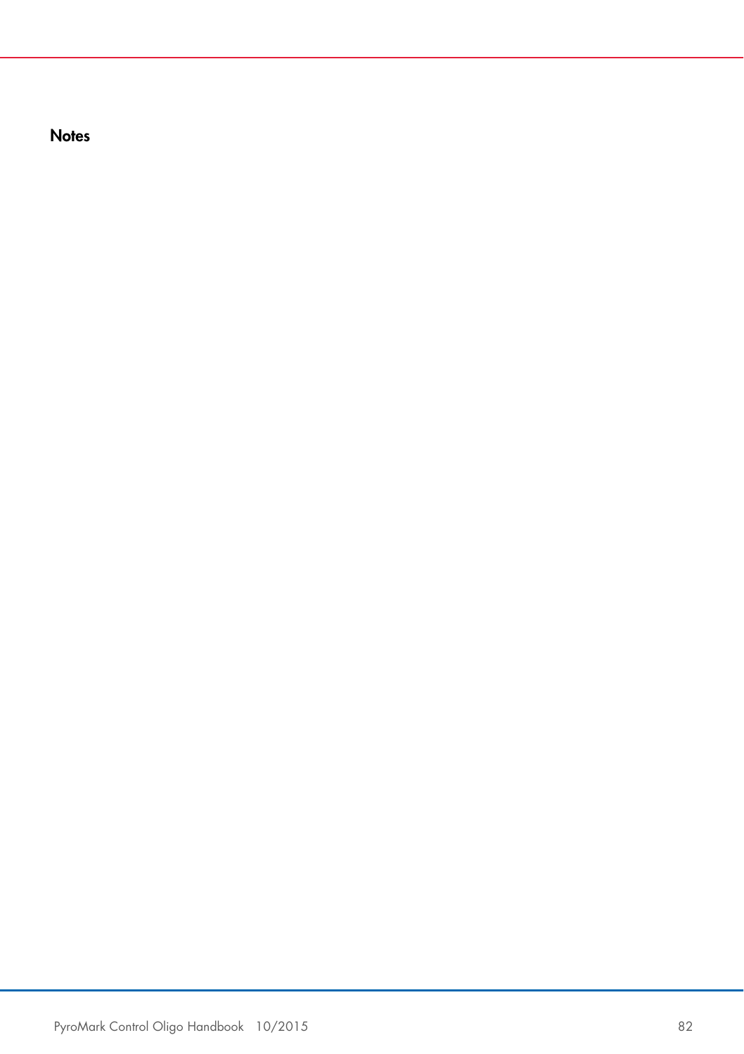## Notes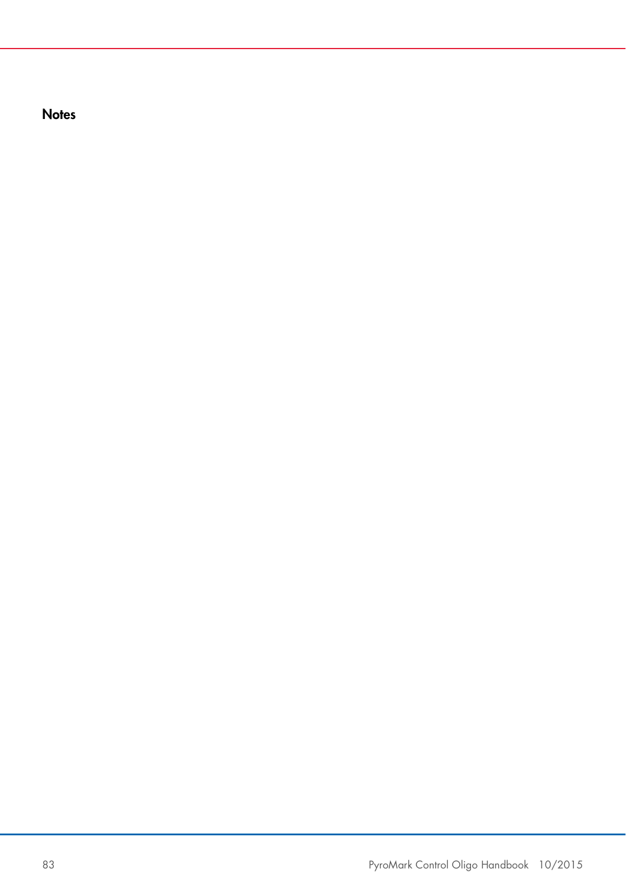## Notes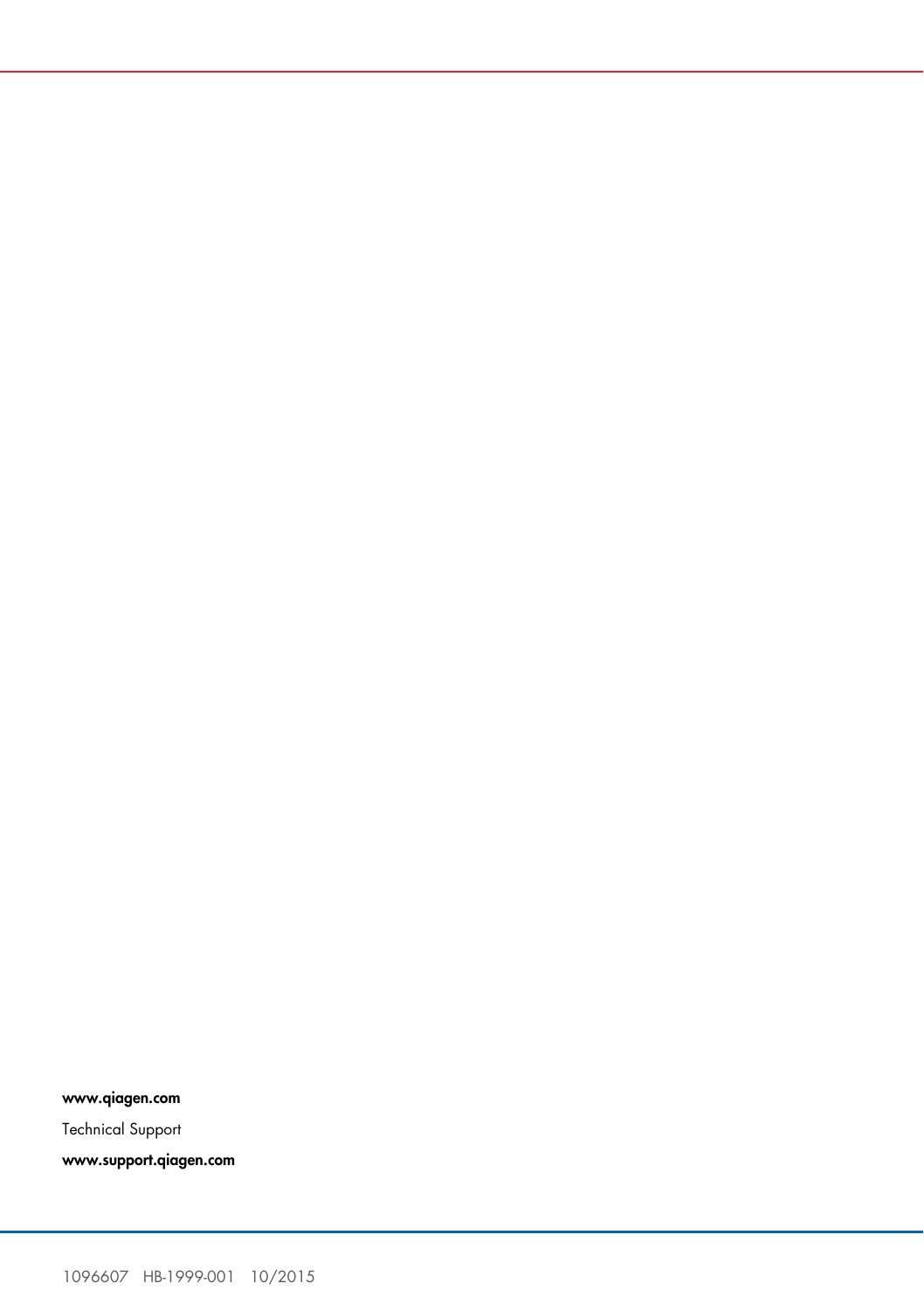**www.qiagen.com**

Technical Support

**www.support.qiagen.com**

1096607 HB-1999-001 10/2015